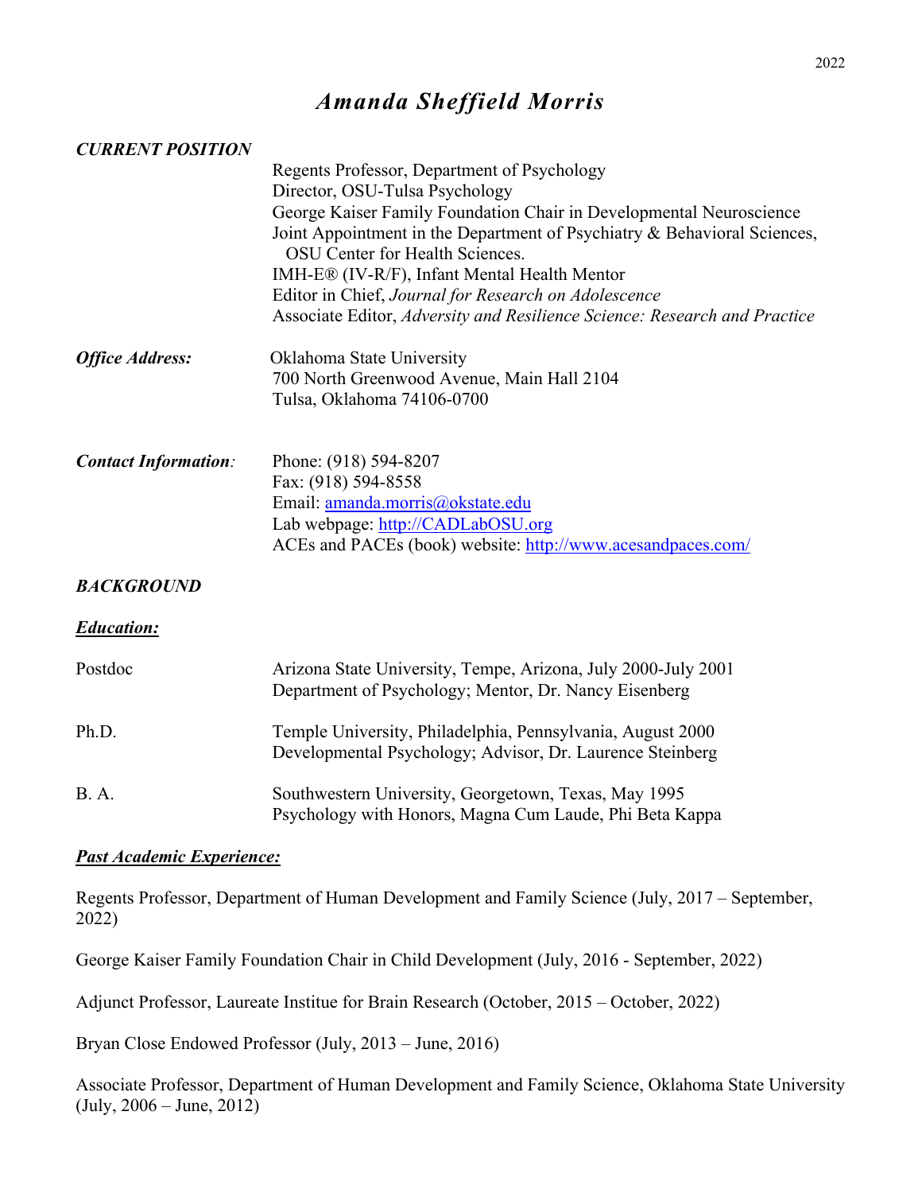2022

# *Amanda Sheffield Morris*

***CURRENT POSITION***

Regents Professor, Department of Psychology
Director, OSU-Tulsa Psychology
George Kaiser Family Foundation Chair in Developmental Neuroscience
Joint Appointment in the Department of Psychiatry & Behavioral Sciences, OSU Center for Health Sciences.
IMH-E® (IV-R/F), Infant Mental Health Mentor
Editor in Chief, *Journal for Research on Adolescence*
Associate Editor, *Adversity and Resilience Science: Research and Practice*

***Office Address:*** Oklahoma State University
700 North Greenwood Avenue, Main Hall 2104
Tulsa, Oklahoma 74106-0700

***Contact Information:*** Phone: (918) 594-8207
Fax: (918) 594-8558
Email: amanda.morris@okstate.edu
Lab webpage: http://CADLabOSU.org
ACEs and PACEs (book) website: http://www.acesandpaces.com/

***BACKGROUND***

***Education:***

Postdoc — Arizona State University, Tempe, Arizona, July 2000-July 2001
Department of Psychology; Mentor, Dr. Nancy Eisenberg

Ph.D. — Temple University, Philadelphia, Pennsylvania, August 2000
Developmental Psychology; Advisor, Dr. Laurence Steinberg

B. A. — Southwestern University, Georgetown, Texas, May 1995
Psychology with Honors, Magna Cum Laude, Phi Beta Kappa

***Past Academic Experience:***

Regents Professor, Department of Human Development and Family Science (July, 2017 – September, 2022)

George Kaiser Family Foundation Chair in Child Development (July, 2016 - September, 2022)

Adjunct Professor, Laureate Institue for Brain Research (October, 2015 – October, 2022)

Bryan Close Endowed Professor (July, 2013 – June, 2016)

Associate Professor, Department of Human Development and Family Science, Oklahoma State University (July, 2006 – June, 2012)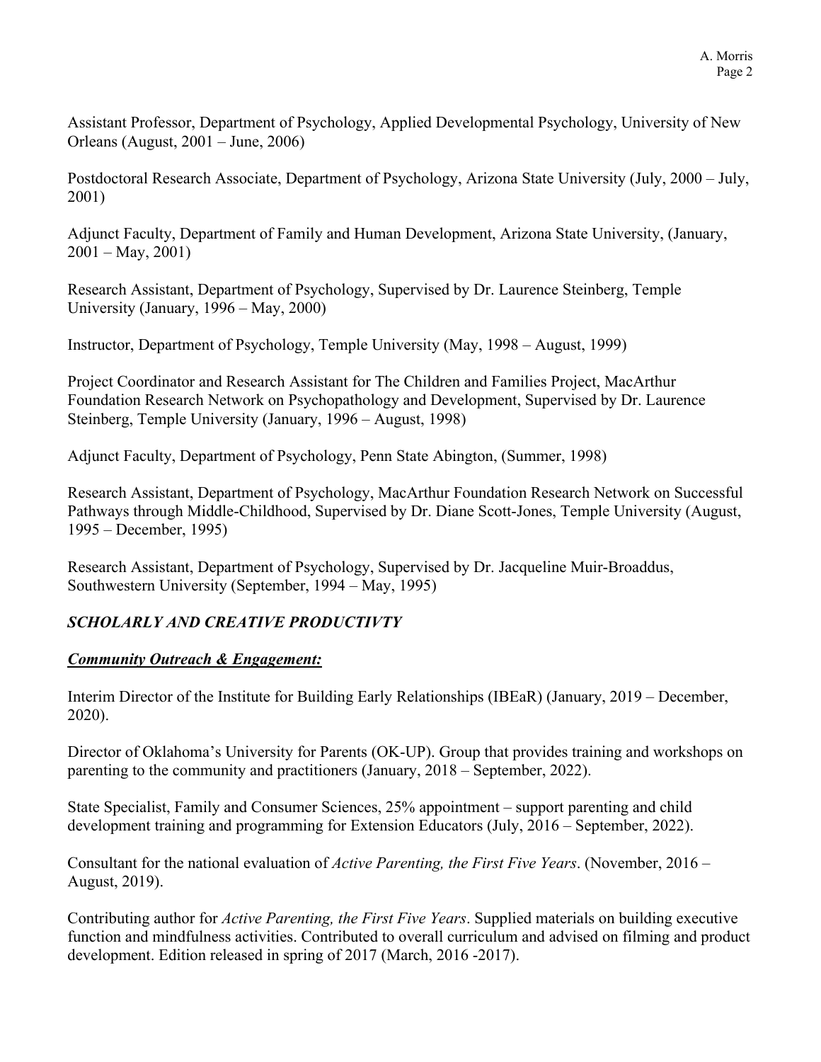Assistant Professor, Department of Psychology, Applied Developmental Psychology, University of New Orleans (August, 2001 – June, 2006)

Postdoctoral Research Associate, Department of Psychology, Arizona State University (July, 2000 – July, 2001)

Adjunct Faculty, Department of Family and Human Development, Arizona State University, (January, 2001 – May, 2001)

Research Assistant, Department of Psychology, Supervised by Dr. Laurence Steinberg, Temple University (January, 1996 – May, 2000)

Instructor, Department of Psychology, Temple University (May, 1998 – August, 1999)

Project Coordinator and Research Assistant for The Children and Families Project, MacArthur Foundation Research Network on Psychopathology and Development, Supervised by Dr. Laurence Steinberg, Temple University (January, 1996 – August, 1998)

Adjunct Faculty, Department of Psychology, Penn State Abington, (Summer, 1998)

Research Assistant, Department of Psychology, MacArthur Foundation Research Network on Successful Pathways through Middle-Childhood, Supervised by Dr. Diane Scott-Jones, Temple University (August, 1995 – December, 1995)

Research Assistant, Department of Psychology, Supervised by Dr. Jacqueline Muir-Broaddus, Southwestern University (September, 1994 – May, 1995)

## *SCHOLARLY AND CREATIVE PRODUCTIVTY*

### ***Community Outreach & Engagement:***

Interim Director of the Institute for Building Early Relationships (IBEaR) (January, 2019 – December, 2020).

Director of Oklahoma's University for Parents (OK-UP). Group that provides training and workshops on parenting to the community and practitioners (January, 2018 – September, 2022).

State Specialist, Family and Consumer Sciences, 25% appointment – support parenting and child development training and programming for Extension Educators (July, 2016 – September, 2022).

Consultant for the national evaluation of *Active Parenting, the First Five Years*. (November, 2016 – August, 2019).

Contributing author for *Active Parenting, the First Five Years*. Supplied materials on building executive function and mindfulness activities. Contributed to overall curriculum and advised on filming and product development. Edition released in spring of 2017 (March, 2016 -2017).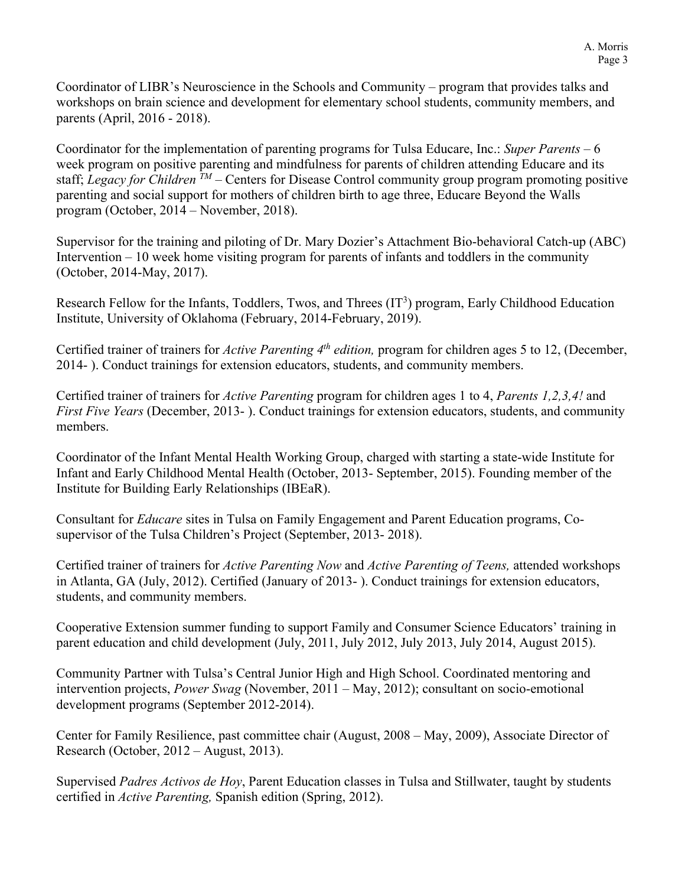Coordinator of LIBR's Neuroscience in the Schools and Community – program that provides talks and workshops on brain science and development for elementary school students, community members, and parents (April, 2016 - 2018).

Coordinator for the implementation of parenting programs for Tulsa Educare, Inc.: *Super Parents* – 6 week program on positive parenting and mindfulness for parents of children attending Educare and its staff; *Legacy for Children* TM – Centers for Disease Control community group program promoting positive parenting and social support for mothers of children birth to age three, Educare Beyond the Walls program (October, 2014 – November, 2018).

Supervisor for the training and piloting of Dr. Mary Dozier's Attachment Bio-behavioral Catch-up (ABC) Intervention – 10 week home visiting program for parents of infants and toddlers in the community (October, 2014-May, 2017).

Research Fellow for the Infants, Toddlers, Twos, and Threes ($IT^3$) program, Early Childhood Education Institute, University of Oklahoma (February, 2014-February, 2019).

Certified trainer of trainers for *Active Parenting 4th edition,* program for children ages 5 to 12, (December, 2014- ). Conduct trainings for extension educators, students, and community members.

Certified trainer of trainers for *Active Parenting* program for children ages 1 to 4, *Parents 1,2,3,4!* and *First Five Years* (December, 2013- ). Conduct trainings for extension educators, students, and community members.

Coordinator of the Infant Mental Health Working Group, charged with starting a state-wide Institute for Infant and Early Childhood Mental Health (October, 2013- September, 2015). Founding member of the Institute for Building Early Relationships (IBEaR).

Consultant for *Educare* sites in Tulsa on Family Engagement and Parent Education programs, Co-supervisor of the Tulsa Children's Project (September, 2013- 2018).

Certified trainer of trainers for *Active Parenting Now* and *Active Parenting of Teens,* attended workshops in Atlanta, GA (July, 2012). Certified (January of 2013- ). Conduct trainings for extension educators, students, and community members.

Cooperative Extension summer funding to support Family and Consumer Science Educators' training in parent education and child development (July, 2011, July 2012, July 2013, July 2014, August 2015).

Community Partner with Tulsa's Central Junior High and High School. Coordinated mentoring and intervention projects, *Power Swag* (November, 2011 – May, 2012); consultant on socio-emotional development programs (September 2012-2014).

Center for Family Resilience, past committee chair (August, 2008 – May, 2009), Associate Director of Research (October, 2012 – August, 2013).

Supervised *Padres Activos de Hoy*, Parent Education classes in Tulsa and Stillwater, taught by students certified in *Active Parenting,* Spanish edition (Spring, 2012).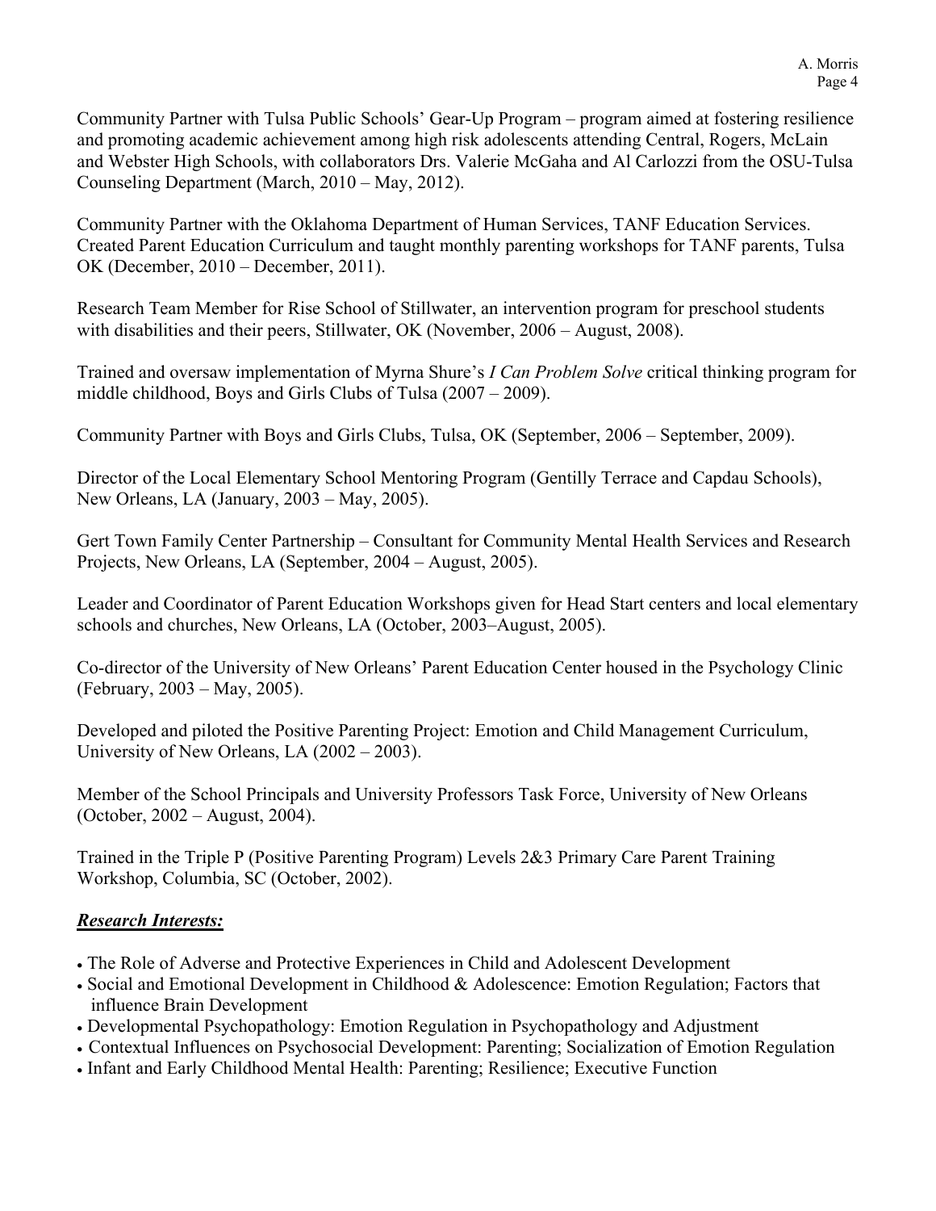Community Partner with Tulsa Public Schools' Gear-Up Program – program aimed at fostering resilience and promoting academic achievement among high risk adolescents attending Central, Rogers, McLain and Webster High Schools, with collaborators Drs. Valerie McGaha and Al Carlozzi from the OSU-Tulsa Counseling Department (March, 2010 – May, 2012).

Community Partner with the Oklahoma Department of Human Services, TANF Education Services. Created Parent Education Curriculum and taught monthly parenting workshops for TANF parents, Tulsa OK (December, 2010 – December, 2011).

Research Team Member for Rise School of Stillwater, an intervention program for preschool students with disabilities and their peers, Stillwater, OK (November, 2006 – August, 2008).

Trained and oversaw implementation of Myrna Shure's *I Can Problem Solve* critical thinking program for middle childhood, Boys and Girls Clubs of Tulsa (2007 – 2009).

Community Partner with Boys and Girls Clubs, Tulsa, OK (September, 2006 – September, 2009).

Director of the Local Elementary School Mentoring Program (Gentilly Terrace and Capdau Schools), New Orleans, LA (January, 2003 – May, 2005).

Gert Town Family Center Partnership – Consultant for Community Mental Health Services and Research Projects, New Orleans, LA (September, 2004 – August, 2005).

Leader and Coordinator of Parent Education Workshops given for Head Start centers and local elementary schools and churches, New Orleans, LA (October, 2003–August, 2005).

Co-director of the University of New Orleans' Parent Education Center housed in the Psychology Clinic (February, 2003 – May, 2005).

Developed and piloted the Positive Parenting Project: Emotion and Child Management Curriculum, University of New Orleans, LA (2002 – 2003).

Member of the School Principals and University Professors Task Force, University of New Orleans (October, 2002 – August, 2004).

Trained in the Triple P (Positive Parenting Program) Levels 2&3 Primary Care Parent Training Workshop, Columbia, SC (October, 2002).

## ***Research Interests:***

- The Role of Adverse and Protective Experiences in Child and Adolescent Development
- Social and Emotional Development in Childhood & Adolescence: Emotion Regulation; Factors that influence Brain Development
- Developmental Psychopathology: Emotion Regulation in Psychopathology and Adjustment
- Contextual Influences on Psychosocial Development: Parenting; Socialization of Emotion Regulation
- Infant and Early Childhood Mental Health: Parenting; Resilience; Executive Function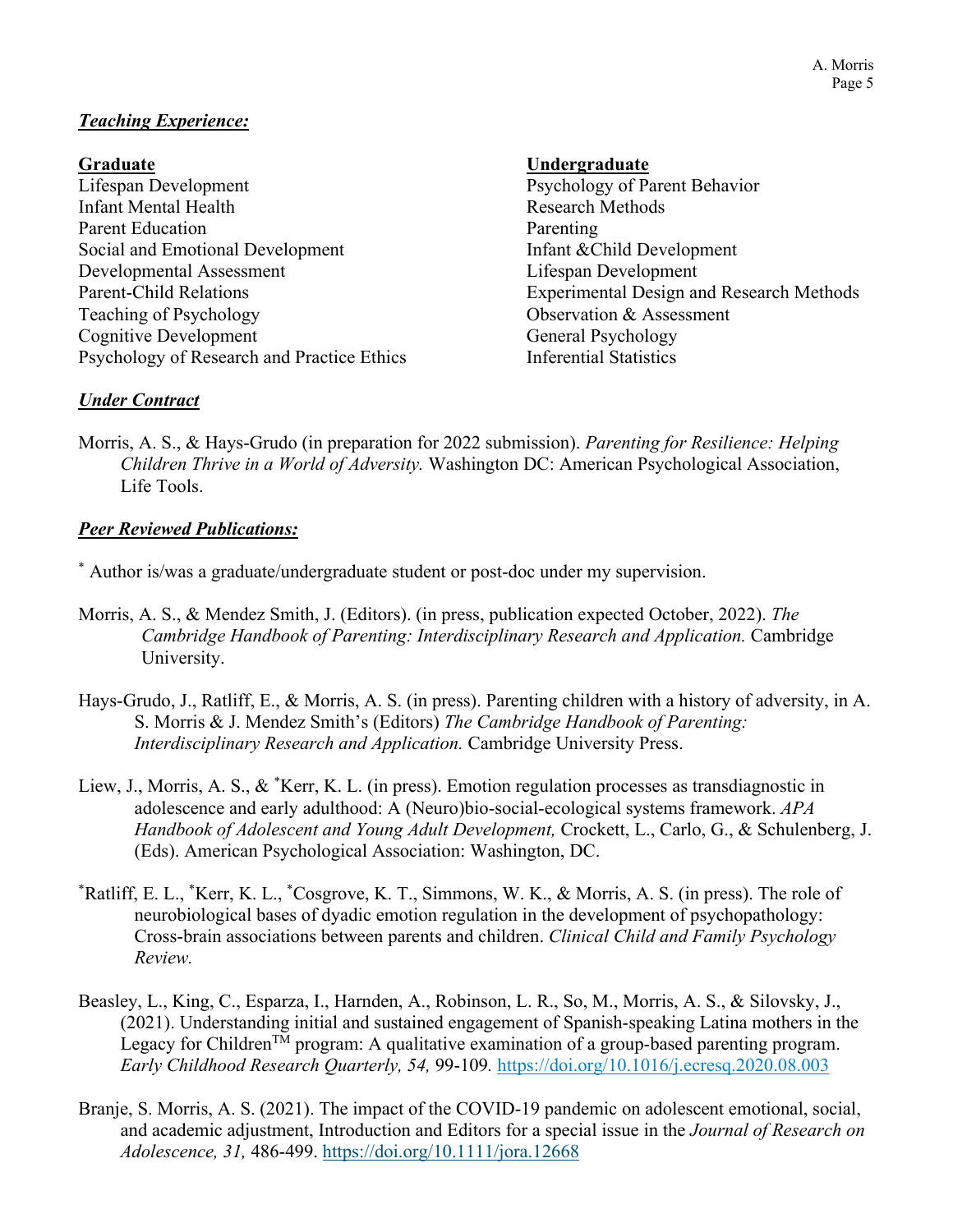***Teaching Experience:***

**Graduate**

Lifespan Development
Infant Mental Health
Parent Education
Social and Emotional Development
Developmental Assessment
Parent-Child Relations
Teaching of Psychology
Cognitive Development
Psychology of Research and Practice Ethics

**Undergraduate**

Psychology of Parent Behavior
Research Methods
Parenting
Infant &Child Development
Lifespan Development
Experimental Design and Research Methods
Observation & Assessment
General Psychology
Inferential Statistics

***Under Contract***

Morris, A. S., & Hays-Grudo (in preparation for 2022 submission). *Parenting for Resilience: Helping Children Thrive in a World of Adversity.* Washington DC: American Psychological Association, Life Tools.

***Peer Reviewed Publications:***

* Author is/was a graduate/undergraduate student or post-doc under my supervision.

Morris, A. S., & Mendez Smith, J. (Editors). (in press, publication expected October, 2022). *The Cambridge Handbook of Parenting: Interdisciplinary Research and Application.* Cambridge University.

Hays-Grudo, J., Ratliff, E., & Morris, A. S. (in press). Parenting children with a history of adversity, in A. S. Morris & J. Mendez Smith's (Editors) *The Cambridge Handbook of Parenting: Interdisciplinary Research and Application.* Cambridge University Press.

Liew, J., Morris, A. S., & *Kerr, K. L. (in press). Emotion regulation processes as transdiagnostic in adolescence and early adulthood: A (Neuro)bio-social-ecological systems framework. *APA Handbook of Adolescent and Young Adult Development,* Crockett, L., Carlo, G., & Schulenberg, J. (Eds). American Psychological Association: Washington, DC.

*Ratliff, E. L., *Kerr, K. L., *Cosgrove, K. T., Simmons, W. K., & Morris, A. S. (in press). The role of neurobiological bases of dyadic emotion regulation in the development of psychopathology: Cross-brain associations between parents and children. *Clinical Child and Family Psychology Review.*

Beasley, L., King, C., Esparza, I., Harnden, A., Robinson, L. R., So, M., Morris, A. S., & Silovsky, J., (2021). Understanding initial and sustained engagement of Spanish-speaking Latina mothers in the Legacy for Children™ program: A qualitative examination of a group-based parenting program. *Early Childhood Research Quarterly, 54,* 99-109. https://doi.org/10.1016/j.ecresq.2020.08.003

Branje, S. Morris, A. S. (2021). The impact of the COVID-19 pandemic on adolescent emotional, social, and academic adjustment, Introduction and Editors for a special issue in the *Journal of Research on Adolescence, 31,* 486-499. https://doi.org/10.1111/jora.12668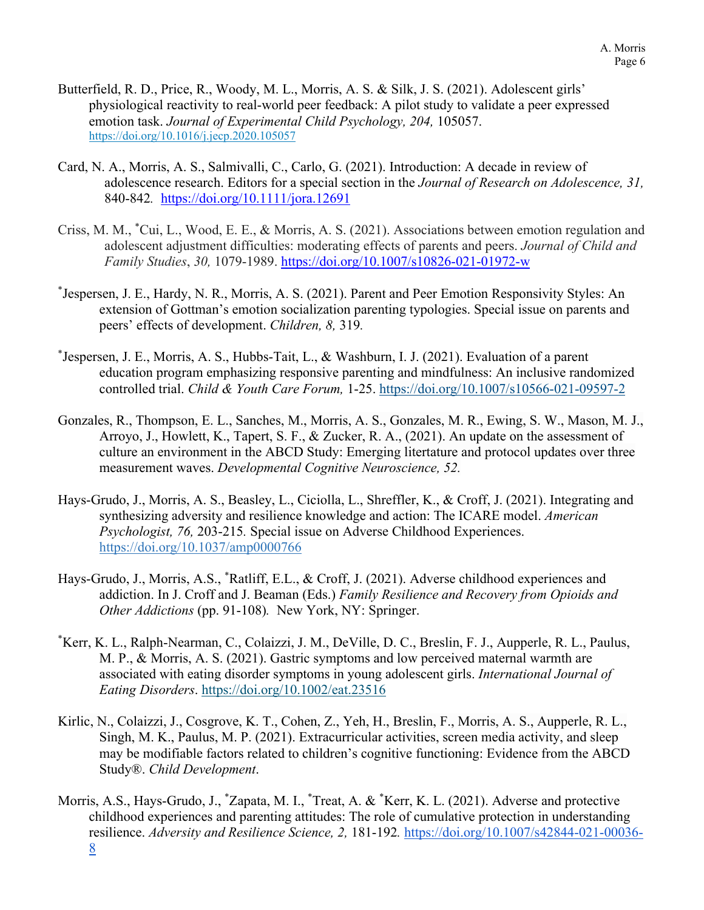Butterfield, R. D., Price, R., Woody, M. L., Morris, A. S. & Silk, J. S. (2021). Adolescent girls' physiological reactivity to real-world peer feedback: A pilot study to validate a peer expressed emotion task. *Journal of Experimental Child Psychology, 204,* 105057. https://doi.org/10.1016/j.jecp.2020.105057

Card, N. A., Morris, A. S., Salmivalli, C., Carlo, G. (2021). Introduction: A decade in review of adolescence research. Editors for a special section in the *Journal of Research on Adolescence, 31,* 840-842. https://doi.org/10.1111/jora.12691

Criss, M. M., *Cui, L., Wood, E. E., & Morris, A. S. (2021). Associations between emotion regulation and adolescent adjustment difficulties: moderating effects of parents and peers. *Journal of Child and Family Studies*, *30,* 1079-1989. https://doi.org/10.1007/s10826-021-01972-w

*Jespersen, J. E., Hardy, N. R., Morris, A. S. (2021). Parent and Peer Emotion Responsivity Styles: An extension of Gottman's emotion socialization parenting typologies. Special issue on parents and peers' effects of development. *Children, 8,* 319.

*Jespersen, J. E., Morris, A. S., Hubbs-Tait, L., & Washburn, I. J. (2021). Evaluation of a parent education program emphasizing responsive parenting and mindfulness: An inclusive randomized controlled trial. *Child & Youth Care Forum,* 1-25. https://doi.org/10.1007/s10566-021-09597-2

Gonzales, R., Thompson, E. L., Sanches, M., Morris, A. S., Gonzales, M. R., Ewing, S. W., Mason, M. J., Arroyo, J., Howlett, K., Tapert, S. F., & Zucker, R. A., (2021). An update on the assessment of culture an environment in the ABCD Study: Emerging litertature and protocol updates over three measurement waves. *Developmental Cognitive Neuroscience, 52.*

Hays-Grudo, J., Morris, A. S., Beasley, L., Ciciolla, L., Shreffler, K., & Croff, J. (2021). Integrating and synthesizing adversity and resilience knowledge and action: The ICARE model. *American Psychologist, 76,* 203-215. Special issue on Adverse Childhood Experiences. https://doi.org/10.1037/amp0000766

Hays-Grudo, J., Morris, A.S., *Ratliff, E.L., & Croff, J. (2021). Adverse childhood experiences and addiction. In J. Croff and J. Beaman (Eds.) *Family Resilience and Recovery from Opioids and Other Addictions* (pp. 91-108). New York, NY: Springer.

*Kerr, K. L., Ralph-Nearman, C., Colaizzi, J. M., DeVille, D. C., Breslin, F. J., Aupperle, R. L., Paulus, M. P., & Morris, A. S. (2021). Gastric symptoms and low perceived maternal warmth are associated with eating disorder symptoms in young adolescent girls. *International Journal of Eating Disorders*. https://doi.org/10.1002/eat.23516

Kirlic, N., Colaizzi, J., Cosgrove, K. T., Cohen, Z., Yeh, H., Breslin, F., Morris, A. S., Aupperle, R. L., Singh, M. K., Paulus, M. P. (2021). Extracurricular activities, screen media activity, and sleep may be modifiable factors related to children's cognitive functioning: Evidence from the ABCD Study®. *Child Development*.

Morris, A.S., Hays-Grudo, J., *Zapata, M. I., *Treat, A. & *Kerr, K. L. (2021). Adverse and protective childhood experiences and parenting attitudes: The role of cumulative protection in understanding resilience. *Adversity and Resilience Science, 2,* 181-192. https://doi.org/10.1007/s42844-021-00036-8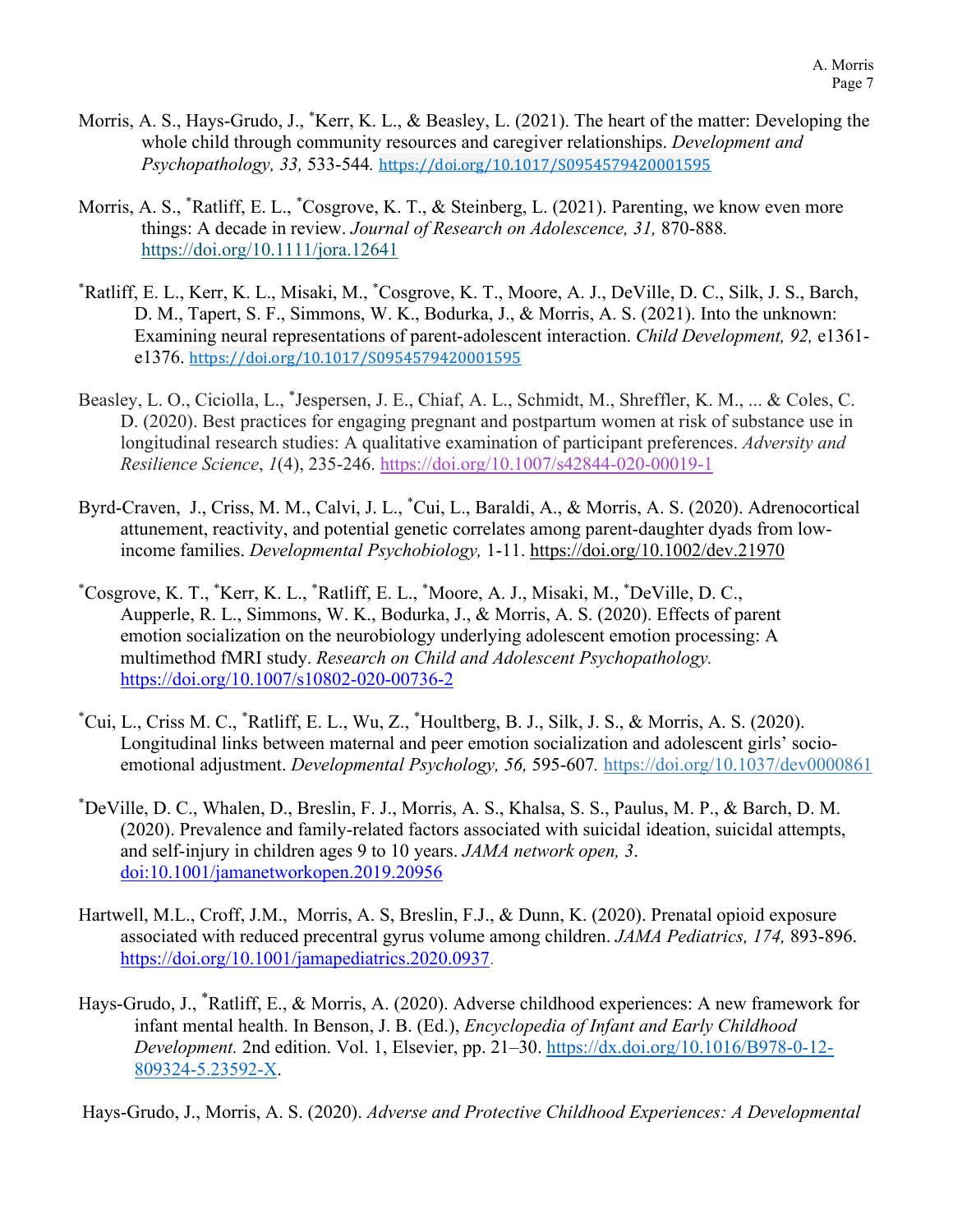Morris, A. S., Hays-Grudo, J., *Kerr, K. L., & Beasley, L. (2021). The heart of the matter: Developing the whole child through community resources and caregiver relationships. *Development and Psychopathology, 33,* 533-544. https://doi.org/10.1017/S0954579420001595

Morris, A. S., *Ratliff, E. L., *Cosgrove, K. T., & Steinberg, L. (2021). Parenting, we know even more things: A decade in review. *Journal of Research on Adolescence, 31,* 870-888. https://doi.org/10.1111/jora.12641

*Ratliff, E. L., Kerr, K. L., Misaki, M., *Cosgrove, K. T., Moore, A. J., DeVille, D. C., Silk, J. S., Barch, D. M., Tapert, S. F., Simmons, W. K., Bodurka, J., & Morris, A. S. (2021). Into the unknown: Examining neural representations of parent-adolescent interaction. *Child Development, 92,* e1361-e1376. https://doi.org/10.1017/S0954579420001595

Beasley, L. O., Ciciolla, L., *Jespersen, J. E., Chiaf, A. L., Schmidt, M., Shreffler, K. M., ... & Coles, C. D. (2020). Best practices for engaging pregnant and postpartum women at risk of substance use in longitudinal research studies: A qualitative examination of participant preferences. *Adversity and Resilience Science*, *1*(4), 235-246. https://doi.org/10.1007/s42844-020-00019-1

Byrd-Craven, J., Criss, M. M., Calvi, J. L., *Cui, L., Baraldi, A., & Morris, A. S. (2020). Adrenocortical attunement, reactivity, and potential genetic correlates among parent-daughter dyads from low-income families. *Developmental Psychobiology,* 1-11. https://doi.org/10.1002/dev.21970

*Cosgrove, K. T., *Kerr, K. L., *Ratliff, E. L., *Moore, A. J., Misaki, M., *DeVille, D. C., Aupperle, R. L., Simmons, W. K., Bodurka, J., & Morris, A. S. (2020). Effects of parent emotion socialization on the neurobiology underlying adolescent emotion processing: A multimethod fMRI study. *Research on Child and Adolescent Psychopathology.* https://doi.org/10.1007/s10802-020-00736-2

*Cui, L., Criss M. C., *Ratliff, E. L., Wu, Z., *Houltberg, B. J., Silk, J. S., & Morris, A. S. (2020). Longitudinal links between maternal and peer emotion socialization and adolescent girls' socio-emotional adjustment. *Developmental Psychology, 56,* 595-607. https://doi.org/10.1037/dev0000861

*DeVille, D. C., Whalen, D., Breslin, F. J., Morris, A. S., Khalsa, S. S., Paulus, M. P., & Barch, D. M. (2020). Prevalence and family-related factors associated with suicidal ideation, suicidal attempts, and self-injury in children ages 9 to 10 years. *JAMA network open, 3*. doi:10.1001/jamanetworkopen.2019.20956

Hartwell, M.L., Croff, J.M., Morris, A. S, Breslin, F.J., & Dunn, K. (2020). Prenatal opioid exposure associated with reduced precentral gyrus volume among children. *JAMA Pediatrics, 174,* 893-896. https://doi.org/10.1001/jamapediatrics.2020.0937.

Hays-Grudo, J., *Ratliff, E., & Morris, A. (2020). Adverse childhood experiences: A new framework for infant mental health. In Benson, J. B. (Ed.), *Encyclopedia of Infant and Early Childhood Development.* 2nd edition. Vol. 1, Elsevier, pp. 21–30. https://dx.doi.org/10.1016/B978-0-12-809324-5.23592-X.

Hays-Grudo, J., Morris, A. S. (2020). *Adverse and Protective Childhood Experiences: A Developmental*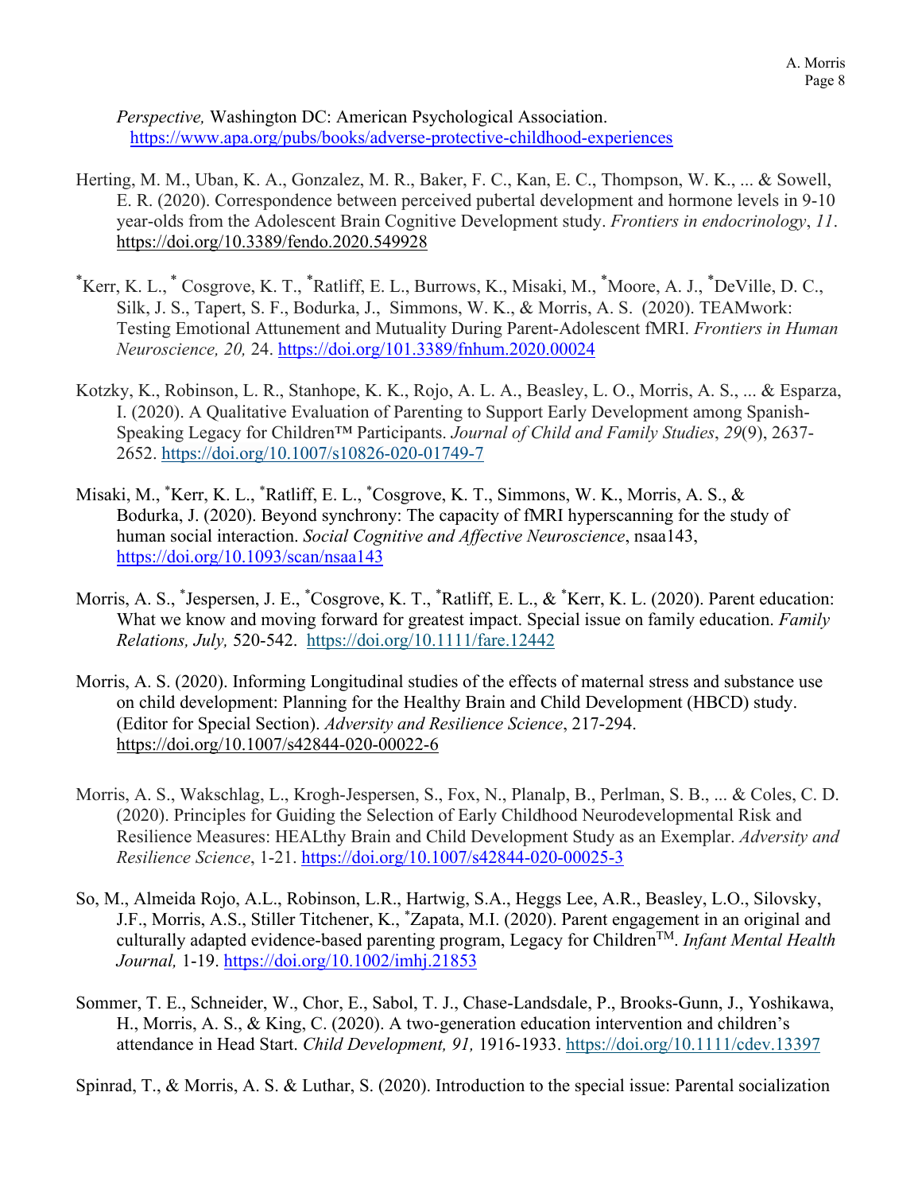*Perspective,* Washington DC: American Psychological Association. https://www.apa.org/pubs/books/adverse-protective-childhood-experiences

Herting, M. M., Uban, K. A., Gonzalez, M. R., Baker, F. C., Kan, E. C., Thompson, W. K., ... & Sowell, E. R. (2020). Correspondence between perceived pubertal development and hormone levels in 9-10 year-olds from the Adolescent Brain Cognitive Development study. *Frontiers in endocrinology*, *11*. https://doi.org/10.3389/fendo.2020.549928

*Kerr, K. L., * Cosgrove, K. T., *Ratliff, E. L., Burrows, K., Misaki, M., *Moore, A. J., *DeVille, D. C., Silk, J. S., Tapert, S. F., Bodurka, J., Simmons, W. K., & Morris, A. S. (2020). TEAMwork: Testing Emotional Attunement and Mutuality During Parent-Adolescent fMRI. *Frontiers in Human Neuroscience, 20,* 24. https://doi.org/101.3389/fnhum.2020.00024

Kotzky, K., Robinson, L. R., Stanhope, K. K., Rojo, A. L. A., Beasley, L. O., Morris, A. S., ... & Esparza, I. (2020). A Qualitative Evaluation of Parenting to Support Early Development among Spanish-Speaking Legacy for Children™ Participants. *Journal of Child and Family Studies*, *29*(9), 2637-2652. https://doi.org/10.1007/s10826-020-01749-7

Misaki, M., *Kerr, K. L., *Ratliff, E. L., *Cosgrove, K. T., Simmons, W. K., Morris, A. S., & Bodurka, J. (2020). Beyond synchrony: The capacity of fMRI hyperscanning for the study of human social interaction. *Social Cognitive and Affective Neuroscience*, nsaa143, https://doi.org/10.1093/scan/nsaa143

Morris, A. S., *Jespersen, J. E., *Cosgrove, K. T., *Ratliff, E. L., & *Kerr, K. L. (2020). Parent education: What we know and moving forward for greatest impact. Special issue on family education. *Family Relations, July,* 520-542. https://doi.org/10.1111/fare.12442

Morris, A. S. (2020). Informing Longitudinal studies of the effects of maternal stress and substance use on child development: Planning for the Healthy Brain and Child Development (HBCD) study. (Editor for Special Section). *Adversity and Resilience Science*, 217-294. https://doi.org/10.1007/s42844-020-00022-6

Morris, A. S., Wakschlag, L., Krogh-Jespersen, S., Fox, N., Planalp, B., Perlman, S. B., ... & Coles, C. D. (2020). Principles for Guiding the Selection of Early Childhood Neurodevelopmental Risk and Resilience Measures: HEALthy Brain and Child Development Study as an Exemplar. *Adversity and Resilience Science*, 1-21. https://doi.org/10.1007/s42844-020-00025-3

So, M., Almeida Rojo, A.L., Robinson, L.R., Hartwig, S.A., Heggs Lee, A.R., Beasley, L.O., Silovsky, J.F., Morris, A.S., Stiller Titchener, K., *Zapata, M.I. (2020). Parent engagement in an original and culturally adapted evidence-based parenting program, Legacy for Children™. *Infant Mental Health Journal,* 1-19. https://doi.org/10.1002/imhj.21853

Sommer, T. E., Schneider, W., Chor, E., Sabol, T. J., Chase-Landsdale, P., Brooks-Gunn, J., Yoshikawa, H., Morris, A. S., & King, C. (2020). A two-generation education intervention and children's attendance in Head Start. *Child Development, 91,* 1916-1933. https://doi.org/10.1111/cdev.13397

Spinrad, T., & Morris, A. S. & Luthar, S. (2020). Introduction to the special issue: Parental socialization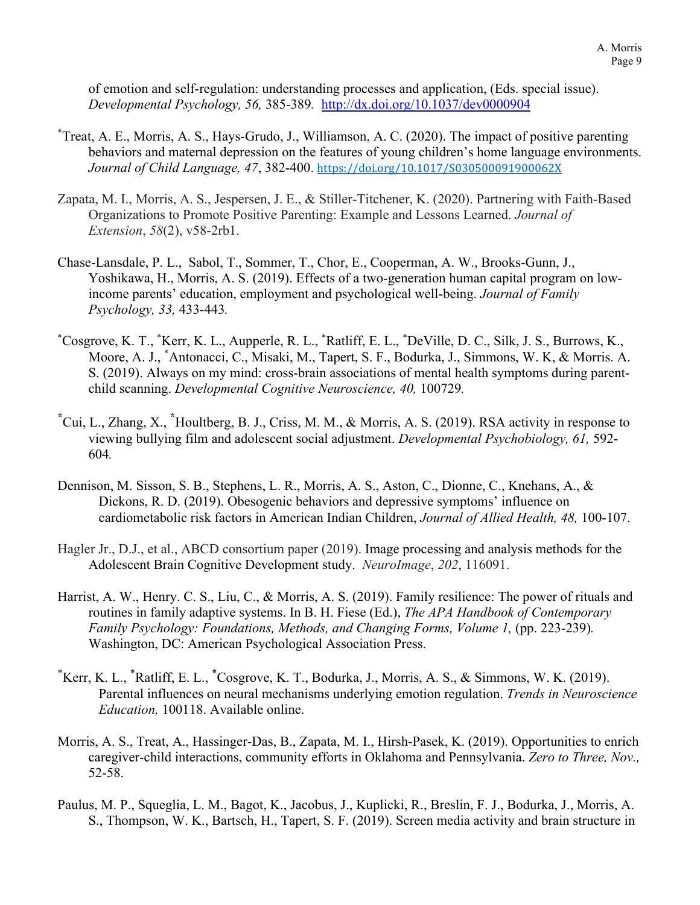of emotion and self-regulation: understanding processes and application, (Eds. special issue). *Developmental Psychology, 56,* 385-389. http://dx.doi.org/10.1037/dev0000904

*Treat, A. E., Morris, A. S., Hays-Grudo, J., Williamson, A. C. (2020). The impact of positive parenting behaviors and maternal depression on the features of young children's home language environments. *Journal of Child Language, 47*, 382-400. https://doi.org/10.1017/S030500091900062X

Zapata, M. I., Morris, A. S., Jespersen, J. E., & Stiller-Titchener, K. (2020). Partnering with Faith-Based Organizations to Promote Positive Parenting: Example and Lessons Learned. *Journal of Extension*, *58*(2), v58-2rb1.

Chase-Lansdale, P. L., Sabol, T., Sommer, T., Chor, E., Cooperman, A. W., Brooks-Gunn, J., Yoshikawa, H., Morris, A. S. (2019). Effects of a two-generation human capital program on low-income parents' education, employment and psychological well-being. *Journal of Family Psychology, 33,* 433-443*.*

*Cosgrove, K. T., *Kerr, K. L., Aupperle, R. L., *Ratliff, E. L., *DeVille, D. C., Silk, J. S., Burrows, K., Moore, A. J., *Antonacci, C., Misaki, M., Tapert, S. F., Bodurka, J., Simmons, W. K, & Morris. A. S. (2019). Always on my mind: cross-brain associations of mental health symptoms during parent-child scanning. *Developmental Cognitive Neuroscience, 40,* 100729*.*

*Cui, L., Zhang, X., *Houltberg, B. J., Criss, M. M., & Morris, A. S. (2019). RSA activity in response to viewing bullying film and adolescent social adjustment. *Developmental Psychobiology, 61,* 592-604*.*

Dennison, M. Sisson, S. B., Stephens, L. R., Morris, A. S., Aston, C., Dionne, C., Knehans, A., & Dickons, R. D. (2019). Obesogenic behaviors and depressive symptoms' influence on cardiometabolic risk factors in American Indian Children, *Journal of Allied Health, 48,* 100-107.

Hagler Jr., D.J., et al., ABCD consortium paper (2019). Image processing and analysis methods for the Adolescent Brain Cognitive Development study. *NeuroImage*, *202*, 116091.

Harrist, A. W., Henry. C. S., Liu, C., & Morris, A. S. (2019). Family resilience: The power of rituals and routines in family adaptive systems. In B. H. Fiese (Ed.), *The APA Handbook of Contemporary Family Psychology: Foundations, Methods, and Changing Forms, Volume 1,* (pp. 223-239)*.* Washington, DC: American Psychological Association Press.

*Kerr, K. L., *Ratliff, E. L., *Cosgrove, K. T., Bodurka, J., Morris, A. S., & Simmons, W. K. (2019). Parental influences on neural mechanisms underlying emotion regulation. *Trends in Neuroscience Education,* 100118. Available online.

Morris, A. S., Treat, A., Hassinger-Das, B., Zapata, M. I., Hirsh-Pasek, K. (2019). Opportunities to enrich caregiver-child interactions, community efforts in Oklahoma and Pennsylvania. *Zero to Three, Nov.,* 52-58.

Paulus, M. P., Squeglia, L. M., Bagot, K., Jacobus, J., Kuplicki, R., Breslin, F. J., Bodurka, J., Morris, A. S., Thompson, W. K., Bartsch, H., Tapert, S. F. (2019). Screen media activity and brain structure in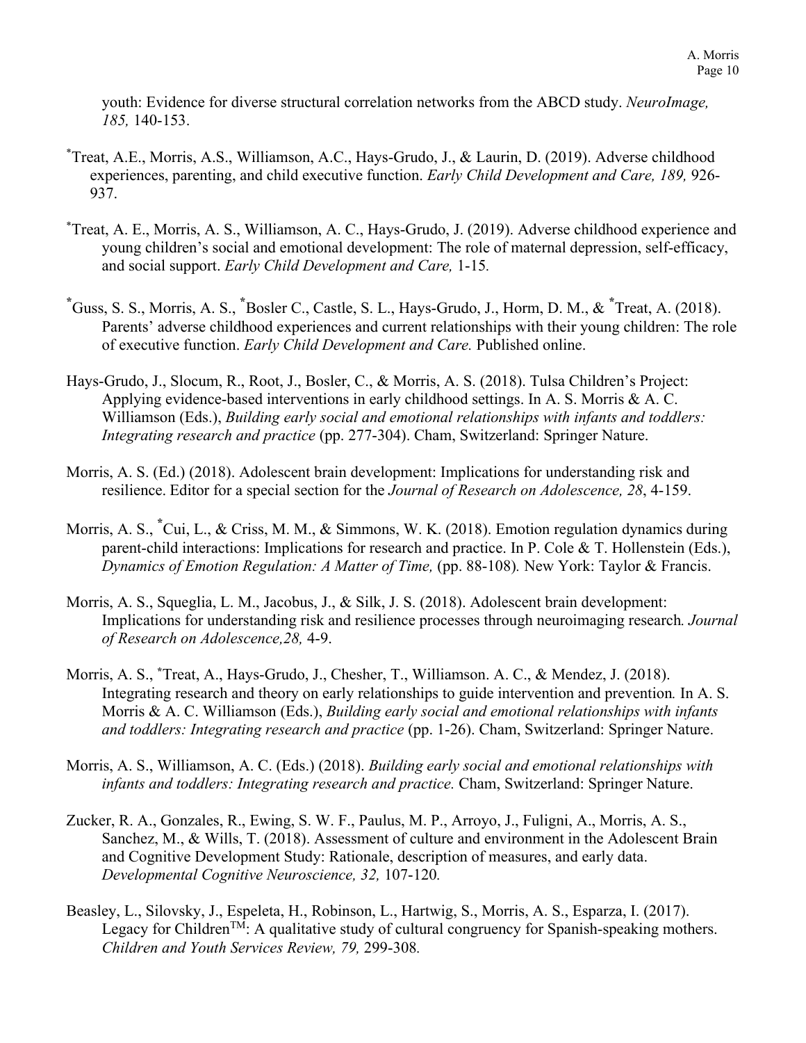youth: Evidence for diverse structural correlation networks from the ABCD study. *NeuroImage, 185,* 140-153.

[*]Treat, A.E., Morris, A.S., Williamson, A.C., Hays-Grudo, J., & Laurin, D. (2019). Adverse childhood experiences, parenting, and child executive function. *Early Child Development and Care, 189,* 926-937.

[*]Treat, A. E., Morris, A. S., Williamson, A. C., Hays-Grudo, J. (2019). Adverse childhood experience and young children's social and emotional development: The role of maternal depression, self-efficacy, and social support. *Early Child Development and Care,* 1-15.

[*]Guss, S. S., Morris, A. S., [*]Bosler C., Castle, S. L., Hays-Grudo, J., Horm, D. M., & [*]Treat, A. (2018). Parents' adverse childhood experiences and current relationships with their young children: The role of executive function. *Early Child Development and Care.* Published online.

Hays-Grudo, J., Slocum, R., Root, J., Bosler, C., & Morris, A. S. (2018). Tulsa Children's Project: Applying evidence-based interventions in early childhood settings. In A. S. Morris & A. C. Williamson (Eds.), *Building early social and emotional relationships with infants and toddlers: Integrating research and practice* (pp. 277-304). Cham, Switzerland: Springer Nature.

Morris, A. S. (Ed.) (2018). Adolescent brain development: Implications for understanding risk and resilience. Editor for a special section for the *Journal of Research on Adolescence, 28*, 4-159.

Morris, A. S., [*]Cui, L., & Criss, M. M., & Simmons, W. K. (2018). Emotion regulation dynamics during parent-child interactions: Implications for research and practice. In P. Cole & T. Hollenstein (Eds.), *Dynamics of Emotion Regulation: A Matter of Time,* (pp. 88-108). New York: Taylor & Francis.

Morris, A. S., Squeglia, L. M., Jacobus, J., & Silk, J. S. (2018). Adolescent brain development: Implications for understanding risk and resilience processes through neuroimaging research. *Journal of Research on Adolescence,28,* 4-9.

Morris, A. S., [*]Treat, A., Hays-Grudo, J., Chesher, T., Williamson. A. C., & Mendez, J. (2018). Integrating research and theory on early relationships to guide intervention and prevention. In A. S. Morris & A. C. Williamson (Eds.), *Building early social and emotional relationships with infants and toddlers: Integrating research and practice* (pp. 1-26). Cham, Switzerland: Springer Nature.

Morris, A. S., Williamson, A. C. (Eds.) (2018). *Building early social and emotional relationships with infants and toddlers: Integrating research and practice.* Cham, Switzerland: Springer Nature.

Zucker, R. A., Gonzales, R., Ewing, S. W. F., Paulus, M. P., Arroyo, J., Fuligni, A., Morris, A. S., Sanchez, M., & Wills, T. (2018). Assessment of culture and environment in the Adolescent Brain and Cognitive Development Study: Rationale, description of measures, and early data. *Developmental Cognitive Neuroscience, 32,* 107-120.

Beasley, L., Silovsky, J., Espeleta, H., Robinson, L., Hartwig, S., Morris, A. S., Esparza, I. (2017). Legacy for Children™: A qualitative study of cultural congruency for Spanish-speaking mothers. *Children and Youth Services Review, 79,* 299-308.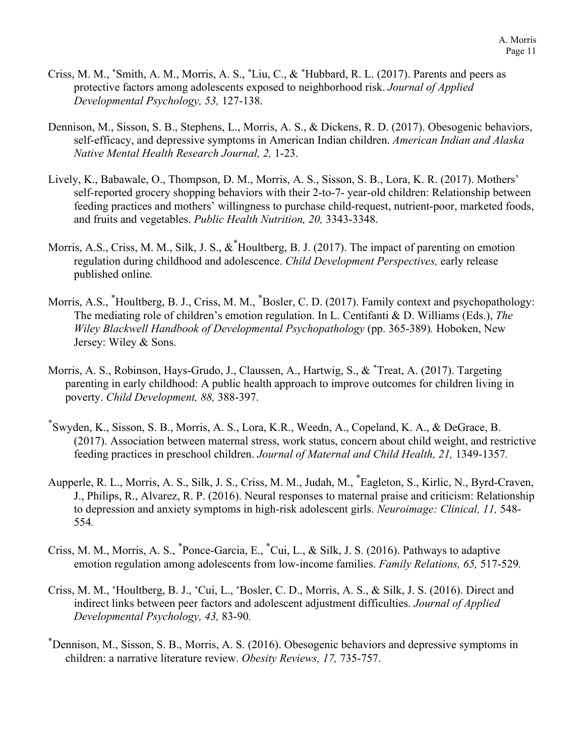Criss, M. M., *Smith, A. M., Morris, A. S., *Liu, C., & *Hubbard, R. L. (2017). Parents and peers as protective factors among adolescents exposed to neighborhood risk. *Journal of Applied Developmental Psychology, 53,* 127-138.

Dennison, M., Sisson, S. B., Stephens, L., Morris, A. S., & Dickens, R. D. (2017). Obesogenic behaviors, self-efficacy, and depressive symptoms in American Indian children. *American Indian and Alaska Native Mental Health Research Journal, 2,* 1-23.

Lively, K., Babawale, O., Thompson, D. M., Morris, A. S., Sisson, S. B., Lora, K. R. (2017). Mothers' self-reported grocery shopping behaviors with their 2-to-7- year-old children: Relationship between feeding practices and mothers' willingness to purchase child-request, nutrient-poor, marketed foods, and fruits and vegetables. *Public Health Nutrition, 20,* 3343-3348.

Morris, A.S., Criss, M. M., Silk, J. S., &*Houltberg, B. J. (2017). The impact of parenting on emotion regulation during childhood and adolescence. *Child Development Perspectives,* early release published online*.*

Morris, A.S., *Houltberg, B. J., Criss, M. M., *Bosler, C. D. (2017). Family context and psychopathology: The mediating role of children's emotion regulation. In L. Centifanti & D. Williams (Eds.), *The Wiley Blackwell Handbook of Developmental Psychopathology* (pp. 365-389)*.* Hoboken, New Jersey: Wiley & Sons.

Morris, A. S., Robinson, Hays-Grudo, J., Claussen, A., Hartwig, S., & *Treat, A. (2017). Targeting parenting in early childhood: A public health approach to improve outcomes for children living in poverty. *Child Development, 88,* 388-397.

*Swyden, K., Sisson, S. B., Morris, A. S., Lora, K.R., Weedn, A., Copeland, K. A., & DeGrace, B. (2017). Association between maternal stress, work status, concern about child weight, and restrictive feeding practices in preschool children. *Journal of Maternal and Child Health, 21,* 1349-1357*.*

Aupperle, R. L., Morris, A. S., Silk, J. S., Criss, M. M., Judah, M., *Eagleton, S., Kirlic, N., Byrd-Craven, J., Philips, R., Alvarez, R. P. (2016). Neural responses to maternal praise and criticism: Relationship to depression and anxiety symptoms in high-risk adolescent girls. *Neuroimage: Clinical, 11,* 548-554*.*

Criss, M. M., Morris, A. S., *Ponce-Garcia, E., *Cui, L., & Silk, J. S. (2016). Pathways to adaptive emotion regulation among adolescents from low-income families. *Family Relations, 65,* 517-529*.*

Criss, M. M., *Houltberg, B. J., *Cui, L., *Bosler, C. D., Morris, A. S., & Silk, J. S. (2016). Direct and indirect links between peer factors and adolescent adjustment difficulties. *Journal of Applied Developmental Psychology, 43,* 83-90*.*

*Dennison, M., Sisson, S. B., Morris, A. S. (2016). Obesogenic behaviors and depressive symptoms in children: a narrative literature review. *Obesity Reviews, 17,* 735-757.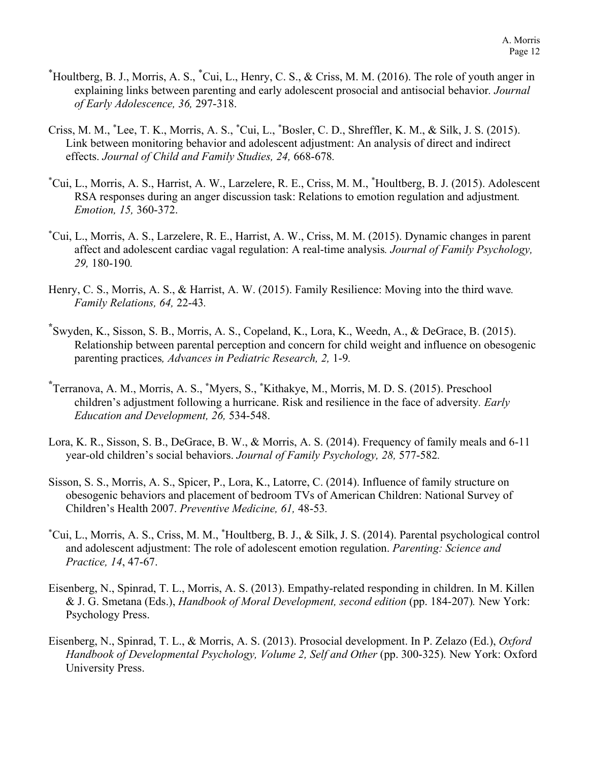*Houltberg, B. J., Morris, A. S., *Cui, L., Henry, C. S., & Criss, M. M. (2016). The role of youth anger in explaining links between parenting and early adolescent prosocial and antisocial behavior. *Journal of Early Adolescence, 36,* 297-318.

Criss, M. M., *Lee, T. K., Morris, A. S., *Cui, L., *Bosler, C. D., Shreffler, K. M., & Silk, J. S. (2015). Link between monitoring behavior and adolescent adjustment: An analysis of direct and indirect effects. *Journal of Child and Family Studies, 24,* 668-678.

*Cui, L., Morris, A. S., Harrist, A. W., Larzelere, R. E., Criss, M. M., *Houltberg, B. J. (2015). Adolescent RSA responses during an anger discussion task: Relations to emotion regulation and adjustment. *Emotion, 15,* 360-372.

*Cui, L., Morris, A. S., Larzelere, R. E., Harrist, A. W., Criss, M. M. (2015). Dynamic changes in parent affect and adolescent cardiac vagal regulation: A real-time analysis. *Journal of Family Psychology, 29,* 180-190.

Henry, C. S., Morris, A. S., & Harrist, A. W. (2015). Family Resilience: Moving into the third wave. *Family Relations, 64,* 22-43.

*Swyden, K., Sisson, S. B., Morris, A. S., Copeland, K., Lora, K., Weedn, A., & DeGrace, B. (2015). Relationship between parental perception and concern for child weight and influence on obesogenic parenting practices*, Advances in Pediatric Research, 2,* 1-9.

*Terranova, A. M., Morris, A. S., *Myers, S., *Kithakye, M., Morris, M. D. S. (2015). Preschool children's adjustment following a hurricane. Risk and resilience in the face of adversity. *Early Education and Development, 26,* 534-548.

Lora, K. R., Sisson, S. B., DeGrace, B. W., & Morris, A. S. (2014). Frequency of family meals and 6-11 year-old children's social behaviors. *Journal of Family Psychology, 28,* 577-582.

Sisson, S. S., Morris, A. S., Spicer, P., Lora, K., Latorre, C. (2014). Influence of family structure on obesogenic behaviors and placement of bedroom TVs of American Children: National Survey of Children's Health 2007. *Preventive Medicine, 61,* 48-53.

*Cui, L., Morris, A. S., Criss, M. M., *Houltberg, B. J., & Silk, J. S. (2014). Parental psychological control and adolescent adjustment: The role of adolescent emotion regulation. *Parenting: Science and Practice, 14*, 47-67.

Eisenberg, N., Spinrad, T. L., Morris, A. S. (2013). Empathy-related responding in children. In M. Killen & J. G. Smetana (Eds.), *Handbook of Moral Development, second edition* (pp. 184-207)*.* New York: Psychology Press.

Eisenberg, N., Spinrad, T. L., & Morris, A. S. (2013). Prosocial development. In P. Zelazo (Ed.), *Oxford Handbook of Developmental Psychology, Volume 2, Self and Other* (pp. 300-325)*.* New York: Oxford University Press.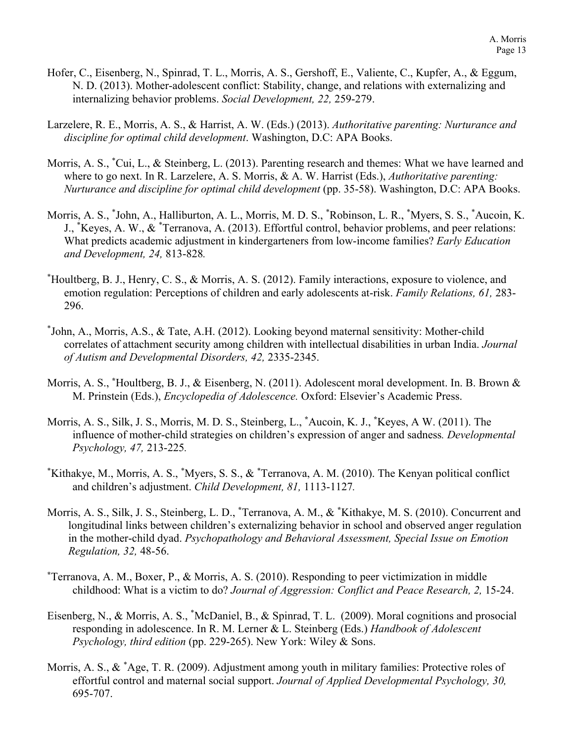Hofer, C., Eisenberg, N., Spinrad, T. L., Morris, A. S., Gershoff, E., Valiente, C., Kupfer, A., & Eggum, N. D. (2013). Mother-adolescent conflict: Stability, change, and relations with externalizing and internalizing behavior problems. *Social Development, 22,* 259-279.

Larzelere, R. E., Morris, A. S., & Harrist, A. W. (Eds.) (2013). *Authoritative parenting: Nurturance and discipline for optimal child development*. Washington, D.C: APA Books.

Morris, A. S., *Cui, L., & Steinberg, L. (2013). Parenting research and themes: What we have learned and where to go next. In R. Larzelere, A. S. Morris, & A. W. Harrist (Eds.), *Authoritative parenting: Nurturance and discipline for optimal child development* (pp. 35-58). Washington, D.C: APA Books.

Morris, A. S., *John, A., Halliburton, A. L., Morris, M. D. S., *Robinson, L. R., *Myers, S. S., *Aucoin, K. J., *Keyes, A. W., & *Terranova, A. (2013). Effortful control, behavior problems, and peer relations: What predicts academic adjustment in kindergarteners from low-income families? *Early Education and Development, 24,* 813-828.

*Houltberg, B. J., Henry, C. S., & Morris, A. S. (2012). Family interactions, exposure to violence, and emotion regulation: Perceptions of children and early adolescents at-risk. *Family Relations, 61,* 283-296.

*John, A., Morris, A.S., & Tate, A.H. (2012). Looking beyond maternal sensitivity: Mother-child correlates of attachment security among children with intellectual disabilities in urban India. *Journal of Autism and Developmental Disorders, 42,* 2335-2345.

Morris, A. S., *Houltberg, B. J., & Eisenberg, N. (2011). Adolescent moral development. In. B. Brown & M. Prinstein (Eds.), *Encyclopedia of Adolescence.* Oxford: Elsevier's Academic Press.

Morris, A. S., Silk, J. S., Morris, M. D. S., Steinberg, L., *Aucoin, K. J., *Keyes, A W. (2011). The influence of mother-child strategies on children's expression of anger and sadness*. Developmental Psychology, 47,* 213-225*.*

*Kithakye, M., Morris, A. S., *Myers, S. S., & *Terranova, A. M. (2010). The Kenyan political conflict and children's adjustment. *Child Development, 81,* 1113-1127*.*

Morris, A. S., Silk, J. S., Steinberg, L. D., *Terranova, A. M., & *Kithakye, M. S. (2010). Concurrent and longitudinal links between children's externalizing behavior in school and observed anger regulation in the mother-child dyad. *Psychopathology and Behavioral Assessment, Special Issue on Emotion Regulation, 32,* 48-56.

*Terranova, A. M., Boxer, P., & Morris, A. S. (2010). Responding to peer victimization in middle childhood: What is a victim to do? *Journal of Aggression: Conflict and Peace Research, 2,* 15-24.

Eisenberg, N., & Morris, A. S., *McDaniel, B., & Spinrad, T. L. (2009). Moral cognitions and prosocial responding in adolescence. In R. M. Lerner & L. Steinberg (Eds.) *Handbook of Adolescent Psychology, third edition* (pp. 229-265). New York: Wiley & Sons.

Morris, A. S., & *Age, T. R. (2009). Adjustment among youth in military families: Protective roles of effortful control and maternal social support. *Journal of Applied Developmental Psychology, 30,* 695-707.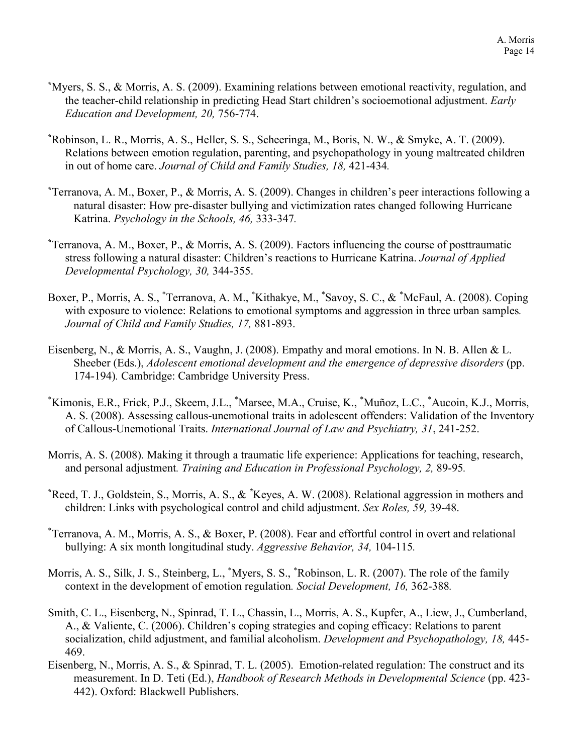[*]Myers, S. S., & Morris, A. S. (2009). Examining relations between emotional reactivity, regulation, and the teacher-child relationship in predicting Head Start children's socioemotional adjustment. *Early Education and Development, 20,* 756-774.

[*]Robinson, L. R., Morris, A. S., Heller, S. S., Scheeringa, M., Boris, N. W., & Smyke, A. T. (2009). Relations between emotion regulation, parenting, and psychopathology in young maltreated children in out of home care. *Journal of Child and Family Studies, 18,* 421-434.

[*]Terranova, A. M., Boxer, P., & Morris, A. S. (2009). Changes in children's peer interactions following a natural disaster: How pre-disaster bullying and victimization rates changed following Hurricane Katrina. *Psychology in the Schools, 46,* 333-347.

[*]Terranova, A. M., Boxer, P., & Morris, A. S. (2009). Factors influencing the course of posttraumatic stress following a natural disaster: Children's reactions to Hurricane Katrina. *Journal of Applied Developmental Psychology, 30,* 344-355.

Boxer, P., Morris, A. S., [*]Terranova, A. M., [*]Kithakye, M., [*]Savoy, S. C., & [*]McFaul, A. (2008). Coping with exposure to violence: Relations to emotional symptoms and aggression in three urban samples. *Journal of Child and Family Studies, 17,* 881-893.

Eisenberg, N., & Morris, A. S., Vaughn, J. (2008). Empathy and moral emotions. In N. B. Allen & L. Sheeber (Eds.), *Adolescent emotional development and the emergence of depressive disorders* (pp. 174-194). Cambridge: Cambridge University Press.

[*]Kimonis, E.R., Frick, P.J., Skeem, J.L., [*]Marsee, M.A., Cruise, K., [*]Muñoz, L.C., [*]Aucoin, K.J., Morris, A. S. (2008). Assessing callous-unemotional traits in adolescent offenders: Validation of the Inventory of Callous-Unemotional Traits. *International Journal of Law and Psychiatry, 31*, 241-252.

Morris, A. S. (2008). Making it through a traumatic life experience: Applications for teaching, research, and personal adjustment. *Training and Education in Professional Psychology, 2,* 89-95.

[*]Reed, T. J., Goldstein, S., Morris, A. S., & [*]Keyes, A. W. (2008). Relational aggression in mothers and children: Links with psychological control and child adjustment. *Sex Roles, 59,* 39-48.

[*]Terranova, A. M., Morris, A. S., & Boxer, P. (2008). Fear and effortful control in overt and relational bullying: A six month longitudinal study. *Aggressive Behavior, 34,* 104-115.

Morris, A. S., Silk, J. S., Steinberg, L., [*]Myers, S. S., [*]Robinson, L. R. (2007). The role of the family context in the development of emotion regulation. *Social Development, 16,* 362-388.

Smith, C. L., Eisenberg, N., Spinrad, T. L., Chassin, L., Morris, A. S., Kupfer, A., Liew, J., Cumberland, A., & Valiente, C. (2006). Children's coping strategies and coping efficacy: Relations to parent socialization, child adjustment, and familial alcoholism. *Development and Psychopathology, 18,* 445-469.

Eisenberg, N., Morris, A. S., & Spinrad, T. L. (2005). Emotion-related regulation: The construct and its measurement. In D. Teti (Ed.), *Handbook of Research Methods in Developmental Science* (pp. 423-442). Oxford: Blackwell Publishers.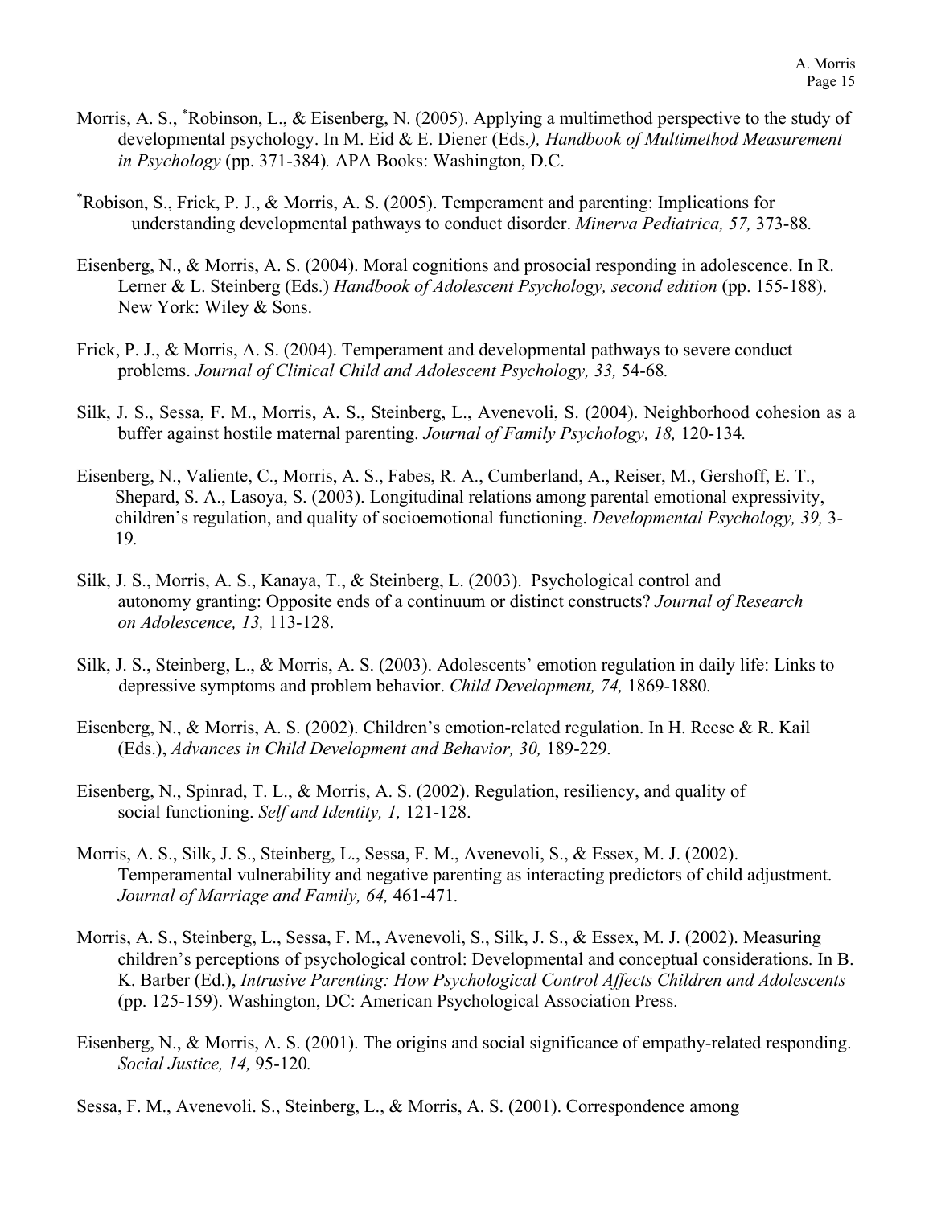Morris, A. S., [*]Robinson, L., & Eisenberg, N. (2005). Applying a multimethod perspective to the study of developmental psychology. In M. Eid & E. Diener (Eds*.), Handbook of Multimethod Measurement in Psychology* (pp. 371-384)*.* APA Books: Washington, D.C.

[*]Robison, S., Frick, P. J., & Morris, A. S. (2005). Temperament and parenting: Implications for understanding developmental pathways to conduct disorder. *Minerva Pediatrica, 57,* 373-88*.*

Eisenberg, N., & Morris, A. S. (2004). Moral cognitions and prosocial responding in adolescence. In R. Lerner & L. Steinberg (Eds.) *Handbook of Adolescent Psychology, second edition* (pp. 155-188). New York: Wiley & Sons.

Frick, P. J., & Morris, A. S. (2004). Temperament and developmental pathways to severe conduct problems. *Journal of Clinical Child and Adolescent Psychology, 33,* 54-68*.*

Silk, J. S., Sessa, F. M., Morris, A. S., Steinberg, L., Avenevoli, S. (2004). Neighborhood cohesion as a buffer against hostile maternal parenting. *Journal of Family Psychology, 18,* 120-134*.*

Eisenberg, N., Valiente, C., Morris, A. S., Fabes, R. A., Cumberland, A., Reiser, M., Gershoff, E. T., Shepard, S. A., Lasoya, S. (2003). Longitudinal relations among parental emotional expressivity, children's regulation, and quality of socioemotional functioning. *Developmental Psychology, 39,* 3-19*.*

Silk, J. S., Morris, A. S., Kanaya, T., & Steinberg, L. (2003). Psychological control and autonomy granting: Opposite ends of a continuum or distinct constructs? *Journal of Research on Adolescence, 13,* 113-128.

Silk, J. S., Steinberg, L., & Morris, A. S. (2003). Adolescents' emotion regulation in daily life: Links to depressive symptoms and problem behavior. *Child Development, 74,* 1869-1880*.*

Eisenberg, N., & Morris, A. S. (2002). Children's emotion-related regulation. In H. Reese & R. Kail (Eds.), *Advances in Child Development and Behavior, 30,* 189-229*.*

Eisenberg, N., Spinrad, T. L., & Morris, A. S. (2002). Regulation, resiliency, and quality of social functioning. *Self and Identity, 1,* 121-128.

Morris, A. S., Silk, J. S., Steinberg, L., Sessa, F. M., Avenevoli, S., & Essex, M. J. (2002). Temperamental vulnerability and negative parenting as interacting predictors of child adjustment. *Journal of Marriage and Family, 64,* 461-471*.*

Morris, A. S., Steinberg, L., Sessa, F. M., Avenevoli, S., Silk, J. S., & Essex, M. J. (2002). Measuring children's perceptions of psychological control: Developmental and conceptual considerations. In B. K. Barber (Ed.), *Intrusive Parenting: How Psychological Control Affects Children and Adolescents* (pp. 125-159). Washington, DC: American Psychological Association Press.

Eisenberg, N., & Morris, A. S. (2001). The origins and social significance of empathy-related responding. *Social Justice, 14,* 95-120*.*

Sessa, F. M., Avenevoli. S., Steinberg, L., & Morris, A. S. (2001). Correspondence among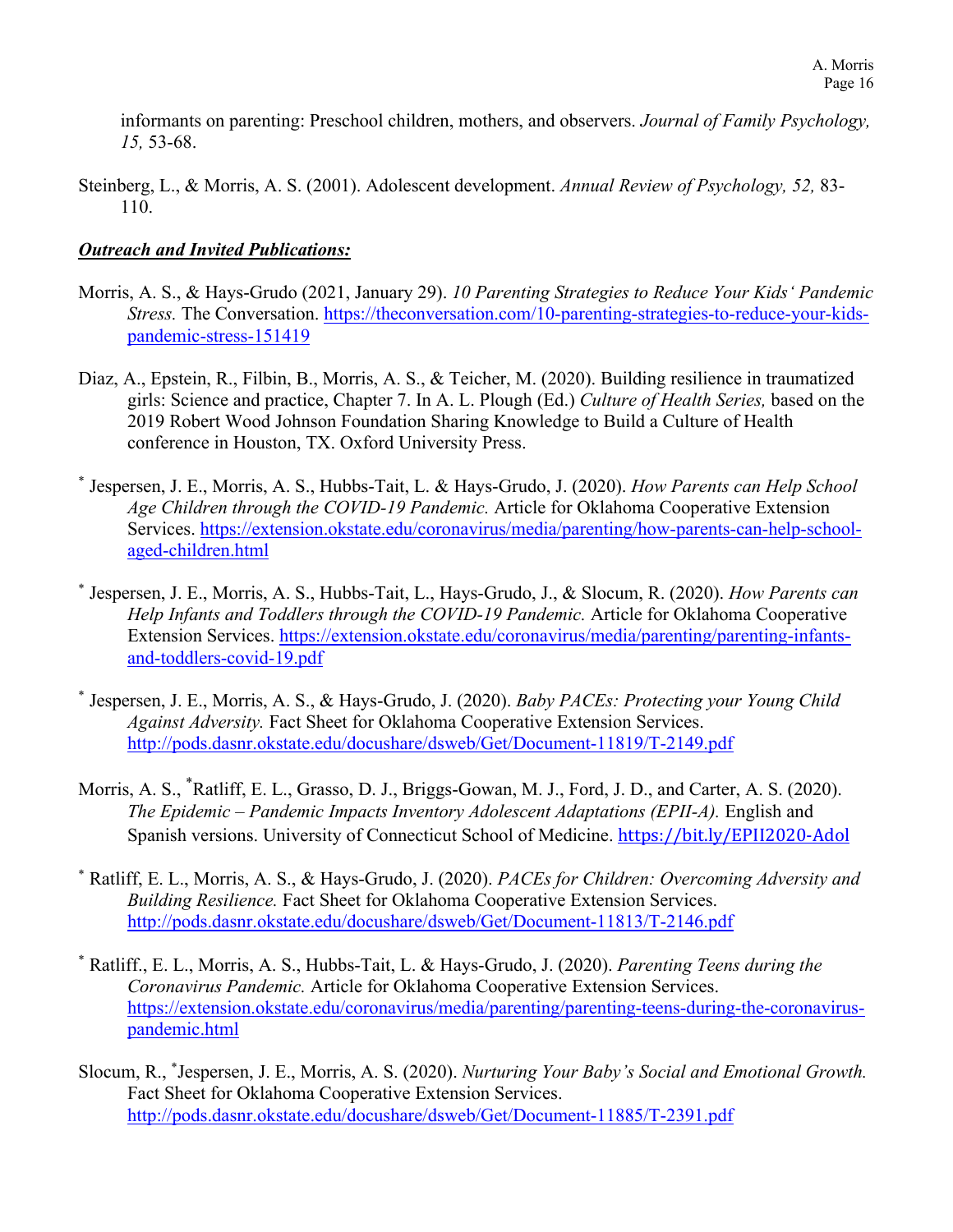informants on parenting: Preschool children, mothers, and observers. *Journal of Family Psychology, 15,* 53-68.

Steinberg, L., & Morris, A. S. (2001). Adolescent development. *Annual Review of Psychology, 52,* 83-110.

***Outreach and Invited Publications:***

Morris, A. S., & Hays-Grudo (2021, January 29). *10 Parenting Strategies to Reduce Your Kids' Pandemic Stress.* The Conversation. https://theconversation.com/10-parenting-strategies-to-reduce-your-kids-pandemic-stress-151419

Diaz, A., Epstein, R., Filbin, B., Morris, A. S., & Teicher, M. (2020). Building resilience in traumatized girls: Science and practice, Chapter 7. In A. L. Plough (Ed.) *Culture of Health Series,* based on the 2019 Robert Wood Johnson Foundation Sharing Knowledge to Build a Culture of Health conference in Houston, TX. Oxford University Press.

* Jespersen, J. E., Morris, A. S., Hubbs-Tait, L. & Hays-Grudo, J. (2020). *How Parents can Help School Age Children through the COVID-19 Pandemic.* Article for Oklahoma Cooperative Extension Services. https://extension.okstate.edu/coronavirus/media/parenting/how-parents-can-help-school-aged-children.html

* Jespersen, J. E., Morris, A. S., Hubbs-Tait, L., Hays-Grudo, J., & Slocum, R. (2020). *How Parents can Help Infants and Toddlers through the COVID-19 Pandemic.* Article for Oklahoma Cooperative Extension Services. https://extension.okstate.edu/coronavirus/media/parenting/parenting-infants-and-toddlers-covid-19.pdf

* Jespersen, J. E., Morris, A. S., & Hays-Grudo, J. (2020). *Baby PACEs: Protecting your Young Child Against Adversity.* Fact Sheet for Oklahoma Cooperative Extension Services. http://pods.dasnr.okstate.edu/docushare/dsweb/Get/Document-11819/T-2149.pdf

Morris, A. S., *Ratliff, E. L., Grasso, D. J., Briggs-Gowan, M. J., Ford, J. D., and Carter, A. S. (2020). *The Epidemic – Pandemic Impacts Inventory Adolescent Adaptations (EPII-A).* English and Spanish versions. University of Connecticut School of Medicine. https://bit.ly/EPII2020-Adol

* Ratliff, E. L., Morris, A. S., & Hays-Grudo, J. (2020). *PACEs for Children: Overcoming Adversity and Building Resilience.* Fact Sheet for Oklahoma Cooperative Extension Services. http://pods.dasnr.okstate.edu/docushare/dsweb/Get/Document-11813/T-2146.pdf

* Ratliff., E. L., Morris, A. S., Hubbs-Tait, L. & Hays-Grudo, J. (2020). *Parenting Teens during the Coronavirus Pandemic.* Article for Oklahoma Cooperative Extension Services. https://extension.okstate.edu/coronavirus/media/parenting/parenting-teens-during-the-coronavirus-pandemic.html

Slocum, R., *Jespersen, J. E., Morris, A. S. (2020). *Nurturing Your Baby's Social and Emotional Growth.* Fact Sheet for Oklahoma Cooperative Extension Services. http://pods.dasnr.okstate.edu/docushare/dsweb/Get/Document-11885/T-2391.pdf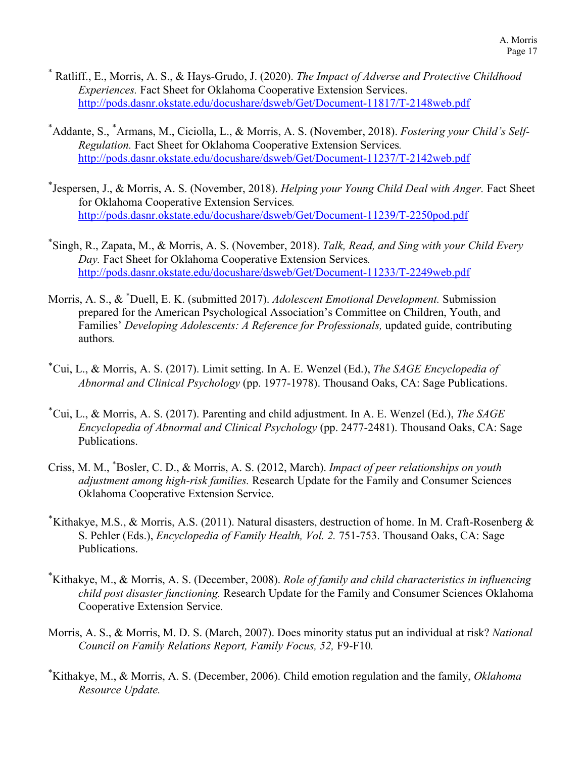* Ratliff., E., Morris, A. S., & Hays-Grudo, J. (2020). *The Impact of Adverse and Protective Childhood Experiences.* Fact Sheet for Oklahoma Cooperative Extension Services. http://pods.dasnr.okstate.edu/docushare/dsweb/Get/Document-11817/T-2148web.pdf

*Addante, S., *Armans, M., Ciciolla, L., & Morris, A. S. (November, 2018). *Fostering your Child's Self-Regulation.* Fact Sheet for Oklahoma Cooperative Extension Services. http://pods.dasnr.okstate.edu/docushare/dsweb/Get/Document-11237/T-2142web.pdf

*Jespersen, J., & Morris, A. S. (November, 2018). *Helping your Young Child Deal with Anger.* Fact Sheet for Oklahoma Cooperative Extension Services. http://pods.dasnr.okstate.edu/docushare/dsweb/Get/Document-11239/T-2250pod.pdf

*Singh, R., Zapata, M., & Morris, A. S. (November, 2018). *Talk, Read, and Sing with your Child Every Day.* Fact Sheet for Oklahoma Cooperative Extension Services. http://pods.dasnr.okstate.edu/docushare/dsweb/Get/Document-11233/T-2249web.pdf

Morris, A. S., & *Duell, E. K. (submitted 2017). *Adolescent Emotional Development.* Submission prepared for the American Psychological Association's Committee on Children, Youth, and Families' *Developing Adolescents: A Reference for Professionals,* updated guide, contributing authors.

*Cui, L., & Morris, A. S. (2017). Limit setting. In A. E. Wenzel (Ed.), *The SAGE Encyclopedia of Abnormal and Clinical Psychology* (pp. 1977-1978). Thousand Oaks, CA: Sage Publications.

*Cui, L., & Morris, A. S. (2017). Parenting and child adjustment. In A. E. Wenzel (Ed.), *The SAGE Encyclopedia of Abnormal and Clinical Psychology* (pp. 2477-2481). Thousand Oaks, CA: Sage Publications.

Criss, M. M., *Bosler, C. D., & Morris, A. S. (2012, March). *Impact of peer relationships on youth adjustment among high-risk families.* Research Update for the Family and Consumer Sciences Oklahoma Cooperative Extension Service.

*Kithakye, M.S., & Morris, A.S. (2011). Natural disasters, destruction of home. In M. Craft-Rosenberg & S. Pehler (Eds.), *Encyclopedia of Family Health, Vol. 2.* 751-753. Thousand Oaks, CA: Sage Publications.

*Kithakye, M., & Morris, A. S. (December, 2008). *Role of family and child characteristics in influencing child post disaster functioning.* Research Update for the Family and Consumer Sciences Oklahoma Cooperative Extension Service.

Morris, A. S., & Morris, M. D. S. (March, 2007). Does minority status put an individual at risk? *National Council on Family Relations Report, Family Focus, 52,* F9-F10.

*Kithakye, M., & Morris, A. S. (December, 2006). Child emotion regulation and the family, *Oklahoma Resource Update.*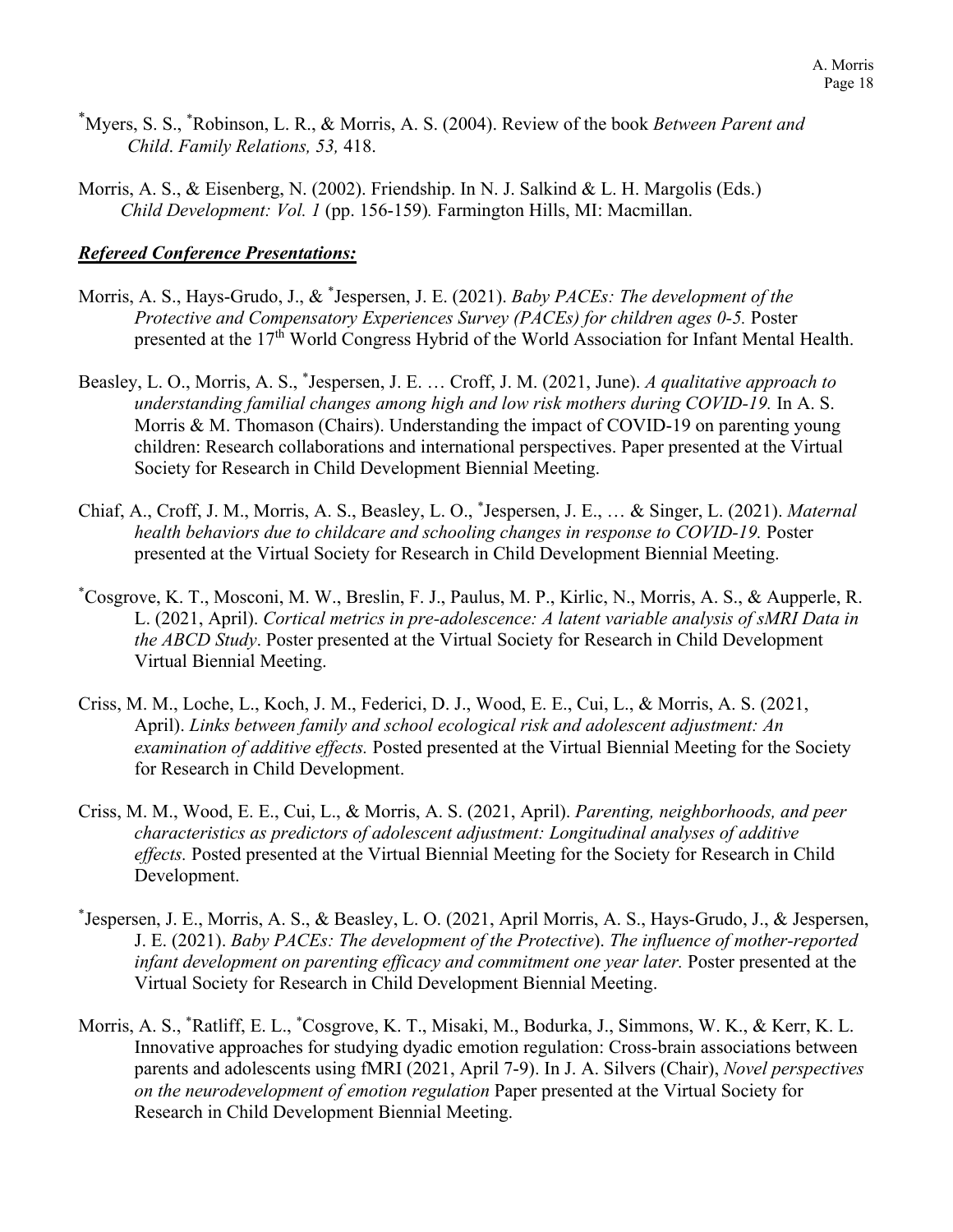[*]Myers, S. S., [*]Robinson, L. R., & Morris, A. S. (2004). Review of the book *Between Parent and Child*. *Family Relations, 53,* 418.

Morris, A. S., & Eisenberg, N. (2002). Friendship. In N. J. Salkind & L. H. Margolis (Eds.) *Child Development: Vol. 1* (pp. 156-159)*.* Farmington Hills, MI: Macmillan.

***Refereed Conference Presentations:***

Morris, A. S., Hays-Grudo, J., & [*]Jespersen, J. E. (2021). *Baby PACEs: The development of the Protective and Compensatory Experiences Survey (PACEs) for children ages 0-5.* Poster presented at the 17th World Congress Hybrid of the World Association for Infant Mental Health.

Beasley, L. O., Morris, A. S., [*]Jespersen, J. E. … Croff, J. M. (2021, June). *A qualitative approach to understanding familial changes among high and low risk mothers during COVID-19.* In A. S. Morris & M. Thomason (Chairs). Understanding the impact of COVID-19 on parenting young children: Research collaborations and international perspectives. Paper presented at the Virtual Society for Research in Child Development Biennial Meeting.

Chiaf, A., Croff, J. M., Morris, A. S., Beasley, L. O., [*]Jespersen, J. E., … & Singer, L. (2021). *Maternal health behaviors due to childcare and schooling changes in response to COVID-19.* Poster presented at the Virtual Society for Research in Child Development Biennial Meeting.

[*]Cosgrove, K. T., Mosconi, M. W., Breslin, F. J., Paulus, M. P., Kirlic, N., Morris, A. S., & Aupperle, R. L. (2021, April). *Cortical metrics in pre-adolescence: A latent variable analysis of sMRI Data in the ABCD Study*. Poster presented at the Virtual Society for Research in Child Development Virtual Biennial Meeting.

Criss, M. M., Loche, L., Koch, J. M., Federici, D. J., Wood, E. E., Cui, L., & Morris, A. S. (2021, April). *Links between family and school ecological risk and adolescent adjustment: An examination of additive effects.* Posted presented at the Virtual Biennial Meeting for the Society for Research in Child Development.

Criss, M. M., Wood, E. E., Cui, L., & Morris, A. S. (2021, April). *Parenting, neighborhoods, and peer characteristics as predictors of adolescent adjustment: Longitudinal analyses of additive effects.* Posted presented at the Virtual Biennial Meeting for the Society for Research in Child Development.

[*]Jespersen, J. E., Morris, A. S., & Beasley, L. O. (2021, April Morris, A. S., Hays-Grudo, J., & Jespersen, J. E. (2021). *Baby PACEs: The development of the Protective*). *The influence of mother-reported infant development on parenting efficacy and commitment one year later.* Poster presented at the Virtual Society for Research in Child Development Biennial Meeting.

Morris, A. S., [*]Ratliff, E. L., [*]Cosgrove, K. T., Misaki, M., Bodurka, J., Simmons, W. K., & Kerr, K. L. Innovative approaches for studying dyadic emotion regulation: Cross-brain associations between parents and adolescents using fMRI (2021, April 7-9). In J. A. Silvers (Chair), *Novel perspectives on the neurodevelopment of emotion regulation* Paper presented at the Virtual Society for Research in Child Development Biennial Meeting.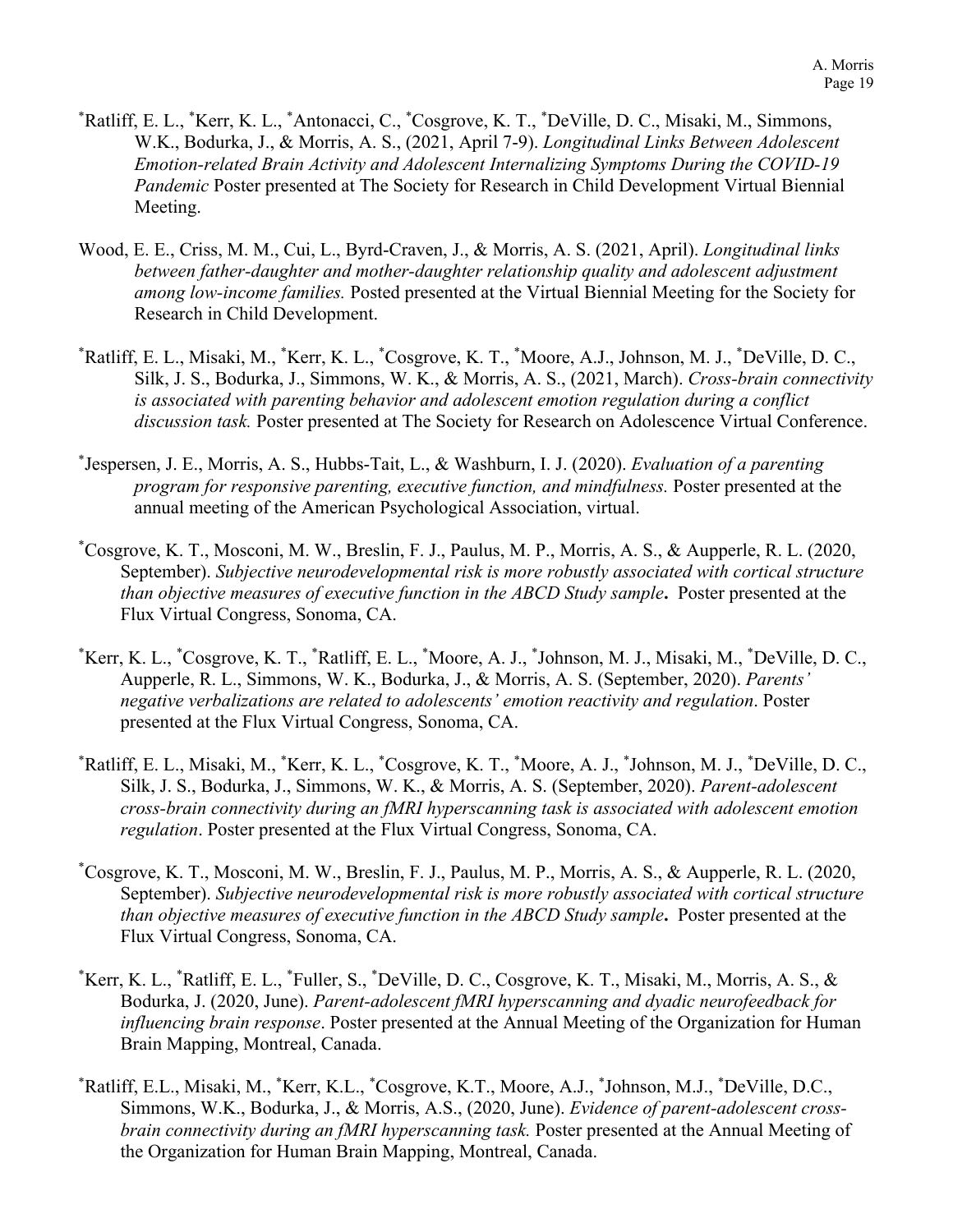[*]Ratliff, E. L., [*]Kerr, K. L., [*]Antonacci, C., [*]Cosgrove, K. T., [*]DeVille, D. C., Misaki, M., Simmons, W.K., Bodurka, J., & Morris, A. S., (2021, April 7-9). *Longitudinal Links Between Adolescent Emotion-related Brain Activity and Adolescent Internalizing Symptoms During the COVID-19 Pandemic* Poster presented at The Society for Research in Child Development Virtual Biennial Meeting.

Wood, E. E., Criss, M. M., Cui, L., Byrd-Craven, J., & Morris, A. S. (2021, April). *Longitudinal links between father-daughter and mother-daughter relationship quality and adolescent adjustment among low-income families.* Posted presented at the Virtual Biennial Meeting for the Society for Research in Child Development.

[*]Ratliff, E. L., Misaki, M., [*]Kerr, K. L., [*]Cosgrove, K. T., [*]Moore, A.J., Johnson, M. J., [*]DeVille, D. C., Silk, J. S., Bodurka, J., Simmons, W. K., & Morris, A. S., (2021, March). *Cross-brain connectivity is associated with parenting behavior and adolescent emotion regulation during a conflict discussion task.* Poster presented at The Society for Research on Adolescence Virtual Conference.

[*]Jespersen, J. E., Morris, A. S., Hubbs-Tait, L., & Washburn, I. J. (2020). *Evaluation of a parenting program for responsive parenting, executive function, and mindfulness.* Poster presented at the annual meeting of the American Psychological Association, virtual.

[*]Cosgrove, K. T., Mosconi, M. W., Breslin, F. J., Paulus, M. P., Morris, A. S., & Aupperle, R. L. (2020, September). ***Subjective neurodevelopmental risk is more robustly associated with cortical structure than objective measures of executive function in the ABCD Study sample.*** Poster presented at the Flux Virtual Congress, Sonoma, CA.

[*]Kerr, K. L., [*]Cosgrove, K. T., [*]Ratliff, E. L., [*]Moore, A. J., [*]Johnson, M. J., Misaki, M., [*]DeVille, D. C., Aupperle, R. L., Simmons, W. K., Bodurka, J., & Morris, A. S. (September, 2020). *Parents' negative verbalizations are related to adolescents' emotion reactivity and regulation*. Poster presented at the Flux Virtual Congress, Sonoma, CA.

[*]Ratliff, E. L., Misaki, M., [*]Kerr, K. L., [*]Cosgrove, K. T., [*]Moore, A. J., [*]Johnson, M. J., [*]DeVille, D. C., Silk, J. S., Bodurka, J., Simmons, W. K., & Morris, A. S. (September, 2020). *Parent-adolescent cross-brain connectivity during an fMRI hyperscanning task is associated with adolescent emotion regulation*. Poster presented at the Flux Virtual Congress, Sonoma, CA.

[*]Cosgrove, K. T., Mosconi, M. W., Breslin, F. J., Paulus, M. P., Morris, A. S., & Aupperle, R. L. (2020, September). ***Subjective neurodevelopmental risk is more robustly associated with cortical structure than objective measures of executive function in the ABCD Study sample.*** Poster presented at the Flux Virtual Congress, Sonoma, CA.

[*]Kerr, K. L., [*]Ratliff, E. L., [*]Fuller, S., [*]DeVille, D. C., Cosgrove, K. T., Misaki, M., Morris, A. S., & Bodurka, J. (2020, June). *Parent-adolescent fMRI hyperscanning and dyadic neurofeedback for influencing brain response*. Poster presented at the Annual Meeting of the Organization for Human Brain Mapping, Montreal, Canada.

[*]Ratliff, E.L., Misaki, M., [*]Kerr, K.L., [*]Cosgrove, K.T., Moore, A.J., [*]Johnson, M.J., [*]DeVille, D.C., Simmons, W.K., Bodurka, J., & Morris, A.S., (2020, June). *Evidence of parent-adolescent cross-brain connectivity during an fMRI hyperscanning task.* Poster presented at the Annual Meeting of the Organization for Human Brain Mapping, Montreal, Canada.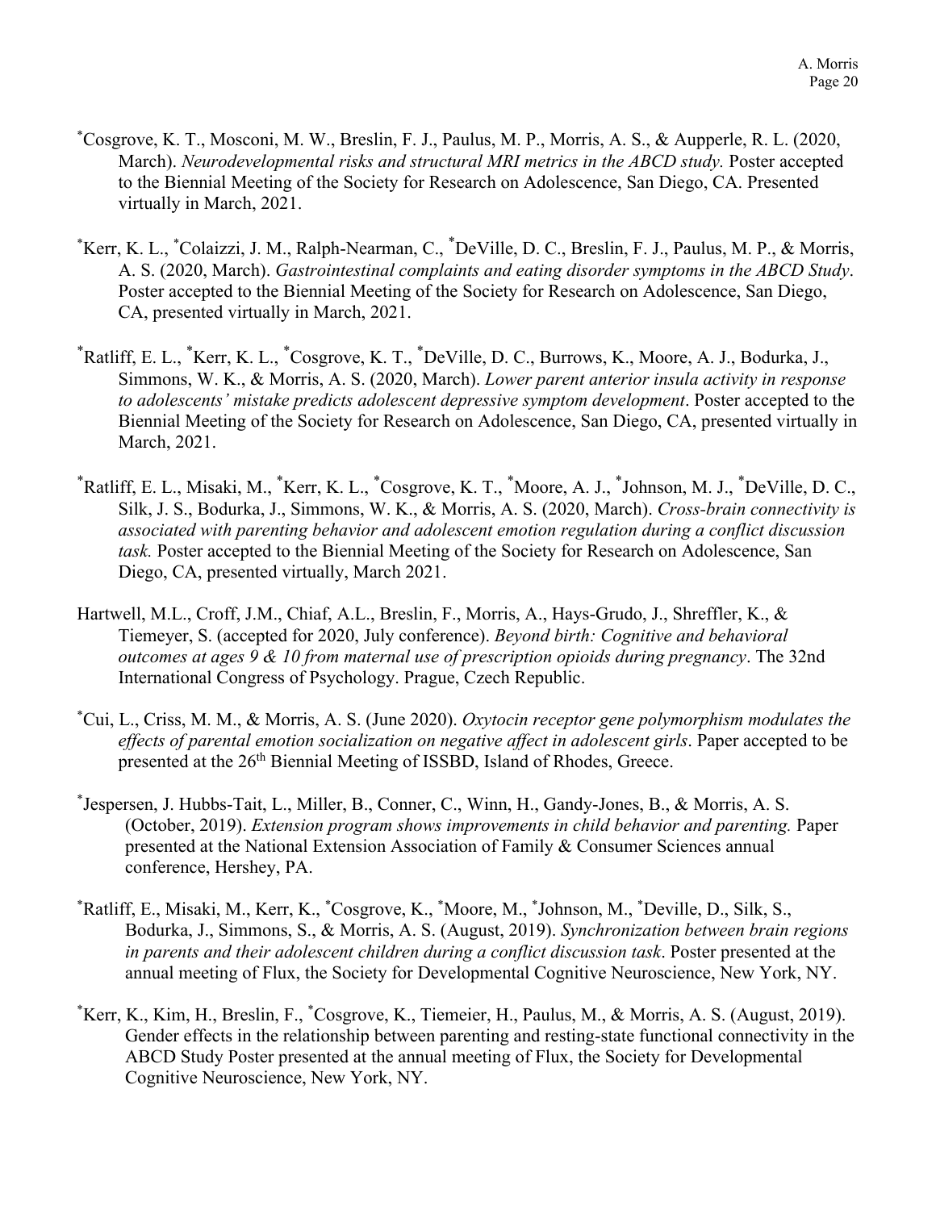[*]Cosgrove, K. T., Mosconi, M. W., Breslin, F. J., Paulus, M. P., Morris, A. S., & Aupperle, R. L. (2020, March). *Neurodevelopmental risks and structural MRI metrics in the ABCD study.* Poster accepted to the Biennial Meeting of the Society for Research on Adolescence, San Diego, CA. Presented virtually in March, 2021.

[*]Kerr, K. L., [*]Colaizzi, J. M., Ralph-Nearman, C., [*]DeVille, D. C., Breslin, F. J., Paulus, M. P., & Morris, A. S. (2020, March). *Gastrointestinal complaints and eating disorder symptoms in the ABCD Study*. Poster accepted to the Biennial Meeting of the Society for Research on Adolescence, San Diego, CA, presented virtually in March, 2021.

[*]Ratliff, E. L., [*]Kerr, K. L., [*]Cosgrove, K. T., [*]DeVille, D. C., Burrows, K., Moore, A. J., Bodurka, J., Simmons, W. K., & Morris, A. S. (2020, March). *Lower parent anterior insula activity in response to adolescents' mistake predicts adolescent depressive symptom development*. Poster accepted to the Biennial Meeting of the Society for Research on Adolescence, San Diego, CA, presented virtually in March, 2021.

[*]Ratliff, E. L., Misaki, M., [*]Kerr, K. L., [*]Cosgrove, K. T., [*]Moore, A. J., [*]Johnson, M. J., [*]DeVille, D. C., Silk, J. S., Bodurka, J., Simmons, W. K., & Morris, A. S. (2020, March). *Cross-brain connectivity is associated with parenting behavior and adolescent emotion regulation during a conflict discussion task.* Poster accepted to the Biennial Meeting of the Society for Research on Adolescence, San Diego, CA, presented virtually, March 2021.

Hartwell, M.L., Croff, J.M., Chiaf, A.L., Breslin, F., Morris, A., Hays-Grudo, J., Shreffler, K., & Tiemeyer, S. (accepted for 2020, July conference). *Beyond birth: Cognitive and behavioral outcomes at ages 9 & 10 from maternal use of prescription opioids during pregnancy*. The 32nd International Congress of Psychology. Prague, Czech Republic.

[*]Cui, L., Criss, M. M., & Morris, A. S. (June 2020). *Oxytocin receptor gene polymorphism modulates the effects of parental emotion socialization on negative affect in adolescent girls*. Paper accepted to be presented at the 26th Biennial Meeting of ISSBD, Island of Rhodes, Greece.

[*]Jespersen, J. Hubbs-Tait, L., Miller, B., Conner, C., Winn, H., Gandy-Jones, B., & Morris, A. S. (October, 2019). *Extension program shows improvements in child behavior and parenting.* Paper presented at the National Extension Association of Family & Consumer Sciences annual conference, Hershey, PA.

[*]Ratliff, E., Misaki, M., Kerr, K., [*]Cosgrove, K., [*]Moore, M., [*]Johnson, M., [*]Deville, D., Silk, S., Bodurka, J., Simmons, S., & Morris, A. S. (August, 2019). *Synchronization between brain regions in parents and their adolescent children during a conflict discussion task*. Poster presented at the annual meeting of Flux, the Society for Developmental Cognitive Neuroscience, New York, NY.

[*]Kerr, K., Kim, H., Breslin, F., [*]Cosgrove, K., Tiemeier, H., Paulus, M., & Morris, A. S. (August, 2019). Gender effects in the relationship between parenting and resting-state functional connectivity in the ABCD Study Poster presented at the annual meeting of Flux, the Society for Developmental Cognitive Neuroscience, New York, NY.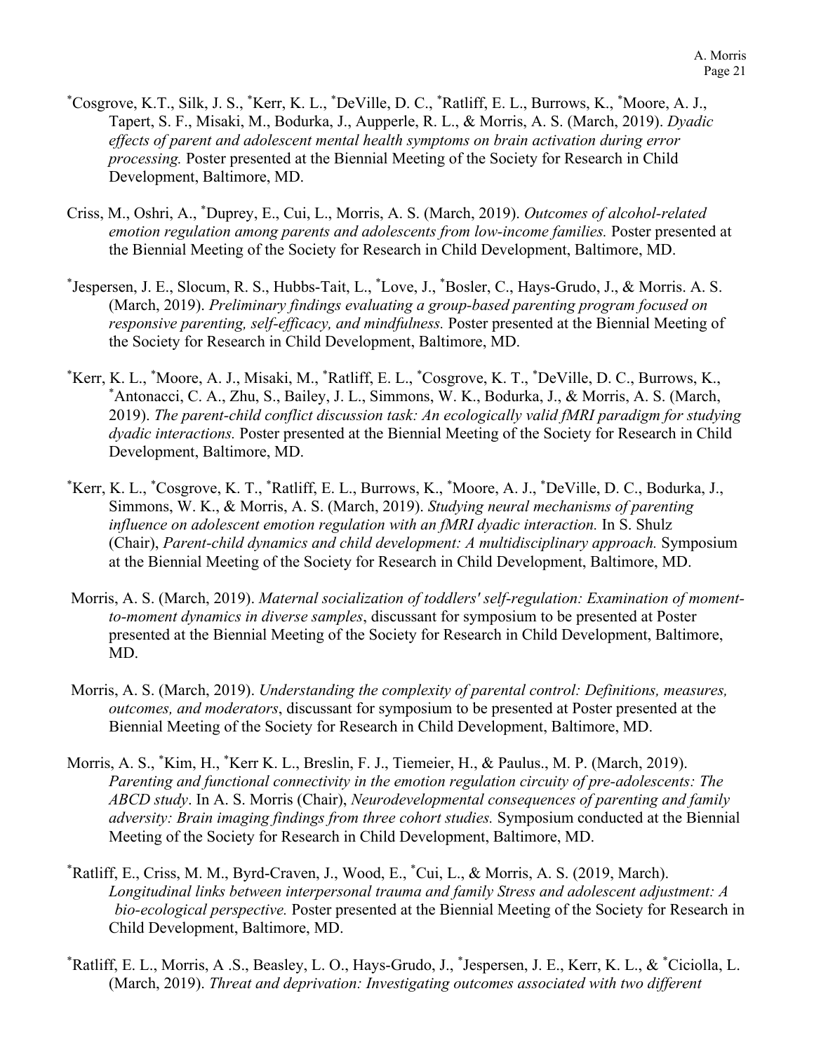*Cosgrove, K.T., Silk, J. S., *Kerr, K. L., *DeVille, D. C., *Ratliff, E. L., Burrows, K., *Moore, A. J., Tapert, S. F., Misaki, M., Bodurka, J., Aupperle, R. L., & Morris, A. S. (March, 2019). *Dyadic effects of parent and adolescent mental health symptoms on brain activation during error processing.* Poster presented at the Biennial Meeting of the Society for Research in Child Development, Baltimore, MD.

Criss, M., Oshri, A., *Duprey, E., Cui, L., Morris, A. S. (March, 2019). *Outcomes of alcohol-related emotion regulation among parents and adolescents from low-income families.* Poster presented at the Biennial Meeting of the Society for Research in Child Development, Baltimore, MD.

*Jespersen, J. E., Slocum, R. S., Hubbs-Tait, L., *Love, J., *Bosler, C., Hays-Grudo, J., & Morris. A. S. (March, 2019). *Preliminary findings evaluating a group-based parenting program focused on responsive parenting, self-efficacy, and mindfulness.* Poster presented at the Biennial Meeting of the Society for Research in Child Development, Baltimore, MD.

*Kerr, K. L., *Moore, A. J., Misaki, M., *Ratliff, E. L., *Cosgrove, K. T., *DeVille, D. C., Burrows, K., *Antonacci, C. A., Zhu, S., Bailey, J. L., Simmons, W. K., Bodurka, J., & Morris, A. S. (March, 2019). *The parent-child conflict discussion task: An ecologically valid fMRI paradigm for studying dyadic interactions.* Poster presented at the Biennial Meeting of the Society for Research in Child Development, Baltimore, MD.

*Kerr, K. L., *Cosgrove, K. T., *Ratliff, E. L., Burrows, K., *Moore, A. J., *DeVille, D. C., Bodurka, J., Simmons, W. K., & Morris, A. S. (March, 2019). *Studying neural mechanisms of parenting influence on adolescent emotion regulation with an fMRI dyadic interaction.* In S. Shulz (Chair), *Parent-child dynamics and child development: A multidisciplinary approach.* Symposium at the Biennial Meeting of the Society for Research in Child Development, Baltimore, MD.

Morris, A. S. (March, 2019). *Maternal socialization of toddlers' self-regulation: Examination of moment-to-moment dynamics in diverse samples*, discussant for symposium to be presented at Poster presented at the Biennial Meeting of the Society for Research in Child Development, Baltimore, MD.

Morris, A. S. (March, 2019). *Understanding the complexity of parental control: Definitions, measures, outcomes, and moderators*, discussant for symposium to be presented at Poster presented at the Biennial Meeting of the Society for Research in Child Development, Baltimore, MD.

Morris, A. S., *Kim, H., *Kerr K. L., Breslin, F. J., Tiemeier, H., & Paulus., M. P. (March, 2019). *Parenting and functional connectivity in the emotion regulation circuity of pre-adolescents: The ABCD study*. In A. S. Morris (Chair), *Neurodevelopmental consequences of parenting and family adversity: Brain imaging findings from three cohort studies.* Symposium conducted at the Biennial Meeting of the Society for Research in Child Development, Baltimore, MD.

*Ratliff, E., Criss, M. M., Byrd-Craven, J., Wood, E., *Cui, L., & Morris, A. S. (2019, March). *Longitudinal links between interpersonal trauma and family Stress and adolescent adjustment: A bio-ecological perspective.* Poster presented at the Biennial Meeting of the Society for Research in Child Development, Baltimore, MD.

*Ratliff, E. L., Morris, A .S., Beasley, L. O., Hays-Grudo, J., *Jespersen, J. E., Kerr, K. L., & *Ciciolla, L. (March, 2019). *Threat and deprivation: Investigating outcomes associated with two different*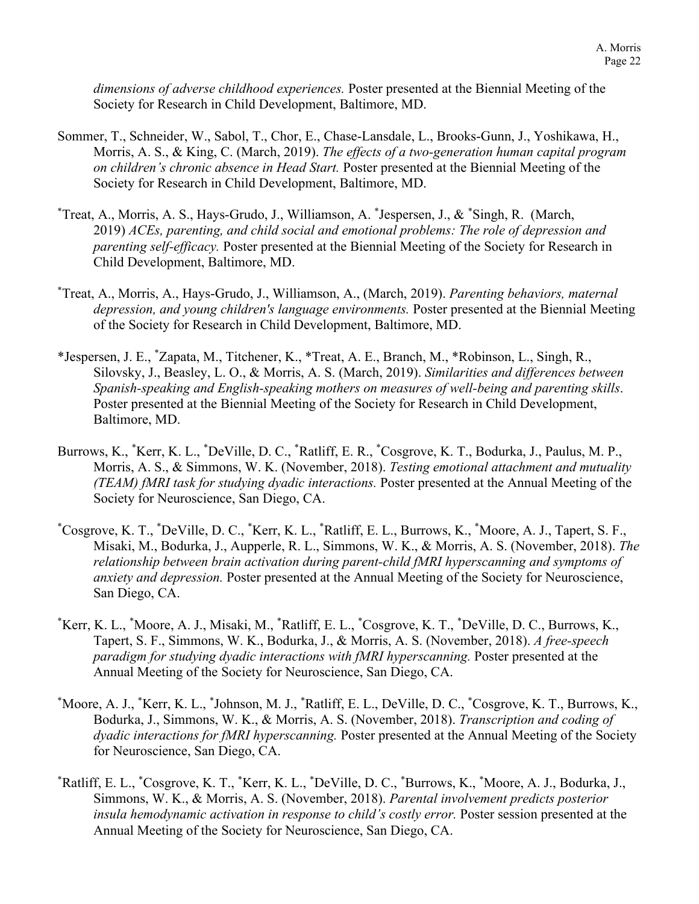*dimensions of adverse childhood experiences.* Poster presented at the Biennial Meeting of the Society for Research in Child Development, Baltimore, MD.

Sommer, T., Schneider, W., Sabol, T., Chor, E., Chase-Lansdale, L., Brooks-Gunn, J., Yoshikawa, H., Morris, A. S., & King, C. (March, 2019). *The effects of a two-generation human capital program on children's chronic absence in Head Start.* Poster presented at the Biennial Meeting of the Society for Research in Child Development, Baltimore, MD.

*Treat, A., Morris, A. S., Hays-Grudo, J., Williamson, A. *Jespersen, J., & *Singh, R. (March, 2019) *ACEs, parenting, and child social and emotional problems: The role of depression and parenting self-efficacy.* Poster presented at the Biennial Meeting of the Society for Research in Child Development, Baltimore, MD.

*Treat, A., Morris, A., Hays-Grudo, J., Williamson, A., (March, 2019). *Parenting behaviors, maternal depression, and young children's language environments.* Poster presented at the Biennial Meeting of the Society for Research in Child Development, Baltimore, MD.

*Jespersen, J. E., *Zapata, M., Titchener, K., *Treat, A. E., Branch, M., *Robinson, L., Singh, R., Silovsky, J., Beasley, L. O., & Morris, A. S. (March, 2019). *Similarities and differences between Spanish-speaking and English-speaking mothers on measures of well-being and parenting skills*. Poster presented at the Biennial Meeting of the Society for Research in Child Development, Baltimore, MD.

Burrows, K., *Kerr, K. L., *DeVille, D. C., *Ratliff, E. R., *Cosgrove, K. T., Bodurka, J., Paulus, M. P., Morris, A. S., & Simmons, W. K. (November, 2018). *Testing emotional attachment and mutuality (TEAM) fMRI task for studying dyadic interactions.* Poster presented at the Annual Meeting of the Society for Neuroscience, San Diego, CA.

*Cosgrove, K. T., *DeVille, D. C., *Kerr, K. L., *Ratliff, E. L., Burrows, K., *Moore, A. J., Tapert, S. F., Misaki, M., Bodurka, J., Aupperle, R. L., Simmons, W. K., & Morris, A. S. (November, 2018). *The relationship between brain activation during parent-child fMRI hyperscanning and symptoms of anxiety and depression.* Poster presented at the Annual Meeting of the Society for Neuroscience, San Diego, CA.

*Kerr, K. L., *Moore, A. J., Misaki, M., *Ratliff, E. L., *Cosgrove, K. T., *DeVille, D. C., Burrows, K., Tapert, S. F., Simmons, W. K., Bodurka, J., & Morris, A. S. (November, 2018). *A free-speech paradigm for studying dyadic interactions with fMRI hyperscanning.* Poster presented at the Annual Meeting of the Society for Neuroscience, San Diego, CA.

*Moore, A. J., *Kerr, K. L., *Johnson, M. J., *Ratliff, E. L., DeVille, D. C., *Cosgrove, K. T., Burrows, K., Bodurka, J., Simmons, W. K., & Morris, A. S. (November, 2018). *Transcription and coding of dyadic interactions for fMRI hyperscanning.* Poster presented at the Annual Meeting of the Society for Neuroscience, San Diego, CA.

*Ratliff, E. L., *Cosgrove, K. T., *Kerr, K. L., *DeVille, D. C., *Burrows, K., *Moore, A. J., Bodurka, J., Simmons, W. K., & Morris, A. S. (November, 2018). *Parental involvement predicts posterior insula hemodynamic activation in response to child's costly error.* Poster session presented at the Annual Meeting of the Society for Neuroscience, San Diego, CA.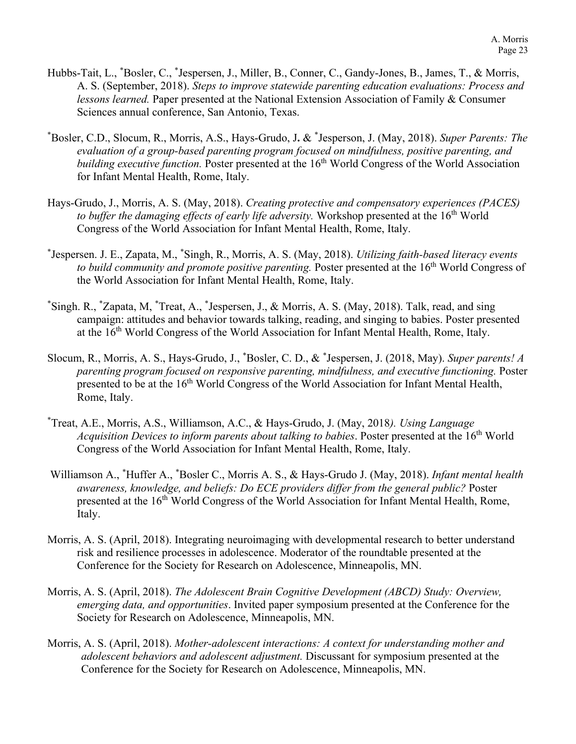Hubbs-Tait, L., *Bosler, C., *Jespersen, J., Miller, B., Conner, C., Gandy-Jones, B., James, T., & Morris, A. S. (September, 2018). *Steps to improve statewide parenting education evaluations: Process and lessons learned.* Paper presented at the National Extension Association of Family & Consumer Sciences annual conference, San Antonio, Texas.

*Bosler, C.D., Slocum, R., Morris, A.S., Hays-Grudo, J. & *Jesperson, J. (May, 2018). *Super Parents: The evaluation of a group-based parenting program focused on mindfulness, positive parenting, and building executive function.* Poster presented at the 16th World Congress of the World Association for Infant Mental Health, Rome, Italy.

Hays-Grudo, J., Morris, A. S. (May, 2018). *Creating protective and compensatory experiences (PACES) to buffer the damaging effects of early life adversity.* Workshop presented at the 16th World Congress of the World Association for Infant Mental Health, Rome, Italy.

*Jespersen. J. E., Zapata, M., *Singh, R., Morris, A. S. (May, 2018). *Utilizing faith-based literacy events to build community and promote positive parenting.* Poster presented at the 16th World Congress of the World Association for Infant Mental Health, Rome, Italy.

*Singh. R., *Zapata, M, *Treat, A., *Jespersen, J., & Morris, A. S. (May, 2018). Talk, read, and sing campaign: attitudes and behavior towards talking, reading, and singing to babies. Poster presented at the 16th World Congress of the World Association for Infant Mental Health, Rome, Italy.

Slocum, R., Morris, A. S., Hays-Grudo, J., *Bosler, C. D., & *Jespersen, J. (2018, May). *Super parents! A parenting program focused on responsive parenting, mindfulness, and executive functioning.* Poster presented to be at the 16th World Congress of the World Association for Infant Mental Health, Rome, Italy.

*Treat, A.E., Morris, A.S., Williamson, A.C., & Hays-Grudo, J. (May, 2018*). Using Language Acquisition Devices to inform parents about talking to babies*. Poster presented at the 16th World Congress of the World Association for Infant Mental Health, Rome, Italy.

Williamson A., *Huffer A., *Bosler C., Morris A. S., & Hays-Grudo J. (May, 2018). *Infant mental health awareness, knowledge, and beliefs: Do ECE providers differ from the general public?* Poster presented at the 16th World Congress of the World Association for Infant Mental Health, Rome, Italy.

Morris, A. S. (April, 2018). Integrating neuroimaging with developmental research to better understand risk and resilience processes in adolescence. Moderator of the roundtable presented at the Conference for the Society for Research on Adolescence, Minneapolis, MN.

Morris, A. S. (April, 2018). *The Adolescent Brain Cognitive Development (ABCD) Study: Overview, emerging data, and opportunities*. Invited paper symposium presented at the Conference for the Society for Research on Adolescence, Minneapolis, MN.

Morris, A. S. (April, 2018). *Mother-adolescent interactions: A context for understanding mother and adolescent behaviors and adolescent adjustment.* Discussant for symposium presented at the Conference for the Society for Research on Adolescence, Minneapolis, MN.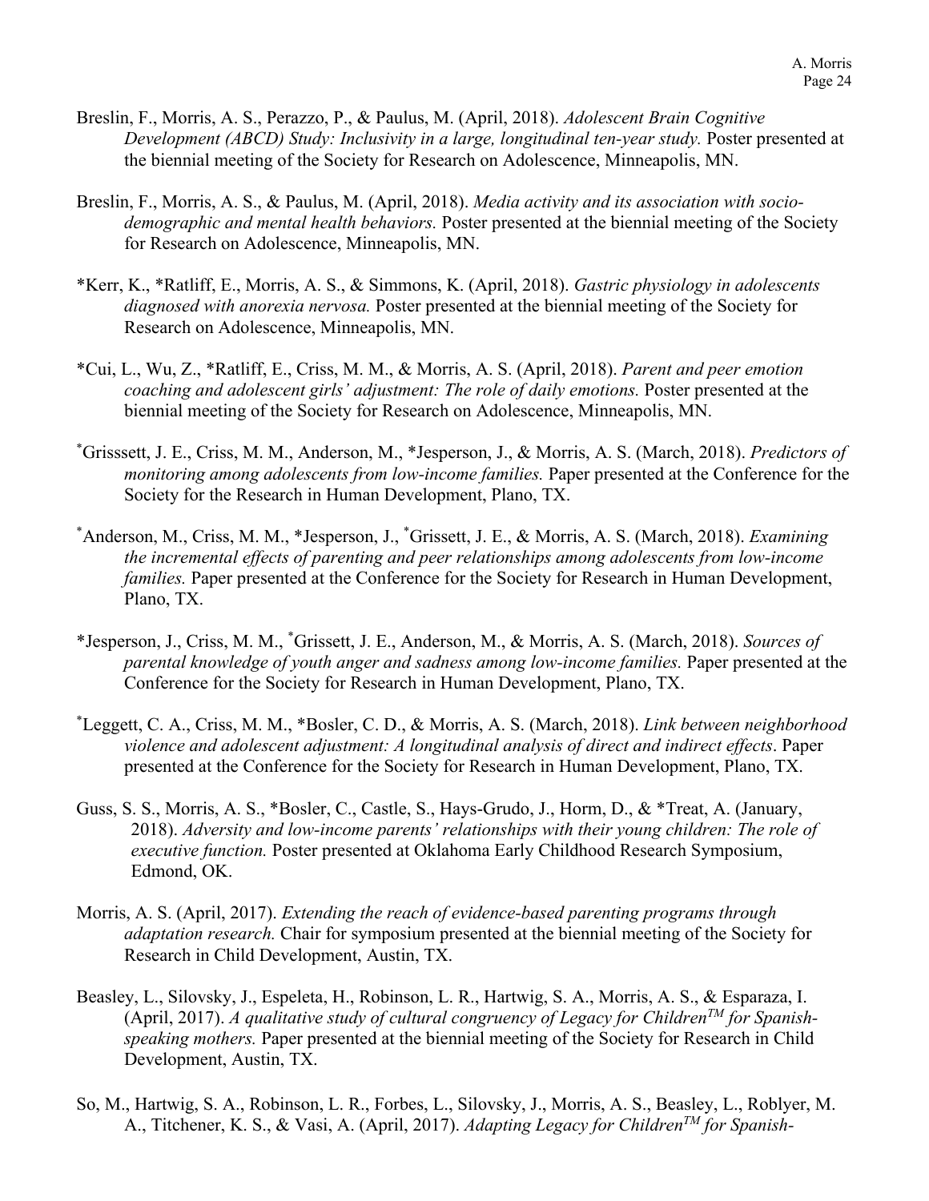Breslin, F., Morris, A. S., Perazzo, P., & Paulus, M. (April, 2018). *Adolescent Brain Cognitive Development (ABCD) Study: Inclusivity in a large, longitudinal ten-year study.* Poster presented at the biennial meeting of the Society for Research on Adolescence, Minneapolis, MN.

Breslin, F., Morris, A. S., & Paulus, M. (April, 2018). *Media activity and its association with socio-demographic and mental health behaviors.* Poster presented at the biennial meeting of the Society for Research on Adolescence, Minneapolis, MN.

*Kerr, K., *Ratliff, E., Morris, A. S., & Simmons, K. (April, 2018). *Gastric physiology in adolescents diagnosed with anorexia nervosa.* Poster presented at the biennial meeting of the Society for Research on Adolescence, Minneapolis, MN.

*Cui, L., Wu, Z., *Ratliff, E., Criss, M. M., & Morris, A. S. (April, 2018). *Parent and peer emotion coaching and adolescent girls' adjustment: The role of daily emotions.* Poster presented at the biennial meeting of the Society for Research on Adolescence, Minneapolis, MN.

*Grisssett, J. E., Criss, M. M., Anderson, M., *Jesperson, J., & Morris, A. S. (March, 2018). *Predictors of monitoring among adolescents from low-income families.* Paper presented at the Conference for the Society for the Research in Human Development, Plano, TX.

*Anderson, M., Criss, M. M., *Jesperson, J., *Grissett, J. E., & Morris, A. S. (March, 2018). *Examining the incremental effects of parenting and peer relationships among adolescents from low-income families.* Paper presented at the Conference for the Society for Research in Human Development, Plano, TX.

*Jesperson, J., Criss, M. M., *Grissett, J. E., Anderson, M., & Morris, A. S. (March, 2018). *Sources of parental knowledge of youth anger and sadness among low-income families.* Paper presented at the Conference for the Society for Research in Human Development, Plano, TX.

*Leggett, C. A., Criss, M. M., *Bosler, C. D., & Morris, A. S. (March, 2018). *Link between neighborhood violence and adolescent adjustment: A longitudinal analysis of direct and indirect effects*. Paper presented at the Conference for the Society for Research in Human Development, Plano, TX.

Guss, S. S., Morris, A. S., *Bosler, C., Castle, S., Hays-Grudo, J., Horm, D., & *Treat, A. (January, 2018). *Adversity and low-income parents' relationships with their young children: The role of executive function.* Poster presented at Oklahoma Early Childhood Research Symposium, Edmond, OK.

Morris, A. S. (April, 2017). *Extending the reach of evidence-based parenting programs through adaptation research.* Chair for symposium presented at the biennial meeting of the Society for Research in Child Development, Austin, TX.

Beasley, L., Silovsky, J., Espeleta, H., Robinson, L. R., Hartwig, S. A., Morris, A. S., & Esparaza, I. (April, 2017). *A qualitative study of cultural congruency of Legacy for Children™ for Spanish-speaking mothers.* Paper presented at the biennial meeting of the Society for Research in Child Development, Austin, TX.

So, M., Hartwig, S. A., Robinson, L. R., Forbes, L., Silovsky, J., Morris, A. S., Beasley, L., Roblyer, M. A., Titchener, K. S., & Vasi, A. (April, 2017). *Adapting Legacy for Children™ for Spanish-*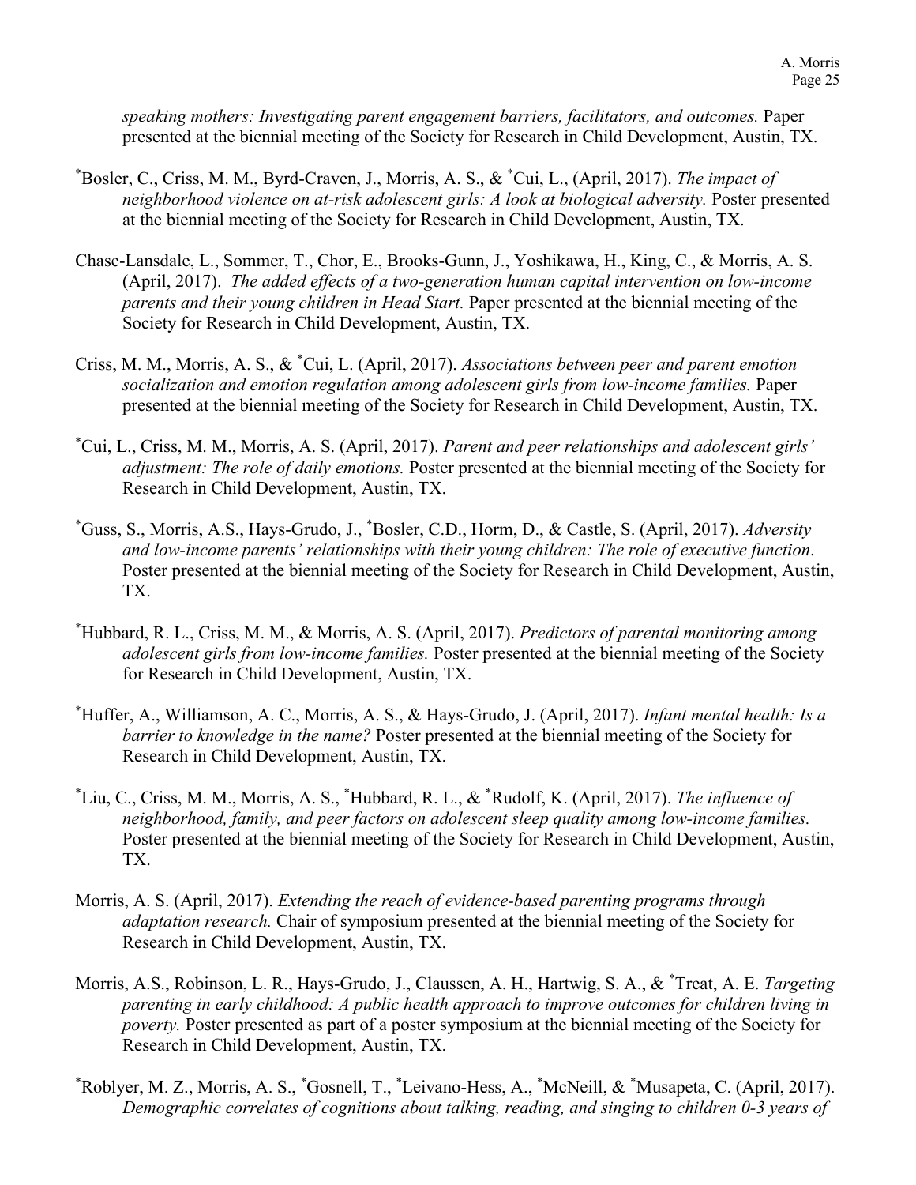*speaking mothers: Investigating parent engagement barriers, facilitators, and outcomes.* Paper presented at the biennial meeting of the Society for Research in Child Development, Austin, TX.

*Bosler, C., Criss, M. M., Byrd-Craven, J., Morris, A. S., & *Cui, L., (April, 2017). *The impact of neighborhood violence on at-risk adolescent girls: A look at biological adversity.* Poster presented at the biennial meeting of the Society for Research in Child Development, Austin, TX.

Chase-Lansdale, L., Sommer, T., Chor, E., Brooks-Gunn, J., Yoshikawa, H., King, C., & Morris, A. S. (April, 2017). *The added effects of a two-generation human capital intervention on low-income parents and their young children in Head Start.* Paper presented at the biennial meeting of the Society for Research in Child Development, Austin, TX.

Criss, M. M., Morris, A. S., & *Cui, L. (April, 2017). *Associations between peer and parent emotion socialization and emotion regulation among adolescent girls from low-income families.* Paper presented at the biennial meeting of the Society for Research in Child Development, Austin, TX.

*Cui, L., Criss, M. M., Morris, A. S. (April, 2017). *Parent and peer relationships and adolescent girls' adjustment: The role of daily emotions.* Poster presented at the biennial meeting of the Society for Research in Child Development, Austin, TX.

*Guss, S., Morris, A.S., Hays-Grudo, J., *Bosler, C.D., Horm, D., & Castle, S. (April, 2017). *Adversity and low-income parents' relationships with their young children: The role of executive function*. Poster presented at the biennial meeting of the Society for Research in Child Development, Austin, TX.

*Hubbard, R. L., Criss, M. M., & Morris, A. S. (April, 2017). *Predictors of parental monitoring among adolescent girls from low-income families.* Poster presented at the biennial meeting of the Society for Research in Child Development, Austin, TX.

*Huffer, A., Williamson, A. C., Morris, A. S., & Hays-Grudo, J. (April, 2017). *Infant mental health: Is a barrier to knowledge in the name?* Poster presented at the biennial meeting of the Society for Research in Child Development, Austin, TX.

*Liu, C., Criss, M. M., Morris, A. S., *Hubbard, R. L., & *Rudolf, K. (April, 2017). *The influence of neighborhood, family, and peer factors on adolescent sleep quality among low-income families.* Poster presented at the biennial meeting of the Society for Research in Child Development, Austin, TX.

Morris, A. S. (April, 2017). *Extending the reach of evidence-based parenting programs through adaptation research.* Chair of symposium presented at the biennial meeting of the Society for Research in Child Development, Austin, TX.

Morris, A.S., Robinson, L. R., Hays-Grudo, J., Claussen, A. H., Hartwig, S. A., & *Treat, A. E. *Targeting parenting in early childhood: A public health approach to improve outcomes for children living in poverty.* Poster presented as part of a poster symposium at the biennial meeting of the Society for Research in Child Development, Austin, TX.

*Roblyer, M. Z., Morris, A. S., *Gosnell, T., *Leivano-Hess, A., *McNeill, & *Musapeta, C. (April, 2017). *Demographic correlates of cognitions about talking, reading, and singing to children 0-3 years of*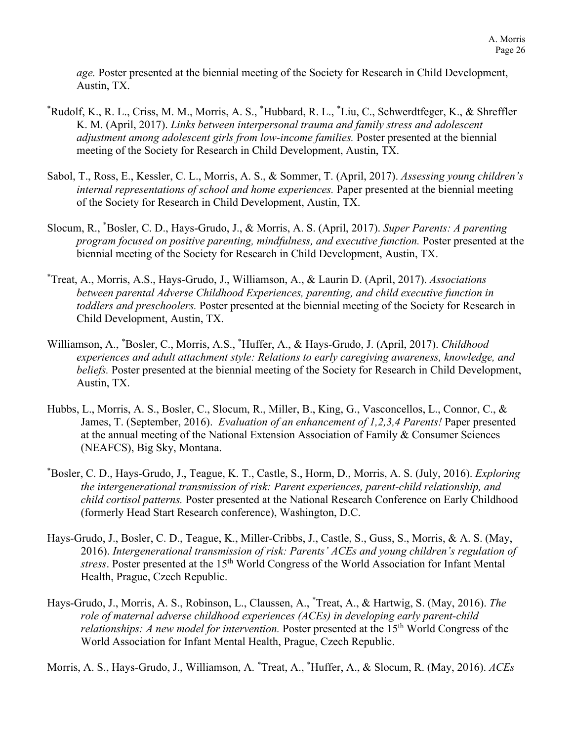*age.* Poster presented at the biennial meeting of the Society for Research in Child Development, Austin, TX.

*Rudolf, K., R. L., Criss, M. M., Morris, A. S., *Hubbard, R. L., *Liu, C., Schwerdtfeger, K., & Shreffler K. M. (April, 2017). *Links between interpersonal trauma and family stress and adolescent adjustment among adolescent girls from low-income families.* Poster presented at the biennial meeting of the Society for Research in Child Development, Austin, TX.

Sabol, T., Ross, E., Kessler, C. L., Morris, A. S., & Sommer, T. (April, 2017). *Assessing young children's internal representations of school and home experiences.* Paper presented at the biennial meeting of the Society for Research in Child Development, Austin, TX.

Slocum, R., *Bosler, C. D., Hays-Grudo, J., & Morris, A. S. (April, 2017). *Super Parents: A parenting program focused on positive parenting, mindfulness, and executive function.* Poster presented at the biennial meeting of the Society for Research in Child Development, Austin, TX.

*Treat, A., Morris, A.S., Hays-Grudo, J., Williamson, A., & Laurin D. (April, 2017). *Associations between parental Adverse Childhood Experiences, parenting, and child executive function in toddlers and preschoolers.* Poster presented at the biennial meeting of the Society for Research in Child Development, Austin, TX.

Williamson, A., *Bosler, C., Morris, A.S., *Huffer, A., & Hays-Grudo, J. (April, 2017). *Childhood experiences and adult attachment style: Relations to early caregiving awareness, knowledge, and beliefs.* Poster presented at the biennial meeting of the Society for Research in Child Development, Austin, TX.

Hubbs, L., Morris, A. S., Bosler, C., Slocum, R., Miller, B., King, G., Vasconcellos, L., Connor, C., & James, T. (September, 2016). *Evaluation of an enhancement of 1,2,3,4 Parents!* Paper presented at the annual meeting of the National Extension Association of Family & Consumer Sciences (NEAFCS), Big Sky, Montana.

*Bosler, C. D., Hays-Grudo, J., Teague, K. T., Castle, S., Horm, D., Morris, A. S. (July, 2016). *Exploring the intergenerational transmission of risk: Parent experiences, parent-child relationship, and child cortisol patterns.* Poster presented at the National Research Conference on Early Childhood (formerly Head Start Research conference), Washington, D.C.

Hays-Grudo, J., Bosler, C. D., Teague, K., Miller-Cribbs, J., Castle, S., Guss, S., Morris, & A. S. (May, 2016). *Intergenerational transmission of risk: Parents' ACEs and young children's regulation of stress*. Poster presented at the 15th World Congress of the World Association for Infant Mental Health, Prague, Czech Republic.

Hays-Grudo, J., Morris, A. S., Robinson, L., Claussen, A., *Treat, A., & Hartwig, S. (May, 2016). *The role of maternal adverse childhood experiences (ACEs) in developing early parent-child relationships: A new model for intervention.* Poster presented at the 15th World Congress of the World Association for Infant Mental Health, Prague, Czech Republic.

Morris, A. S., Hays-Grudo, J., Williamson, A. *Treat, A., *Huffer, A., & Slocum, R. (May, 2016). *ACEs*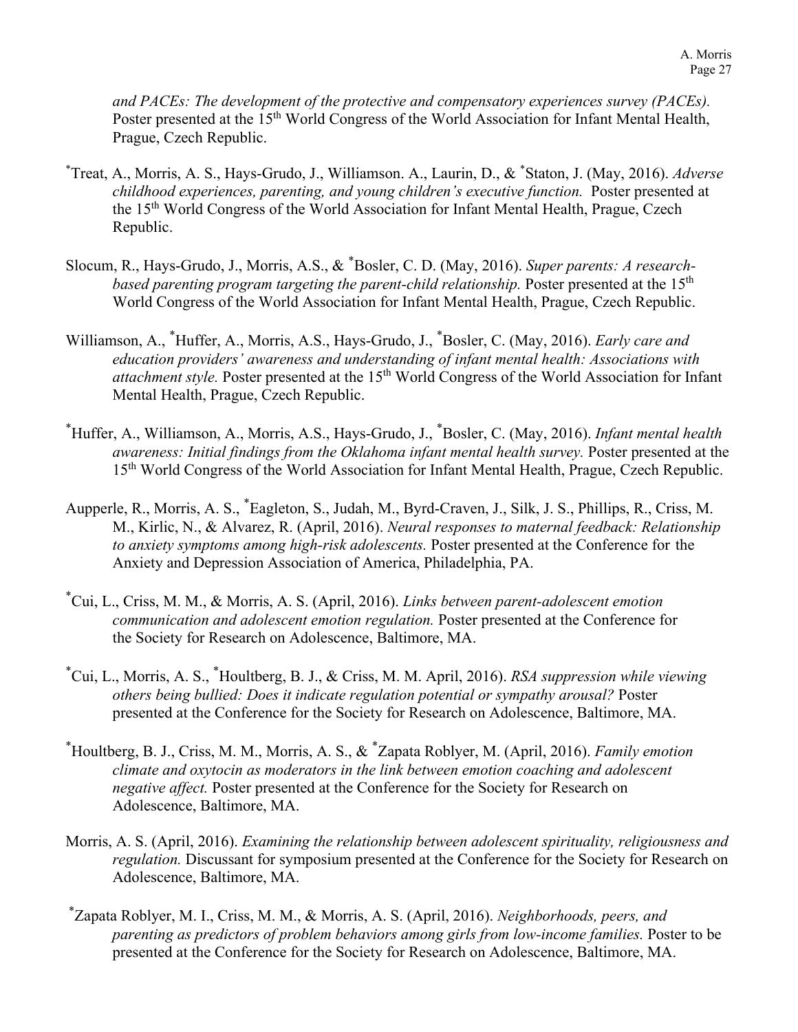*and PACEs: The development of the protective and compensatory experiences survey (PACEs).* Poster presented at the 15th World Congress of the World Association for Infant Mental Health, Prague, Czech Republic.

*Treat, A., Morris, A. S., Hays-Grudo, J., Williamson. A., Laurin, D., & *Staton, J. (May, 2016). *Adverse childhood experiences, parenting, and young children's executive function.* Poster presented at the 15th World Congress of the World Association for Infant Mental Health, Prague, Czech Republic.

Slocum, R., Hays-Grudo, J., Morris, A.S., & *Bosler, C. D. (May, 2016). *Super parents: A research-based parenting program targeting the parent-child relationship.* Poster presented at the 15th World Congress of the World Association for Infant Mental Health, Prague, Czech Republic.

Williamson, A., *Huffer, A., Morris, A.S., Hays-Grudo, J., *Bosler, C. (May, 2016). *Early care and education providers' awareness and understanding of infant mental health: Associations with attachment style.* Poster presented at the 15th World Congress of the World Association for Infant Mental Health, Prague, Czech Republic.

*Huffer, A., Williamson, A., Morris, A.S., Hays-Grudo, J., *Bosler, C. (May, 2016). *Infant mental health awareness: Initial findings from the Oklahoma infant mental health survey.* Poster presented at the 15th World Congress of the World Association for Infant Mental Health, Prague, Czech Republic.

Aupperle, R., Morris, A. S., *Eagleton, S., Judah, M., Byrd-Craven, J., Silk, J. S., Phillips, R., Criss, M. M., Kirlic, N., & Alvarez, R. (April, 2016). *Neural responses to maternal feedback: Relationship to anxiety symptoms among high-risk adolescents.* Poster presented at the Conference for the Anxiety and Depression Association of America, Philadelphia, PA.

*Cui, L., Criss, M. M., & Morris, A. S. (April, 2016). *Links between parent-adolescent emotion communication and adolescent emotion regulation.* Poster presented at the Conference for the Society for Research on Adolescence, Baltimore, MA.

*Cui, L., Morris, A. S., *Houltberg, B. J., & Criss, M. M. April, 2016). *RSA suppression while viewing others being bullied: Does it indicate regulation potential or sympathy arousal?* Poster presented at the Conference for the Society for Research on Adolescence, Baltimore, MA.

*Houltberg, B. J., Criss, M. M., Morris, A. S., & *Zapata Roblyer, M. (April, 2016). *Family emotion climate and oxytocin as moderators in the link between emotion coaching and adolescent negative affect.* Poster presented at the Conference for the Society for Research on Adolescence, Baltimore, MA.

Morris, A. S. (April, 2016). *Examining the relationship between adolescent spirituality, religiousness and regulation.* Discussant for symposium presented at the Conference for the Society for Research on Adolescence, Baltimore, MA.

*Zapata Roblyer, M. I., Criss, M. M., & Morris, A. S. (April, 2016). *Neighborhoods, peers, and parenting as predictors of problem behaviors among girls from low-income families.* Poster to be presented at the Conference for the Society for Research on Adolescence, Baltimore, MA.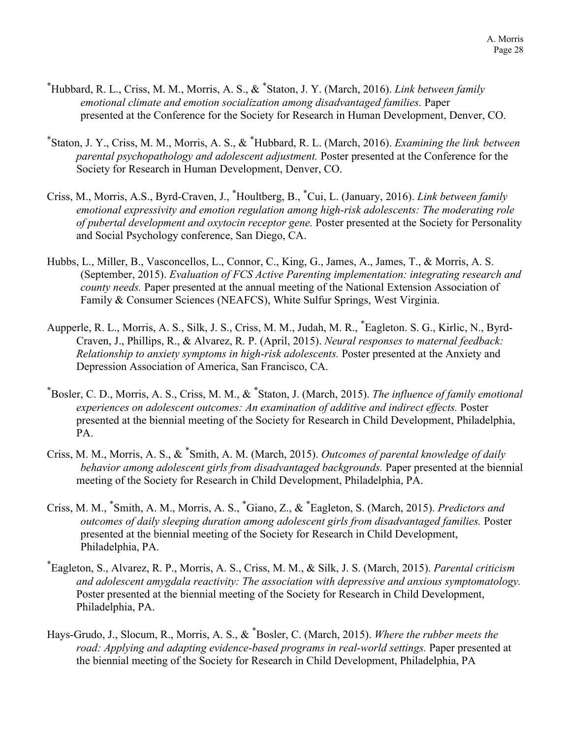[*]Hubbard, R. L., Criss, M. M., Morris, A. S., & [*]Staton, J. Y. (March, 2016). *Link between family emotional climate and emotion socialization among disadvantaged families.* Paper presented at the Conference for the Society for Research in Human Development, Denver, CO.

[*]Staton, J. Y., Criss, M. M., Morris, A. S., & [*]Hubbard, R. L. (March, 2016). *Examining the link between parental psychopathology and adolescent adjustment.* Poster presented at the Conference for the Society for Research in Human Development, Denver, CO.

Criss, M., Morris, A.S., Byrd-Craven, J., [*]Houltberg, B., [*]Cui, L. (January, 2016). *Link between family emotional expressivity and emotion regulation among high-risk adolescents: The moderating role of pubertal development and oxytocin receptor gene.* Poster presented at the Society for Personality and Social Psychology conference, San Diego, CA.

Hubbs, L., Miller, B., Vasconcellos, L., Connor, C., King, G., James, A., James, T., & Morris, A. S. (September, 2015). *Evaluation of FCS Active Parenting implementation: integrating research and county needs.* Paper presented at the annual meeting of the National Extension Association of Family & Consumer Sciences (NEAFCS), White Sulfur Springs, West Virginia.

Aupperle, R. L., Morris, A. S., Silk, J. S., Criss, M. M., Judah, M. R., [*]Eagleton. S. G., Kirlic, N., Byrd-Craven, J., Phillips, R., & Alvarez, R. P. (April, 2015). *Neural responses to maternal feedback: Relationship to anxiety symptoms in high-risk adolescents.* Poster presented at the Anxiety and Depression Association of America, San Francisco, CA.

[*]Bosler, C. D., Morris, A. S., Criss, M. M., & [*]Staton, J. (March, 2015). *The influence of family emotional experiences on adolescent outcomes: An examination of additive and indirect effects.* Poster presented at the biennial meeting of the Society for Research in Child Development, Philadelphia, PA.

Criss, M. M., Morris, A. S., & [*]Smith, A. M. (March, 2015). *Outcomes of parental knowledge of daily behavior among adolescent girls from disadvantaged backgrounds.* Paper presented at the biennial meeting of the Society for Research in Child Development, Philadelphia, PA.

Criss, M. M., [*]Smith, A. M., Morris, A. S., [*]Giano, Z., & [*]Eagleton, S. (March, 2015). *Predictors and outcomes of daily sleeping duration among adolescent girls from disadvantaged families.* Poster presented at the biennial meeting of the Society for Research in Child Development, Philadelphia, PA.

[*]Eagleton, S., Alvarez, R. P., Morris, A. S., Criss, M. M., & Silk, J. S. (March, 2015). *Parental criticism and adolescent amygdala reactivity: The association with depressive and anxious symptomatology.* Poster presented at the biennial meeting of the Society for Research in Child Development, Philadelphia, PA.

Hays-Grudo, J., Slocum, R., Morris, A. S., & [*]Bosler, C. (March, 2015). *Where the rubber meets the road: Applying and adapting evidence-based programs in real-world settings.* Paper presented at the biennial meeting of the Society for Research in Child Development, Philadelphia, PA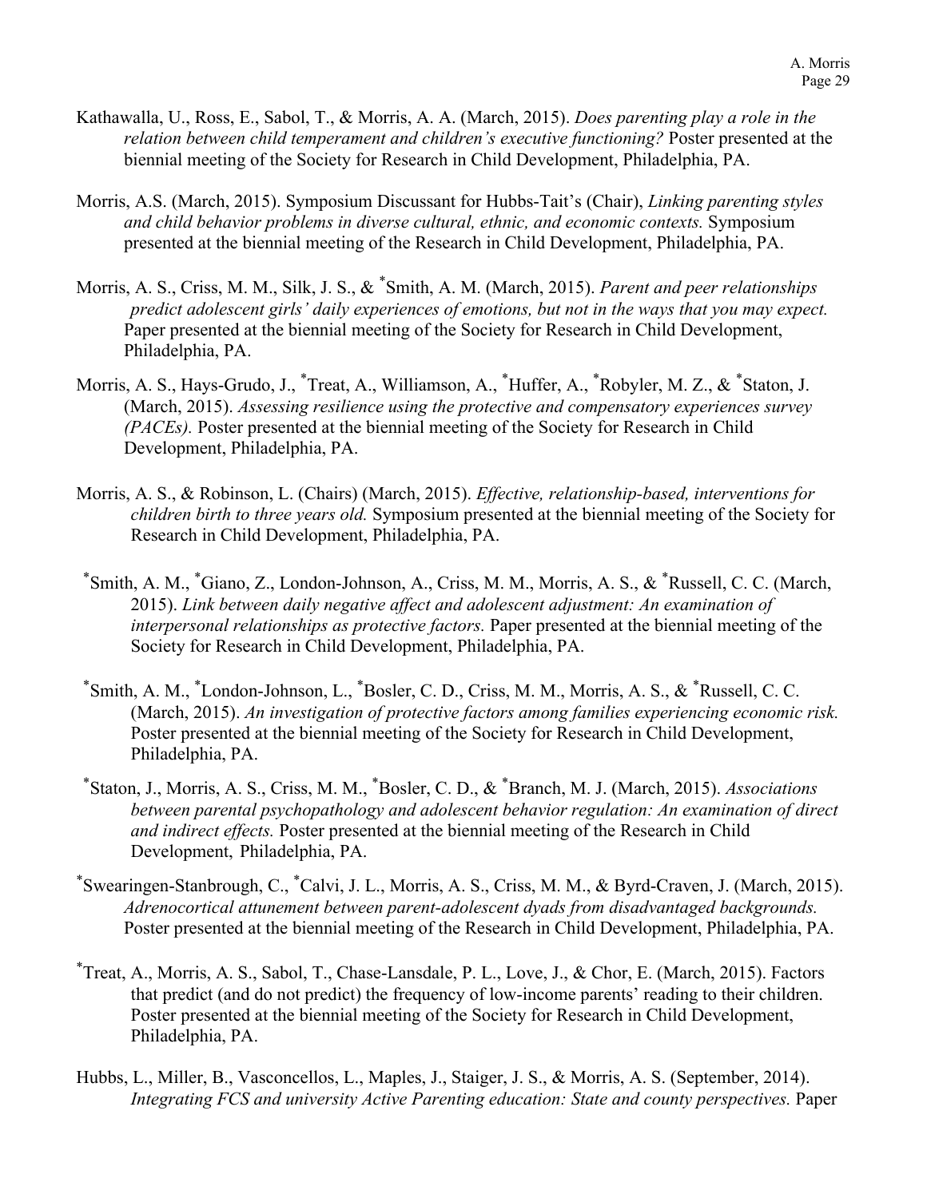Kathawalla, U., Ross, E., Sabol, T., & Morris, A. A. (March, 2015). *Does parenting play a role in the relation between child temperament and children's executive functioning?* Poster presented at the biennial meeting of the Society for Research in Child Development, Philadelphia, PA.

Morris, A.S. (March, 2015). Symposium Discussant for Hubbs-Tait's (Chair), *Linking parenting styles and child behavior problems in diverse cultural, ethnic, and economic contexts.* Symposium presented at the biennial meeting of the Research in Child Development, Philadelphia, PA.

Morris, A. S., Criss, M. M., Silk, J. S., & *Smith, A. M. (March, 2015). *Parent and peer relationships predict adolescent girls' daily experiences of emotions, but not in the ways that you may expect.* Paper presented at the biennial meeting of the Society for Research in Child Development, Philadelphia, PA.

Morris, A. S., Hays-Grudo, J., *Treat, A., Williamson, A., *Huffer, A., *Robyler, M. Z., & *Staton, J. (March, 2015). *Assessing resilience using the protective and compensatory experiences survey (PACEs).* Poster presented at the biennial meeting of the Society for Research in Child Development, Philadelphia, PA.

Morris, A. S., & Robinson, L. (Chairs) (March, 2015). *Effective, relationship-based, interventions for children birth to three years old.* Symposium presented at the biennial meeting of the Society for Research in Child Development, Philadelphia, PA.

*Smith, A. M., *Giano, Z., London-Johnson, A., Criss, M. M., Morris, A. S., & *Russell, C. C. (March, 2015). *Link between daily negative affect and adolescent adjustment: An examination of interpersonal relationships as protective factors.* Paper presented at the biennial meeting of the Society for Research in Child Development, Philadelphia, PA.

*Smith, A. M., *London-Johnson, L., *Bosler, C. D., Criss, M. M., Morris, A. S., & *Russell, C. C. (March, 2015). *An investigation of protective factors among families experiencing economic risk.* Poster presented at the biennial meeting of the Society for Research in Child Development, Philadelphia, PA.

*Staton, J., Morris, A. S., Criss, M. M., *Bosler, C. D., & *Branch, M. J. (March, 2015). *Associations between parental psychopathology and adolescent behavior regulation: An examination of direct and indirect effects.* Poster presented at the biennial meeting of the Research in Child Development, Philadelphia, PA.

*Swearingen-Stanbrough, C., *Calvi, J. L., Morris, A. S., Criss, M. M., & Byrd-Craven, J. (March, 2015). *Adrenocortical attunement between parent-adolescent dyads from disadvantaged backgrounds.* Poster presented at the biennial meeting of the Research in Child Development, Philadelphia, PA.

*Treat, A., Morris, A. S., Sabol, T., Chase-Lansdale, P. L., Love, J., & Chor, E. (March, 2015). Factors that predict (and do not predict) the frequency of low-income parents' reading to their children. Poster presented at the biennial meeting of the Society for Research in Child Development, Philadelphia, PA.

Hubbs, L., Miller, B., Vasconcellos, L., Maples, J., Staiger, J. S., & Morris, A. S. (September, 2014). *Integrating FCS and university Active Parenting education: State and county perspectives.* Paper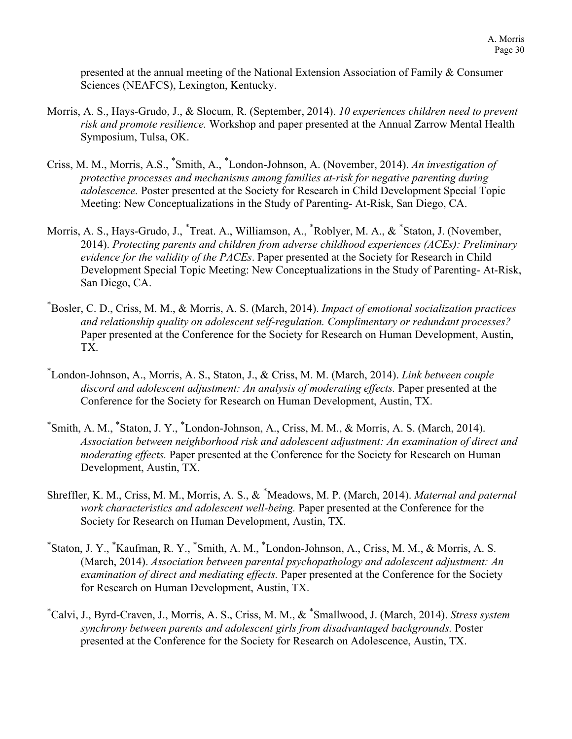presented at the annual meeting of the National Extension Association of Family & Consumer Sciences (NEAFCS), Lexington, Kentucky.

Morris, A. S., Hays-Grudo, J., & Slocum, R. (September, 2014). *10 experiences children need to prevent risk and promote resilience.* Workshop and paper presented at the Annual Zarrow Mental Health Symposium, Tulsa, OK.

Criss, M. M., Morris, A.S., *Smith, A., *London-Johnson, A. (November, 2014). *An investigation of protective processes and mechanisms among families at-risk for negative parenting during adolescence.* Poster presented at the Society for Research in Child Development Special Topic Meeting: New Conceptualizations in the Study of Parenting- At-Risk, San Diego, CA.

Morris, A. S., Hays-Grudo, J., *Treat. A., Williamson, A., *Roblyer, M. A., & *Staton, J. (November, 2014). *Protecting parents and children from adverse childhood experiences (ACEs): Preliminary evidence for the validity of the PACEs*. Paper presented at the Society for Research in Child Development Special Topic Meeting: New Conceptualizations in the Study of Parenting- At-Risk, San Diego, CA.

*Bosler, C. D., Criss, M. M., & Morris, A. S. (March, 2014). *Impact of emotional socialization practices and relationship quality on adolescent self-regulation. Complimentary or redundant processes?* Paper presented at the Conference for the Society for Research on Human Development, Austin, TX.

*London-Johnson, A., Morris, A. S., Staton, J., & Criss, M. M. (March, 2014). *Link between couple discord and adolescent adjustment: An analysis of moderating effects.* Paper presented at the Conference for the Society for Research on Human Development, Austin, TX.

*Smith, A. M., *Staton, J. Y., *London-Johnson, A., Criss, M. M., & Morris, A. S. (March, 2014). *Association between neighborhood risk and adolescent adjustment: An examination of direct and moderating effects.* Paper presented at the Conference for the Society for Research on Human Development, Austin, TX.

Shreffler, K. M., Criss, M. M., Morris, A. S., & *Meadows, M. P. (March, 2014). *Maternal and paternal work characteristics and adolescent well-being.* Paper presented at the Conference for the Society for Research on Human Development, Austin, TX.

*Staton, J. Y., *Kaufman, R. Y., *Smith, A. M., *London-Johnson, A., Criss, M. M., & Morris, A. S. (March, 2014). *Association between parental psychopathology and adolescent adjustment: An examination of direct and mediating effects.* Paper presented at the Conference for the Society for Research on Human Development, Austin, TX.

*Calvi, J., Byrd-Craven, J., Morris, A. S., Criss, M. M., & *Smallwood, J. (March, 2014). *Stress system synchrony between parents and adolescent girls from disadvantaged backgrounds.* Poster presented at the Conference for the Society for Research on Adolescence, Austin, TX.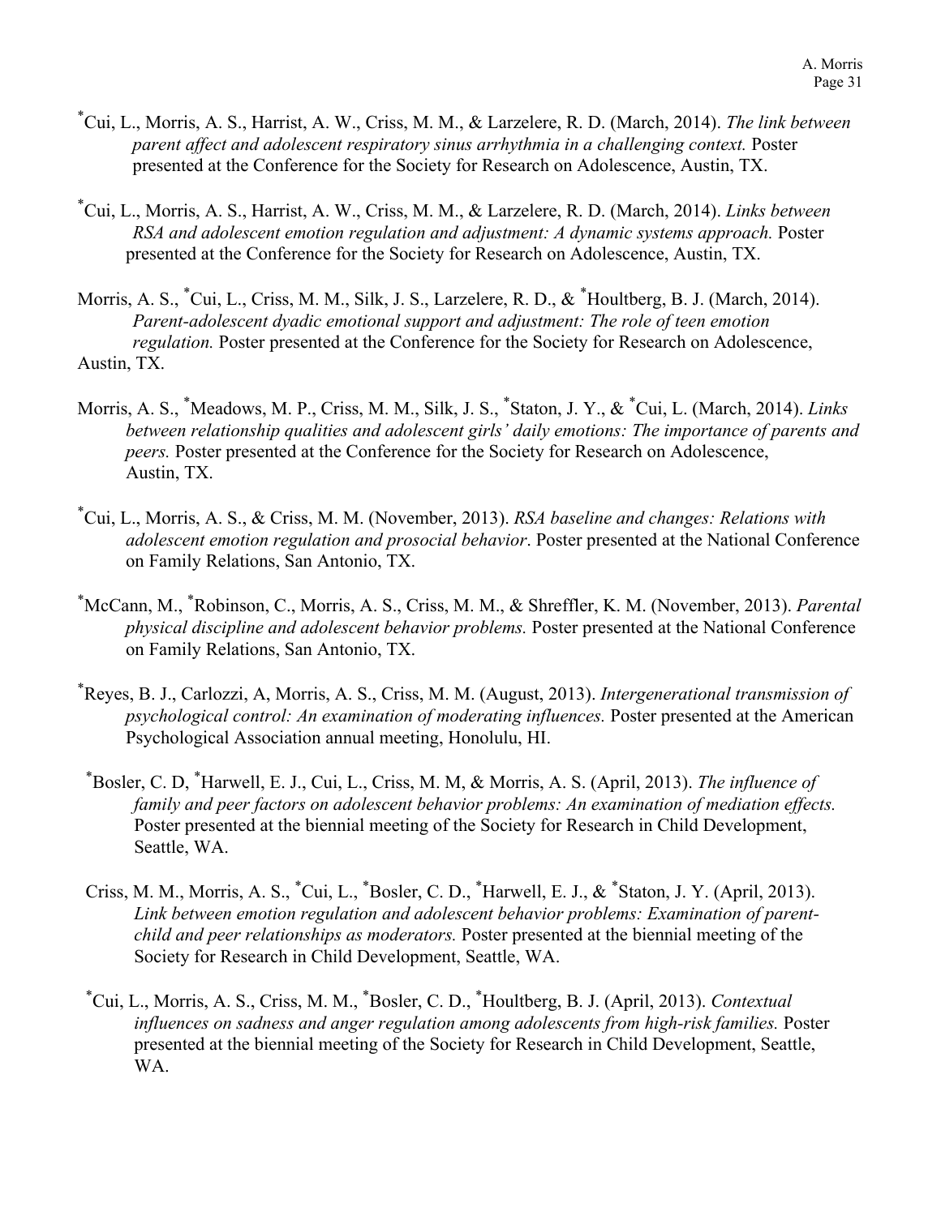*Cui, L., Morris, A. S., Harrist, A. W., Criss, M. M., & Larzelere, R. D. (March, 2014). *The link between parent affect and adolescent respiratory sinus arrhythmia in a challenging context.* Poster presented at the Conference for the Society for Research on Adolescence, Austin, TX.

*Cui, L., Morris, A. S., Harrist, A. W., Criss, M. M., & Larzelere, R. D. (March, 2014). *Links between RSA and adolescent emotion regulation and adjustment: A dynamic systems approach.* Poster presented at the Conference for the Society for Research on Adolescence, Austin, TX.

Morris, A. S., *Cui, L., Criss, M. M., Silk, J. S., Larzelere, R. D., & *Houltberg, B. J. (March, 2014). *Parent-adolescent dyadic emotional support and adjustment: The role of teen emotion regulation.* Poster presented at the Conference for the Society for Research on Adolescence, Austin, TX.

Morris, A. S., *Meadows, M. P., Criss, M. M., Silk, J. S., *Staton, J. Y., & *Cui, L. (March, 2014). *Links between relationship qualities and adolescent girls' daily emotions: The importance of parents and peers.* Poster presented at the Conference for the Society for Research on Adolescence, Austin, TX.

*Cui, L., Morris, A. S., & Criss, M. M. (November, 2013). *RSA baseline and changes: Relations with adolescent emotion regulation and prosocial behavior*. Poster presented at the National Conference on Family Relations, San Antonio, TX.

*McCann, M., *Robinson, C., Morris, A. S., Criss, M. M., & Shreffler, K. M. (November, 2013). *Parental physical discipline and adolescent behavior problems.* Poster presented at the National Conference on Family Relations, San Antonio, TX.

*Reyes, B. J., Carlozzi, A, Morris, A. S., Criss, M. M. (August, 2013). *Intergenerational transmission of psychological control: An examination of moderating influences.* Poster presented at the American Psychological Association annual meeting, Honolulu, HI.

*Bosler, C. D, *Harwell, E. J., Cui, L., Criss, M. M, & Morris, A. S. (April, 2013). *The influence of family and peer factors on adolescent behavior problems: An examination of mediation effects.* Poster presented at the biennial meeting of the Society for Research in Child Development, Seattle, WA.

Criss, M. M., Morris, A. S., *Cui, L., *Bosler, C. D., *Harwell, E. J., & *Staton, J. Y. (April, 2013). *Link between emotion regulation and adolescent behavior problems: Examination of parent-child and peer relationships as moderators.* Poster presented at the biennial meeting of the Society for Research in Child Development, Seattle, WA.

*Cui, L., Morris, A. S., Criss, M. M., *Bosler, C. D., *Houltberg, B. J. (April, 2013). *Contextual influences on sadness and anger regulation among adolescents from high-risk families.* Poster presented at the biennial meeting of the Society for Research in Child Development, Seattle, WA.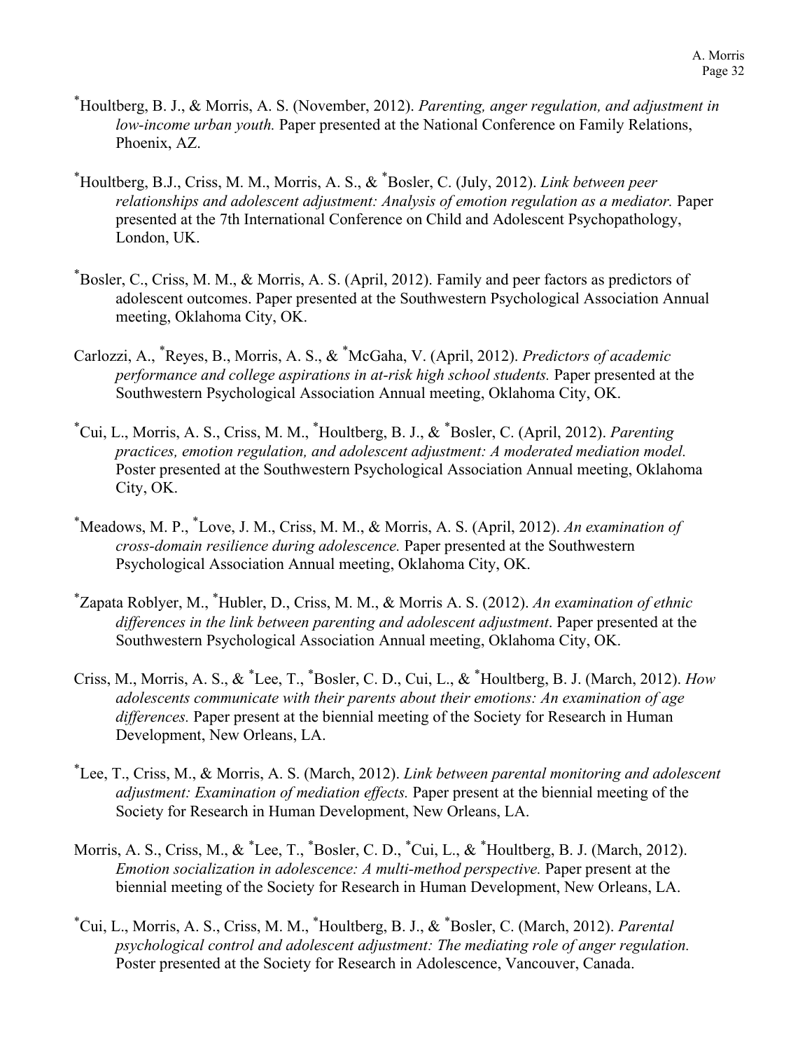*Houltberg, B. J., & Morris, A. S. (November, 2012). *Parenting, anger regulation, and adjustment in low-income urban youth.* Paper presented at the National Conference on Family Relations, Phoenix, AZ.

*Houltberg, B.J., Criss, M. M., Morris, A. S., & *Bosler, C. (July, 2012). *Link between peer relationships and adolescent adjustment: Analysis of emotion regulation as a mediator.* Paper presented at the 7th International Conference on Child and Adolescent Psychopathology, London, UK.

*Bosler, C., Criss, M. M., & Morris, A. S. (April, 2012). Family and peer factors as predictors of adolescent outcomes. Paper presented at the Southwestern Psychological Association Annual meeting, Oklahoma City, OK.

Carlozzi, A., *Reyes, B., Morris, A. S., & *McGaha, V. (April, 2012). *Predictors of academic performance and college aspirations in at-risk high school students.* Paper presented at the Southwestern Psychological Association Annual meeting, Oklahoma City, OK.

*Cui, L., Morris, A. S., Criss, M. M., *Houltberg, B. J., & *Bosler, C. (April, 2012). *Parenting practices, emotion regulation, and adolescent adjustment: A moderated mediation model.* Poster presented at the Southwestern Psychological Association Annual meeting, Oklahoma City, OK.

*Meadows, M. P., *Love, J. M., Criss, M. M., & Morris, A. S. (April, 2012). *An examination of cross-domain resilience during adolescence.* Paper presented at the Southwestern Psychological Association Annual meeting, Oklahoma City, OK.

*Zapata Roblyer, M., *Hubler, D., Criss, M. M., & Morris A. S. (2012). *An examination of ethnic differences in the link between parenting and adolescent adjustment*. Paper presented at the Southwestern Psychological Association Annual meeting, Oklahoma City, OK.

Criss, M., Morris, A. S., & *Lee, T., *Bosler, C. D., Cui, L., & *Houltberg, B. J. (March, 2012). *How adolescents communicate with their parents about their emotions: An examination of age differences.* Paper present at the biennial meeting of the Society for Research in Human Development, New Orleans, LA.

*Lee, T., Criss, M., & Morris, A. S. (March, 2012). *Link between parental monitoring and adolescent adjustment: Examination of mediation effects.* Paper present at the biennial meeting of the Society for Research in Human Development, New Orleans, LA.

Morris, A. S., Criss, M., & *Lee, T., *Bosler, C. D., *Cui, L., & *Houltberg, B. J. (March, 2012). *Emotion socialization in adolescence: A multi-method perspective.* Paper present at the biennial meeting of the Society for Research in Human Development, New Orleans, LA.

*Cui, L., Morris, A. S., Criss, M. M., *Houltberg, B. J., & *Bosler, C. (March, 2012). *Parental psychological control and adolescent adjustment: The mediating role of anger regulation.* Poster presented at the Society for Research in Adolescence, Vancouver, Canada.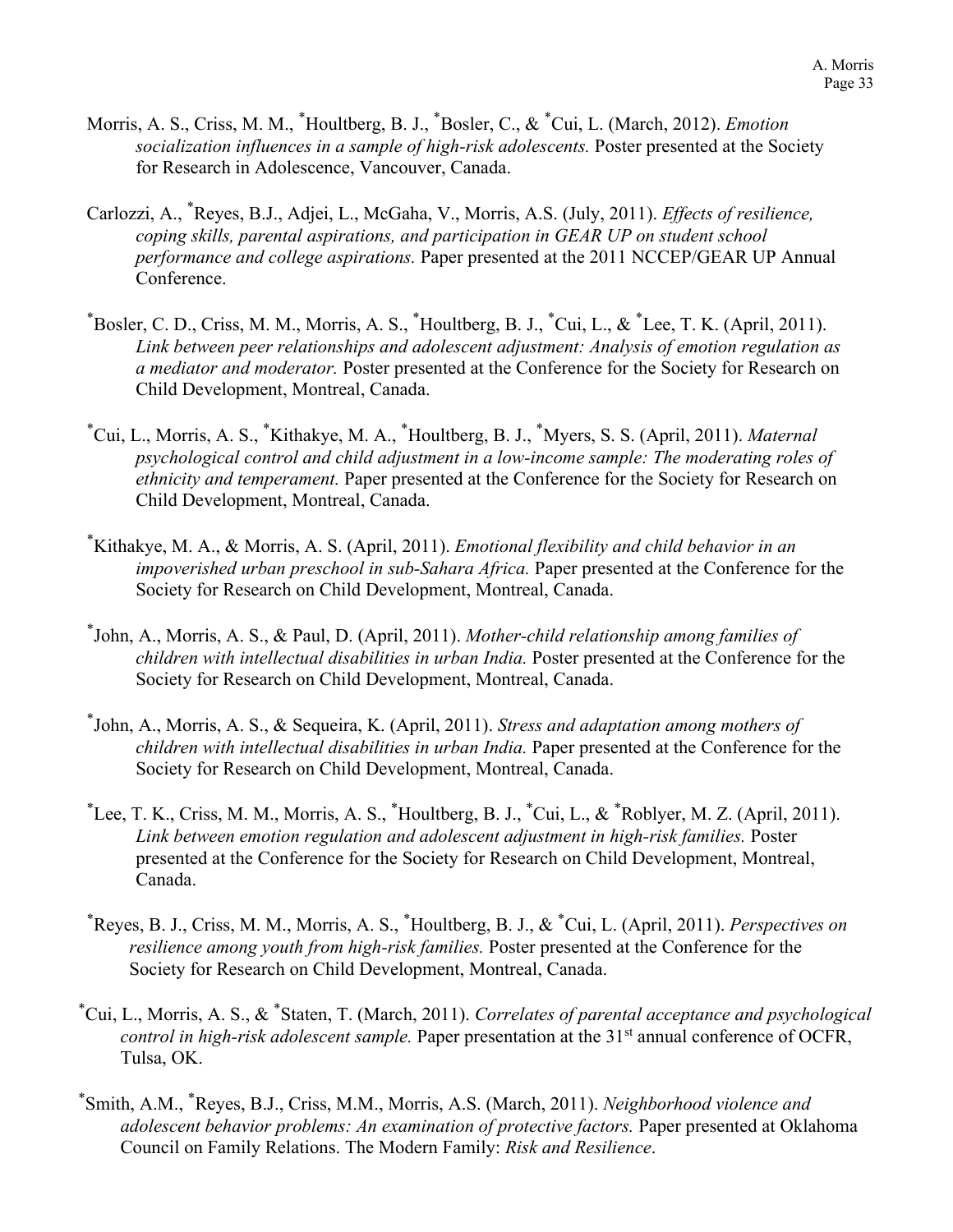Morris, A. S., Criss, M. M., [*]Houltberg, B. J., [*]Bosler, C., & [*]Cui, L. (March, 2012). *Emotion socialization influences in a sample of high-risk adolescents.* Poster presented at the Society for Research in Adolescence, Vancouver, Canada.

Carlozzi, A., [*]Reyes, B.J., Adjei, L., McGaha, V., Morris, A.S. (July, 2011). *Effects of resilience, coping skills, parental aspirations, and participation in GEAR UP on student school performance and college aspirations.* Paper presented at the 2011 NCCEP/GEAR UP Annual Conference.

[*]Bosler, C. D., Criss, M. M., Morris, A. S., [*]Houltberg, B. J., [*]Cui, L., & [*]Lee, T. K. (April, 2011). *Link between peer relationships and adolescent adjustment: Analysis of emotion regulation as a mediator and moderator.* Poster presented at the Conference for the Society for Research on Child Development, Montreal, Canada.

[*]Cui, L., Morris, A. S., [*]Kithakye, M. A., [*]Houltberg, B. J., [*]Myers, S. S. (April, 2011). *Maternal psychological control and child adjustment in a low-income sample: The moderating roles of ethnicity and temperament.* Paper presented at the Conference for the Society for Research on Child Development, Montreal, Canada.

[*]Kithakye, M. A., & Morris, A. S. (April, 2011). *Emotional flexibility and child behavior in an impoverished urban preschool in sub-Sahara Africa.* Paper presented at the Conference for the Society for Research on Child Development, Montreal, Canada.

[*]John, A., Morris, A. S., & Paul, D. (April, 2011). *Mother-child relationship among families of children with intellectual disabilities in urban India.* Poster presented at the Conference for the Society for Research on Child Development, Montreal, Canada.

[*]John, A., Morris, A. S., & Sequeira, K. (April, 2011). *Stress and adaptation among mothers of children with intellectual disabilities in urban India.* Paper presented at the Conference for the Society for Research on Child Development, Montreal, Canada.

[*]Lee, T. K., Criss, M. M., Morris, A. S., [*]Houltberg, B. J., [*]Cui, L., & [*]Roblyer, M. Z. (April, 2011). *Link between emotion regulation and adolescent adjustment in high-risk families.* Poster presented at the Conference for the Society for Research on Child Development, Montreal, Canada.

[*]Reyes, B. J., Criss, M. M., Morris, A. S., [*]Houltberg, B. J., & [*]Cui, L. (April, 2011). *Perspectives on resilience among youth from high-risk families.* Poster presented at the Conference for the Society for Research on Child Development, Montreal, Canada.

[*]Cui, L., Morris, A. S., & [*]Staten, T. (March, 2011). *Correlates of parental acceptance and psychological control in high-risk adolescent sample.* Paper presentation at the 31st annual conference of OCFR, Tulsa, OK.

[*]Smith, A.M., [*]Reyes, B.J., Criss, M.M., Morris, A.S. (March, 2011). *Neighborhood violence and adolescent behavior problems: An examination of protective factors.* Paper presented at Oklahoma Council on Family Relations. The Modern Family: *Risk and Resilience*.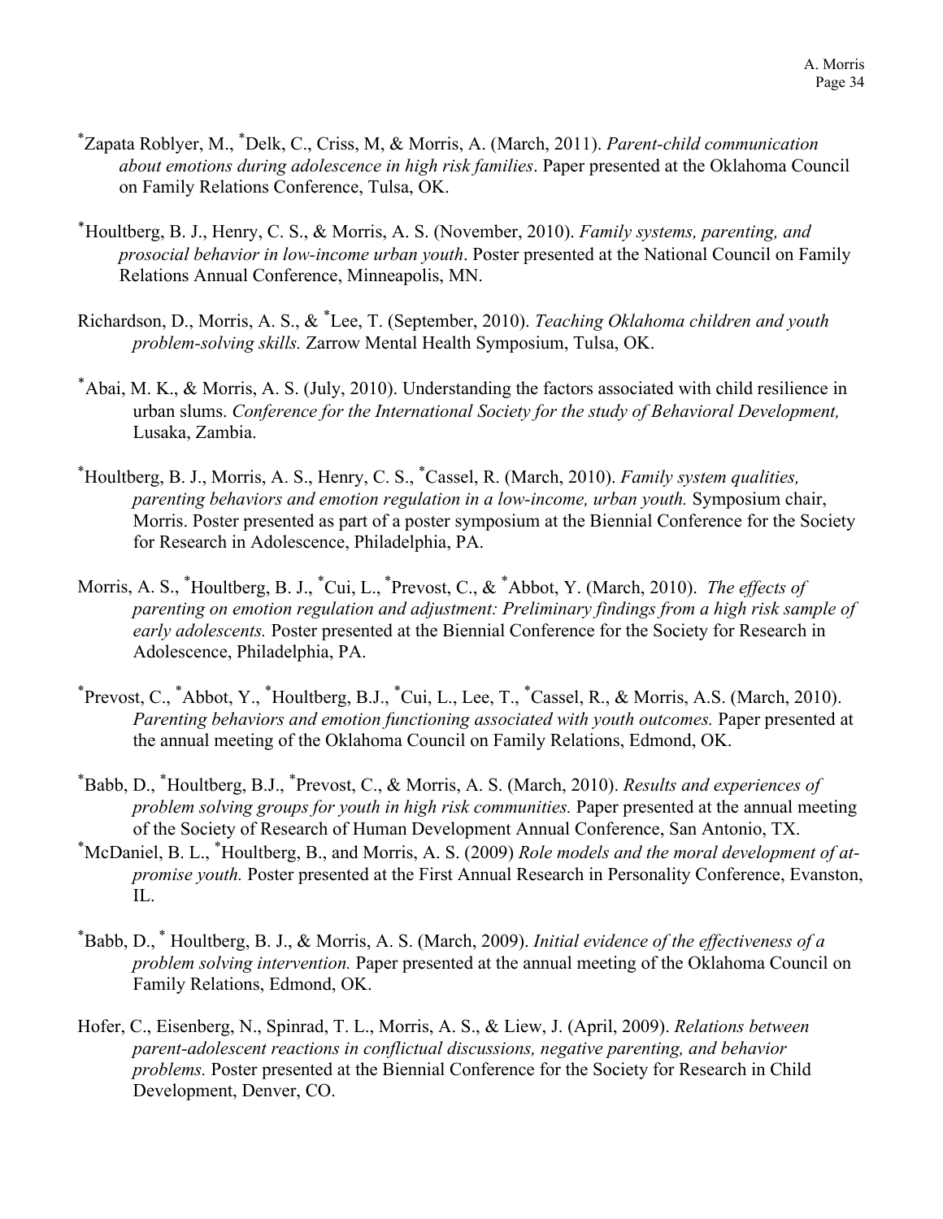*Zapata Roblyer, M., *Delk, C., Criss, M, & Morris, A. (March, 2011). *Parent-child communication about emotions during adolescence in high risk families*. Paper presented at the Oklahoma Council on Family Relations Conference, Tulsa, OK.

*Houltberg, B. J., Henry, C. S., & Morris, A. S. (November, 2010). *Family systems, parenting, and prosocial behavior in low-income urban youth*. Poster presented at the National Council on Family Relations Annual Conference, Minneapolis, MN.

Richardson, D., Morris, A. S., & *Lee, T. (September, 2010). *Teaching Oklahoma children and youth problem-solving skills.* Zarrow Mental Health Symposium, Tulsa, OK.

*Abai, M. K., & Morris, A. S. (July, 2010). Understanding the factors associated with child resilience in urban slums. *Conference for the International Society for the study of Behavioral Development,* Lusaka, Zambia.

*Houltberg, B. J., Morris, A. S., Henry, C. S., *Cassel, R. (March, 2010). *Family system qualities, parenting behaviors and emotion regulation in a low-income, urban youth.* Symposium chair, Morris. Poster presented as part of a poster symposium at the Biennial Conference for the Society for Research in Adolescence, Philadelphia, PA.

Morris, A. S., *Houltberg, B. J., *Cui, L., *Prevost, C., & *Abbot, Y. (March, 2010). *The effects of parenting on emotion regulation and adjustment: Preliminary findings from a high risk sample of early adolescents.* Poster presented at the Biennial Conference for the Society for Research in Adolescence, Philadelphia, PA.

*Prevost, C., *Abbot, Y., *Houltberg, B.J., *Cui, L., Lee, T., *Cassel, R., & Morris, A.S. (March, 2010). *Parenting behaviors and emotion functioning associated with youth outcomes.* Paper presented at the annual meeting of the Oklahoma Council on Family Relations, Edmond, OK.

*Babb, D., *Houltberg, B.J., *Prevost, C., & Morris, A. S. (March, 2010). *Results and experiences of problem solving groups for youth in high risk communities.* Paper presented at the annual meeting of the Society of Research of Human Development Annual Conference, San Antonio, TX.

*McDaniel, B. L., *Houltberg, B., and Morris, A. S. (2009) *Role models and the moral development of at-promise youth.* Poster presented at the First Annual Research in Personality Conference, Evanston, IL.

*Babb, D., * Houltberg, B. J., & Morris, A. S. (March, 2009). *Initial evidence of the effectiveness of a problem solving intervention.* Paper presented at the annual meeting of the Oklahoma Council on Family Relations, Edmond, OK.

Hofer, C., Eisenberg, N., Spinrad, T. L., Morris, A. S., & Liew, J. (April, 2009). *Relations between parent-adolescent reactions in conflictual discussions, negative parenting, and behavior problems.* Poster presented at the Biennial Conference for the Society for Research in Child Development, Denver, CO.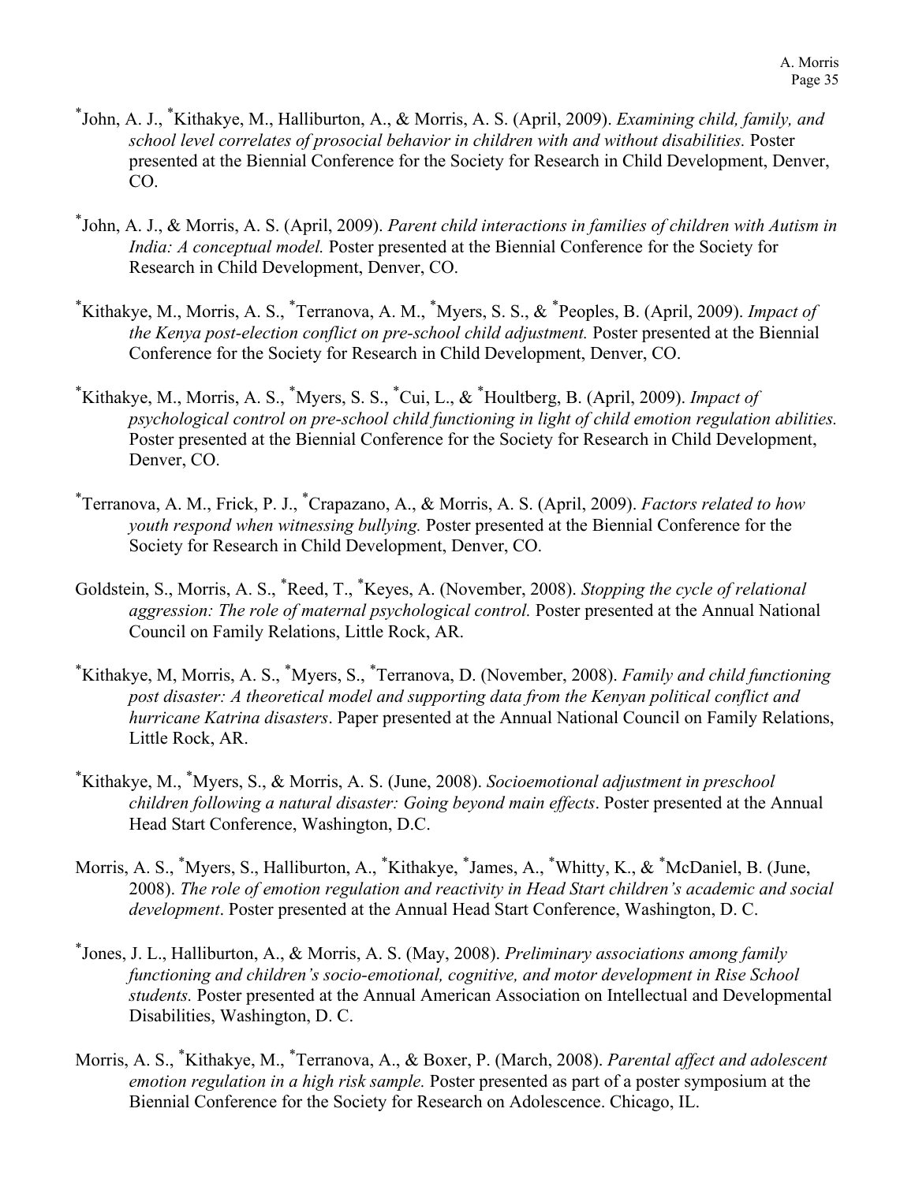*John, A. J., *Kithakye, M., Halliburton, A., & Morris, A. S. (April, 2009). *Examining child, family, and school level correlates of prosocial behavior in children with and without disabilities.* Poster presented at the Biennial Conference for the Society for Research in Child Development, Denver, CO.

*John, A. J., & Morris, A. S. (April, 2009). *Parent child interactions in families of children with Autism in India: A conceptual model.* Poster presented at the Biennial Conference for the Society for Research in Child Development, Denver, CO.

*Kithakye, M., Morris, A. S., *Terranova, A. M., *Myers, S. S., & *Peoples, B. (April, 2009). *Impact of the Kenya post-election conflict on pre-school child adjustment.* Poster presented at the Biennial Conference for the Society for Research in Child Development, Denver, CO.

*Kithakye, M., Morris, A. S., *Myers, S. S., *Cui, L., & *Houltberg, B. (April, 2009). *Impact of psychological control on pre-school child functioning in light of child emotion regulation abilities.* Poster presented at the Biennial Conference for the Society for Research in Child Development, Denver, CO.

*Terranova, A. M., Frick, P. J., *Crapazano, A., & Morris, A. S. (April, 2009). *Factors related to how youth respond when witnessing bullying.* Poster presented at the Biennial Conference for the Society for Research in Child Development, Denver, CO.

Goldstein, S., Morris, A. S., *Reed, T., *Keyes, A. (November, 2008). *Stopping the cycle of relational aggression: The role of maternal psychological control.* Poster presented at the Annual National Council on Family Relations, Little Rock, AR.

*Kithakye, M, Morris, A. S., *Myers, S., *Terranova, D. (November, 2008). *Family and child functioning post disaster: A theoretical model and supporting data from the Kenyan political conflict and hurricane Katrina disasters*. Paper presented at the Annual National Council on Family Relations, Little Rock, AR.

*Kithakye, M., *Myers, S., & Morris, A. S. (June, 2008). *Socioemotional adjustment in preschool children following a natural disaster: Going beyond main effects*. Poster presented at the Annual Head Start Conference, Washington, D.C.

Morris, A. S., *Myers, S., Halliburton, A., *Kithakye, *James, A., *Whitty, K., & *McDaniel, B. (June, 2008). *The role of emotion regulation and reactivity in Head Start children's academic and social development*. Poster presented at the Annual Head Start Conference, Washington, D. C.

*Jones, J. L., Halliburton, A., & Morris, A. S. (May, 2008). *Preliminary associations among family functioning and children's socio-emotional, cognitive, and motor development in Rise School students.* Poster presented at the Annual American Association on Intellectual and Developmental Disabilities, Washington, D. C.

Morris, A. S., *Kithakye, M., *Terranova, A., & Boxer, P. (March, 2008). *Parental affect and adolescent emotion regulation in a high risk sample.* Poster presented as part of a poster symposium at the Biennial Conference for the Society for Research on Adolescence. Chicago, IL.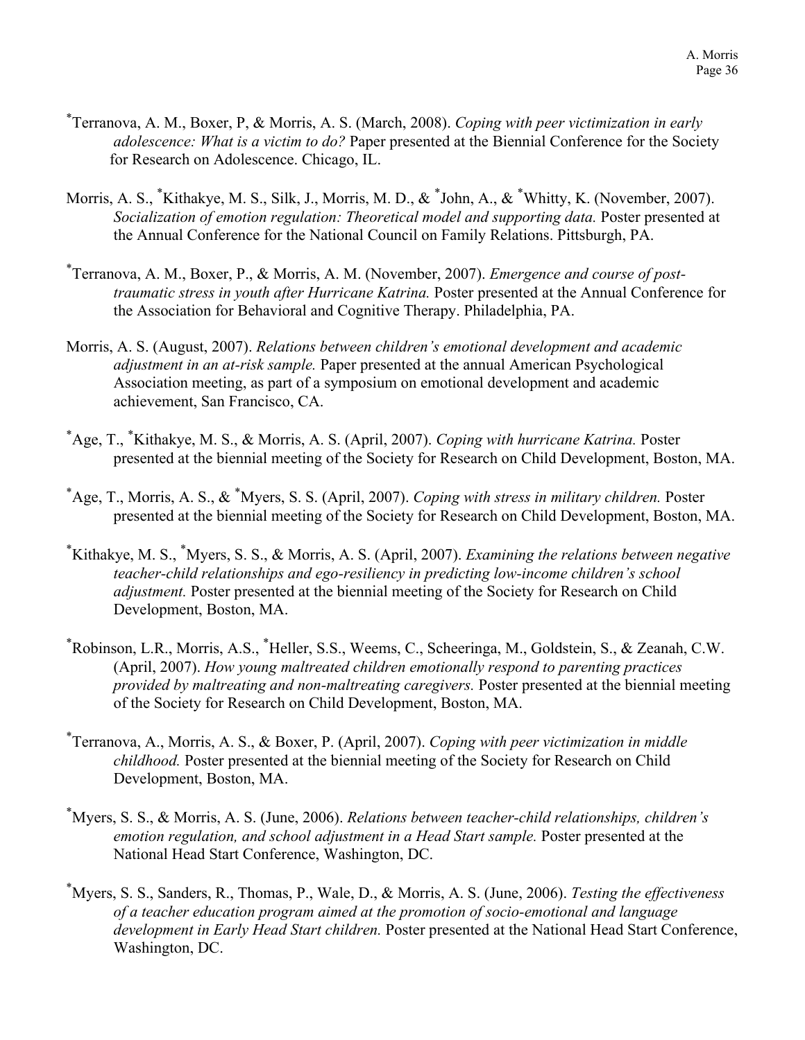[*]Terranova, A. M., Boxer, P, & Morris, A. S. (March, 2008). *Coping with peer victimization in early adolescence: What is a victim to do?* Paper presented at the Biennial Conference for the Society for Research on Adolescence. Chicago, IL.

Morris, A. S., [*]Kithakye, M. S., Silk, J., Morris, M. D., & [*]John, A., & [*]Whitty, K. (November, 2007). *Socialization of emotion regulation: Theoretical model and supporting data.* Poster presented at the Annual Conference for the National Council on Family Relations. Pittsburgh, PA.

[*]Terranova, A. M., Boxer, P., & Morris, A. M. (November, 2007). *Emergence and course of post-traumatic stress in youth after Hurricane Katrina.* Poster presented at the Annual Conference for the Association for Behavioral and Cognitive Therapy. Philadelphia, PA.

Morris, A. S. (August, 2007). *Relations between children's emotional development and academic adjustment in an at-risk sample.* Paper presented at the annual American Psychological Association meeting, as part of a symposium on emotional development and academic achievement, San Francisco, CA.

[*]Age, T., [*]Kithakye, M. S., & Morris, A. S. (April, 2007). *Coping with hurricane Katrina.* Poster presented at the biennial meeting of the Society for Research on Child Development, Boston, MA.

[*]Age, T., Morris, A. S., & [*]Myers, S. S. (April, 2007). *Coping with stress in military children.* Poster presented at the biennial meeting of the Society for Research on Child Development, Boston, MA.

[*]Kithakye, M. S., [*]Myers, S. S., & Morris, A. S. (April, 2007). *Examining the relations between negative teacher-child relationships and ego-resiliency in predicting low-income children's school adjustment.* Poster presented at the biennial meeting of the Society for Research on Child Development, Boston, MA.

[*]Robinson, L.R., Morris, A.S., [*]Heller, S.S., Weems, C., Scheeringa, M., Goldstein, S., & Zeanah, C.W. (April, 2007). *How young maltreated children emotionally respond to parenting practices provided by maltreating and non-maltreating caregivers.* Poster presented at the biennial meeting of the Society for Research on Child Development, Boston, MA.

[*]Terranova, A., Morris, A. S., & Boxer, P. (April, 2007). *Coping with peer victimization in middle childhood.* Poster presented at the biennial meeting of the Society for Research on Child Development, Boston, MA.

[*]Myers, S. S., & Morris, A. S. (June, 2006). *Relations between teacher-child relationships, children's emotion regulation, and school adjustment in a Head Start sample.* Poster presented at the National Head Start Conference, Washington, DC.

[*]Myers, S. S., Sanders, R., Thomas, P., Wale, D., & Morris, A. S. (June, 2006). *Testing the effectiveness of a teacher education program aimed at the promotion of socio-emotional and language development in Early Head Start children.* Poster presented at the National Head Start Conference, Washington, DC.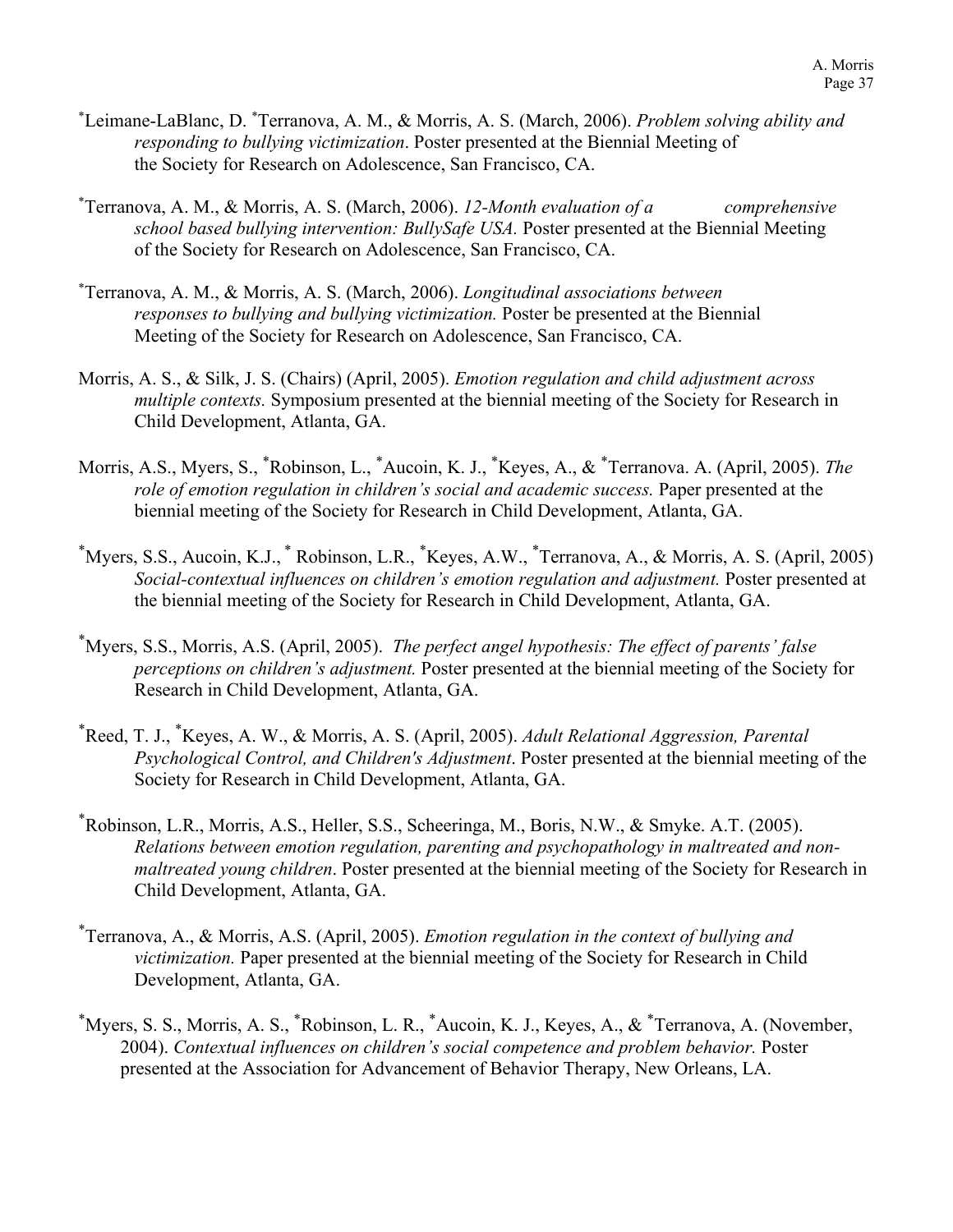*Leimane-LaBlanc, D. *Terranova, A. M., & Morris, A. S. (March, 2006). *Problem solving ability and responding to bullying victimization*. Poster presented at the Biennial Meeting of the Society for Research on Adolescence, San Francisco, CA.

*Terranova, A. M., & Morris, A. S. (March, 2006). *12-Month evaluation of a comprehensive school based bullying intervention: BullySafe USA.* Poster presented at the Biennial Meeting of the Society for Research on Adolescence, San Francisco, CA.

*Terranova, A. M., & Morris, A. S. (March, 2006). *Longitudinal associations between responses to bullying and bullying victimization.* Poster be presented at the Biennial Meeting of the Society for Research on Adolescence, San Francisco, CA.

Morris, A. S., & Silk, J. S. (Chairs) (April, 2005). *Emotion regulation and child adjustment across multiple contexts.* Symposium presented at the biennial meeting of the Society for Research in Child Development, Atlanta, GA.

Morris, A.S., Myers, S., *Robinson, L., *Aucoin, K. J., *Keyes, A., & *Terranova. A. (April, 2005). *The role of emotion regulation in children's social and academic success.* Paper presented at the biennial meeting of the Society for Research in Child Development, Atlanta, GA.

*Myers, S.S., Aucoin, K.J., * Robinson, L.R., *Keyes, A.W., *Terranova, A., & Morris, A. S. (April, 2005) *Social-contextual influences on children's emotion regulation and adjustment.* Poster presented at the biennial meeting of the Society for Research in Child Development, Atlanta, GA.

*Myers, S.S., Morris, A.S. (April, 2005). *The perfect angel hypothesis: The effect of parents' false perceptions on children's adjustment.* Poster presented at the biennial meeting of the Society for Research in Child Development, Atlanta, GA.

*Reed, T. J., *Keyes, A. W., & Morris, A. S. (April, 2005). *Adult Relational Aggression, Parental Psychological Control, and Children's Adjustment*. Poster presented at the biennial meeting of the Society for Research in Child Development, Atlanta, GA.

*Robinson, L.R., Morris, A.S., Heller, S.S., Scheeringa, M., Boris, N.W., & Smyke. A.T. (2005). *Relations between emotion regulation, parenting and psychopathology in maltreated and non-maltreated young children*. Poster presented at the biennial meeting of the Society for Research in Child Development, Atlanta, GA.

*Terranova, A., & Morris, A.S. (April, 2005). *Emotion regulation in the context of bullying and victimization.* Paper presented at the biennial meeting of the Society for Research in Child Development, Atlanta, GA.

*Myers, S. S., Morris, A. S., *Robinson, L. R., *Aucoin, K. J., Keyes, A., & *Terranova, A. (November, 2004). *Contextual influences on children's social competence and problem behavior.* Poster presented at the Association for Advancement of Behavior Therapy, New Orleans, LA.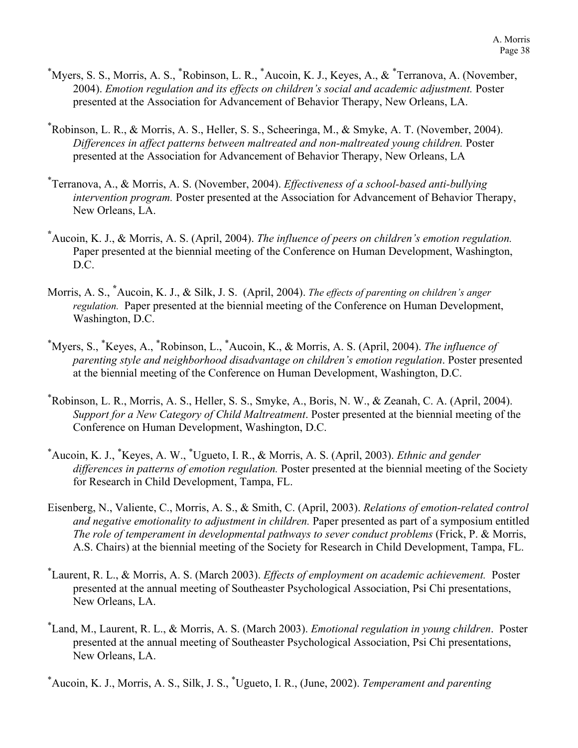*Myers, S. S., Morris, A. S., *Robinson, L. R., *Aucoin, K. J., Keyes, A., & *Terranova, A. (November, 2004). *Emotion regulation and its effects on children's social and academic adjustment.* Poster presented at the Association for Advancement of Behavior Therapy, New Orleans, LA.

*Robinson, L. R., & Morris, A. S., Heller, S. S., Scheeringa, M., & Smyke, A. T. (November, 2004). *Differences in affect patterns between maltreated and non-maltreated young children.* Poster presented at the Association for Advancement of Behavior Therapy, New Orleans, LA

*Terranova, A., & Morris, A. S. (November, 2004). *Effectiveness of a school-based anti-bullying intervention program.* Poster presented at the Association for Advancement of Behavior Therapy, New Orleans, LA.

*Aucoin, K. J., & Morris, A. S. (April, 2004). *The influence of peers on children's emotion regulation.* Paper presented at the biennial meeting of the Conference on Human Development, Washington, D.C.

Morris, A. S., *Aucoin, K. J., & Silk, J. S. (April, 2004). *The effects of parenting on children's anger regulation.* Paper presented at the biennial meeting of the Conference on Human Development, Washington, D.C.

*Myers, S., *Keyes, A., *Robinson, L., *Aucoin, K., & Morris, A. S. (April, 2004). *The influence of parenting style and neighborhood disadvantage on children's emotion regulation*. Poster presented at the biennial meeting of the Conference on Human Development, Washington, D.C.

*Robinson, L. R., Morris, A. S., Heller, S. S., Smyke, A., Boris, N. W., & Zeanah, C. A. (April, 2004). *Support for a New Category of Child Maltreatment*. Poster presented at the biennial meeting of the Conference on Human Development, Washington, D.C.

*Aucoin, K. J., *Keyes, A. W., *Ugueto, I. R., & Morris, A. S. (April, 2003). *Ethnic and gender differences in patterns of emotion regulation.* Poster presented at the biennial meeting of the Society for Research in Child Development, Tampa, FL.

Eisenberg, N., Valiente, C., Morris, A. S., & Smith, C. (April, 2003). *Relations of emotion-related control and negative emotionality to adjustment in children.* Paper presented as part of a symposium entitled *The role of temperament in developmental pathways to sever conduct problems* (Frick, P. & Morris, A.S. Chairs) at the biennial meeting of the Society for Research in Child Development, Tampa, FL.

*Laurent, R. L., & Morris, A. S. (March 2003). *Effects of employment on academic achievement.* Poster presented at the annual meeting of Southeaster Psychological Association, Psi Chi presentations, New Orleans, LA.

*Land, M., Laurent, R. L., & Morris, A. S. (March 2003). *Emotional regulation in young children*. Poster presented at the annual meeting of Southeaster Psychological Association, Psi Chi presentations, New Orleans, LA.

*Aucoin, K. J., Morris, A. S., Silk, J. S., *Ugueto, I. R., (June, 2002). *Temperament and parenting*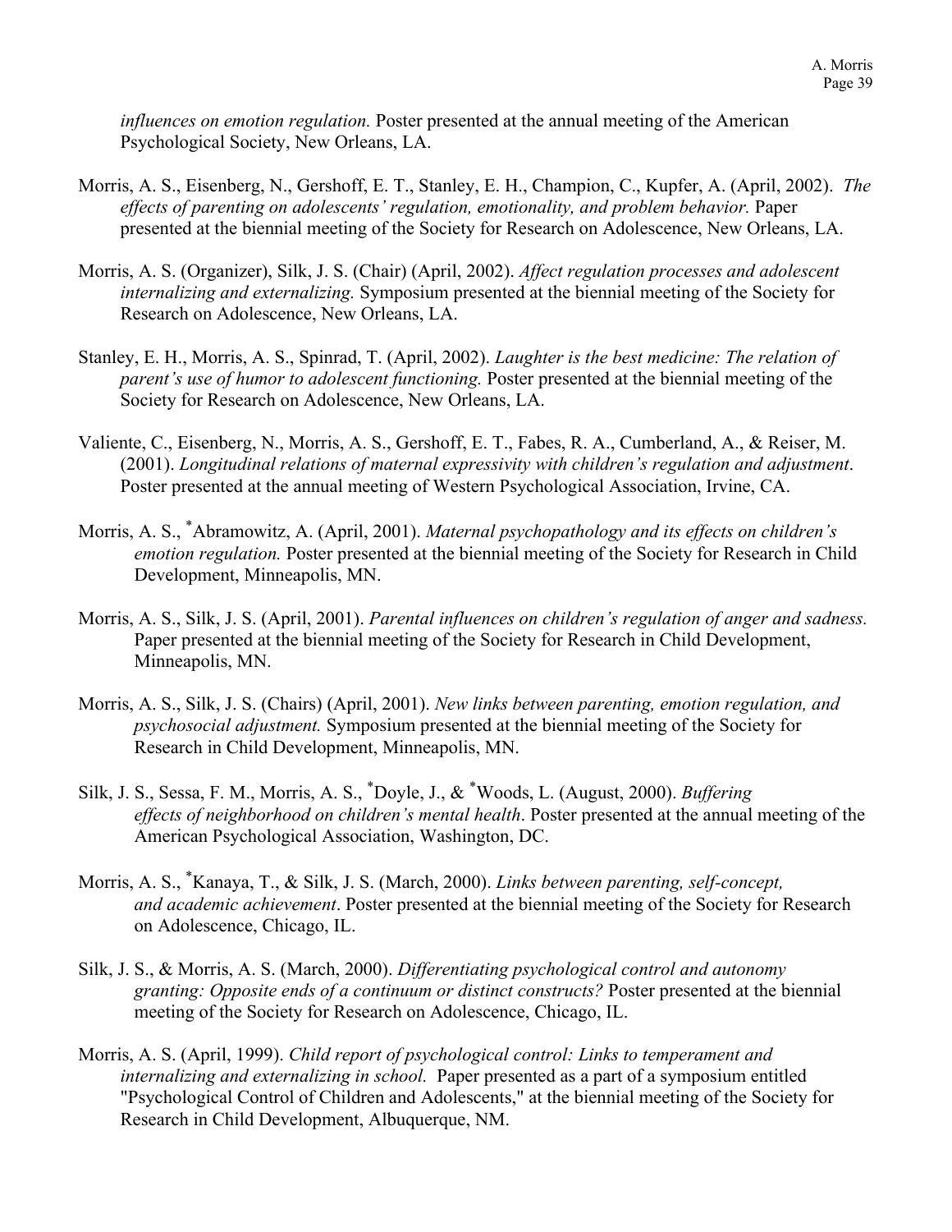*influences on emotion regulation.* Poster presented at the annual meeting of the American Psychological Society, New Orleans, LA.

Morris, A. S., Eisenberg, N., Gershoff, E. T., Stanley, E. H., Champion, C., Kupfer, A. (April, 2002). *The effects of parenting on adolescents' regulation, emotionality, and problem behavior.* Paper presented at the biennial meeting of the Society for Research on Adolescence, New Orleans, LA.

Morris, A. S. (Organizer), Silk, J. S. (Chair) (April, 2002). *Affect regulation processes and adolescent internalizing and externalizing.* Symposium presented at the biennial meeting of the Society for Research on Adolescence, New Orleans, LA.

Stanley, E. H., Morris, A. S., Spinrad, T. (April, 2002). *Laughter is the best medicine: The relation of parent's use of humor to adolescent functioning.* Poster presented at the biennial meeting of the Society for Research on Adolescence, New Orleans, LA.

Valiente, C., Eisenberg, N., Morris, A. S., Gershoff, E. T., Fabes, R. A., Cumberland, A., & Reiser, M. (2001). *Longitudinal relations of maternal expressivity with children's regulation and adjustment*. Poster presented at the annual meeting of Western Psychological Association, Irvine, CA.

Morris, A. S., *Abramowitz, A. (April, 2001). *Maternal psychopathology and its effects on children's emotion regulation.* Poster presented at the biennial meeting of the Society for Research in Child Development, Minneapolis, MN.

Morris, A. S., Silk, J. S. (April, 2001). *Parental influences on children's regulation of anger and sadness.* Paper presented at the biennial meeting of the Society for Research in Child Development, Minneapolis, MN.

Morris, A. S., Silk, J. S. (Chairs) (April, 2001). *New links between parenting, emotion regulation, and psychosocial adjustment.* Symposium presented at the biennial meeting of the Society for Research in Child Development, Minneapolis, MN.

Silk, J. S., Sessa, F. M., Morris, A. S., *Doyle, J., & *Woods, L. (August, 2000). *Buffering effects of neighborhood on children's mental health*. Poster presented at the annual meeting of the American Psychological Association, Washington, DC.

Morris, A. S., *Kanaya, T., & Silk, J. S. (March, 2000). *Links between parenting, self-concept, and academic achievement*. Poster presented at the biennial meeting of the Society for Research on Adolescence, Chicago, IL.

Silk, J. S., & Morris, A. S. (March, 2000). *Differentiating psychological control and autonomy granting: Opposite ends of a continuum or distinct constructs?* Poster presented at the biennial meeting of the Society for Research on Adolescence, Chicago, IL.

Morris, A. S. (April, 1999). *Child report of psychological control: Links to temperament and internalizing and externalizing in school.* Paper presented as a part of a symposium entitled "Psychological Control of Children and Adolescents," at the biennial meeting of the Society for Research in Child Development, Albuquerque, NM.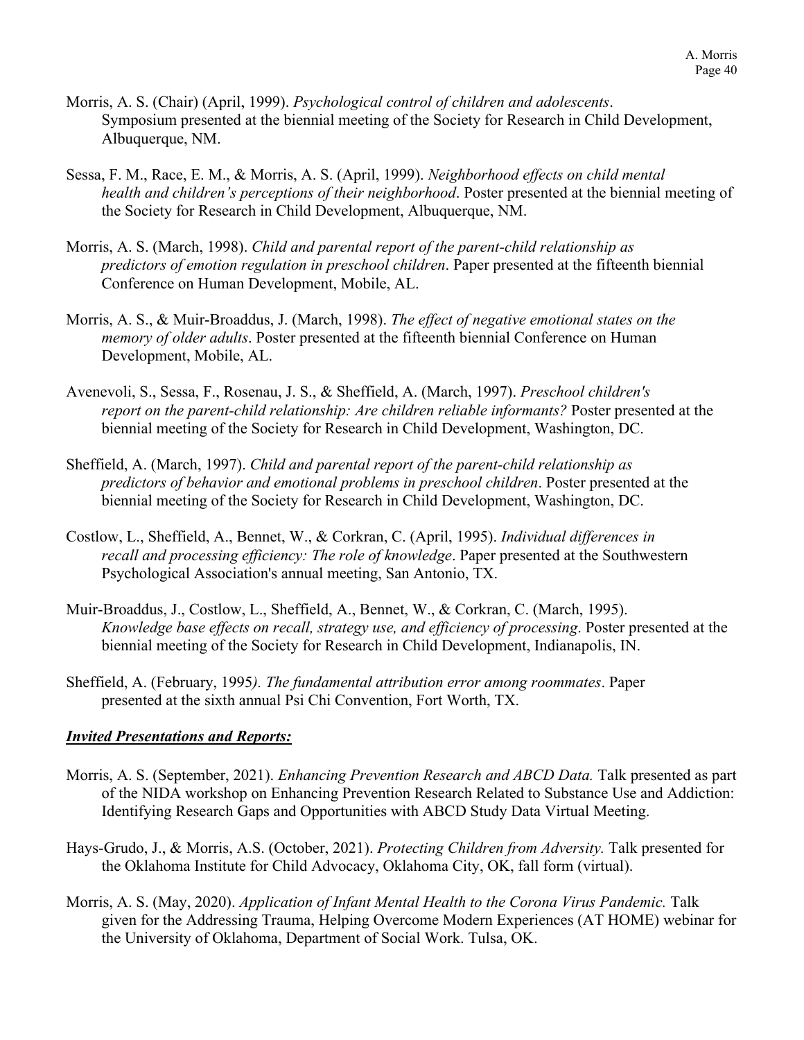Morris, A. S. (Chair) (April, 1999). *Psychological control of children and adolescents*. Symposium presented at the biennial meeting of the Society for Research in Child Development, Albuquerque, NM.

Sessa, F. M., Race, E. M., & Morris, A. S. (April, 1999). *Neighborhood effects on child mental health and children's perceptions of their neighborhood*. Poster presented at the biennial meeting of the Society for Research in Child Development, Albuquerque, NM.

Morris, A. S. (March, 1998). *Child and parental report of the parent-child relationship as predictors of emotion regulation in preschool children*. Paper presented at the fifteenth biennial Conference on Human Development, Mobile, AL.

Morris, A. S., & Muir-Broaddus, J. (March, 1998). *The effect of negative emotional states on the memory of older adults*. Poster presented at the fifteenth biennial Conference on Human Development, Mobile, AL.

Avenevoli, S., Sessa, F., Rosenau, J. S., & Sheffield, A. (March, 1997). *Preschool children's report on the parent-child relationship: Are children reliable informants?* Poster presented at the biennial meeting of the Society for Research in Child Development, Washington, DC.

Sheffield, A. (March, 1997). *Child and parental report of the parent-child relationship as predictors of behavior and emotional problems in preschool children*. Poster presented at the biennial meeting of the Society for Research in Child Development, Washington, DC.

Costlow, L., Sheffield, A., Bennet, W., & Corkran, C. (April, 1995). *Individual differences in recall and processing efficiency: The role of knowledge*. Paper presented at the Southwestern Psychological Association's annual meeting, San Antonio, TX.

Muir-Broaddus, J., Costlow, L., Sheffield, A., Bennet, W., & Corkran, C. (March, 1995). *Knowledge base effects on recall, strategy use, and efficiency of processing*. Poster presented at the biennial meeting of the Society for Research in Child Development, Indianapolis, IN.

Sheffield, A. (February, 1995*). The fundamental attribution error among roommates*. Paper presented at the sixth annual Psi Chi Convention, Fort Worth, TX.

***Invited Presentations and Reports:***

Morris, A. S. (September, 2021). *Enhancing Prevention Research and ABCD Data.* Talk presented as part of the NIDA workshop on Enhancing Prevention Research Related to Substance Use and Addiction: Identifying Research Gaps and Opportunities with ABCD Study Data Virtual Meeting.

Hays-Grudo, J., & Morris, A.S. (October, 2021). *Protecting Children from Adversity.* Talk presented for the Oklahoma Institute for Child Advocacy, Oklahoma City, OK, fall form (virtual).

Morris, A. S. (May, 2020). *Application of Infant Mental Health to the Corona Virus Pandemic.* Talk given for the Addressing Trauma, Helping Overcome Modern Experiences (AT HOME) webinar for the University of Oklahoma, Department of Social Work. Tulsa, OK.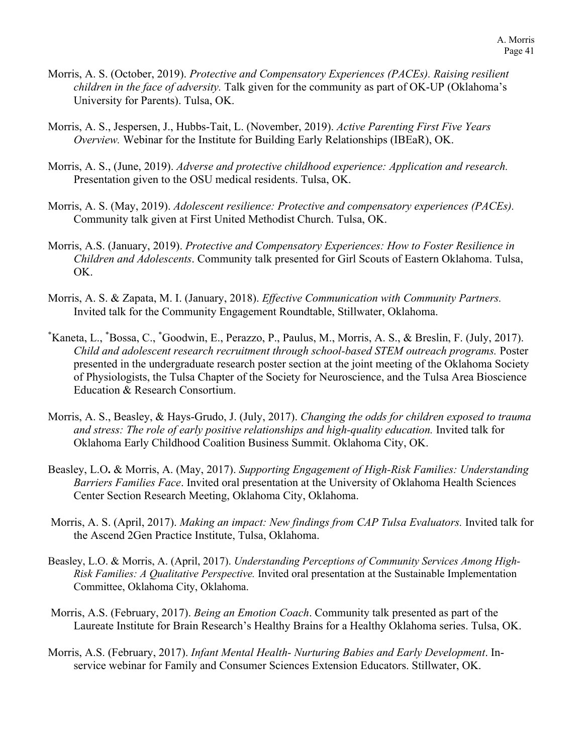Morris, A. S. (October, 2019). *Protective and Compensatory Experiences (PACEs). Raising resilient children in the face of adversity.* Talk given for the community as part of OK-UP (Oklahoma's University for Parents). Tulsa, OK.

Morris, A. S., Jespersen, J., Hubbs-Tait, L. (November, 2019). *Active Parenting First Five Years Overview.* Webinar for the Institute for Building Early Relationships (IBEaR), OK.

Morris, A. S., (June, 2019). *Adverse and protective childhood experience: Application and research.* Presentation given to the OSU medical residents. Tulsa, OK.

Morris, A. S. (May, 2019). *Adolescent resilience: Protective and compensatory experiences (PACEs).* Community talk given at First United Methodist Church. Tulsa, OK.

Morris, A.S. (January, 2019). *Protective and Compensatory Experiences: How to Foster Resilience in Children and Adolescents*. Community talk presented for Girl Scouts of Eastern Oklahoma. Tulsa, OK.

Morris, A. S. & Zapata, M. I. (January, 2018). *Effective Communication with Community Partners.* Invited talk for the Community Engagement Roundtable, Stillwater, Oklahoma.

*Kaneta, L., *Bossa, C., *Goodwin, E., Perazzo, P., Paulus, M., Morris, A. S., & Breslin, F. (July, 2017). *Child and adolescent research recruitment through school-based STEM outreach programs.* Poster presented in the undergraduate research poster section at the joint meeting of the Oklahoma Society of Physiologists, the Tulsa Chapter of the Society for Neuroscience, and the Tulsa Area Bioscience Education & Research Consortium.

Morris, A. S., Beasley, & Hays-Grudo, J. (July, 2017). *Changing the odds for children exposed to trauma and stress: The role of early positive relationships and high-quality education.* Invited talk for Oklahoma Early Childhood Coalition Business Summit. Oklahoma City, OK.

Beasley, L.O**.** & Morris, A. (May, 2017). *Supporting Engagement of High-Risk Families: Understanding Barriers Families Face*. Invited oral presentation at the University of Oklahoma Health Sciences Center Section Research Meeting, Oklahoma City, Oklahoma.

Morris, A. S. (April, 2017). *Making an impact: New findings from CAP Tulsa Evaluators.* Invited talk for the Ascend 2Gen Practice Institute, Tulsa, Oklahoma.

Beasley, L.O. & Morris, A. (April, 2017). *Understanding Perceptions of Community Services Among High-Risk Families: A Qualitative Perspective.* Invited oral presentation at the Sustainable Implementation Committee, Oklahoma City, Oklahoma.

Morris, A.S. (February, 2017). *Being an Emotion Coach*. Community talk presented as part of the Laureate Institute for Brain Research's Healthy Brains for a Healthy Oklahoma series. Tulsa, OK.

Morris, A.S. (February, 2017). *Infant Mental Health- Nurturing Babies and Early Development*. In-service webinar for Family and Consumer Sciences Extension Educators. Stillwater, OK.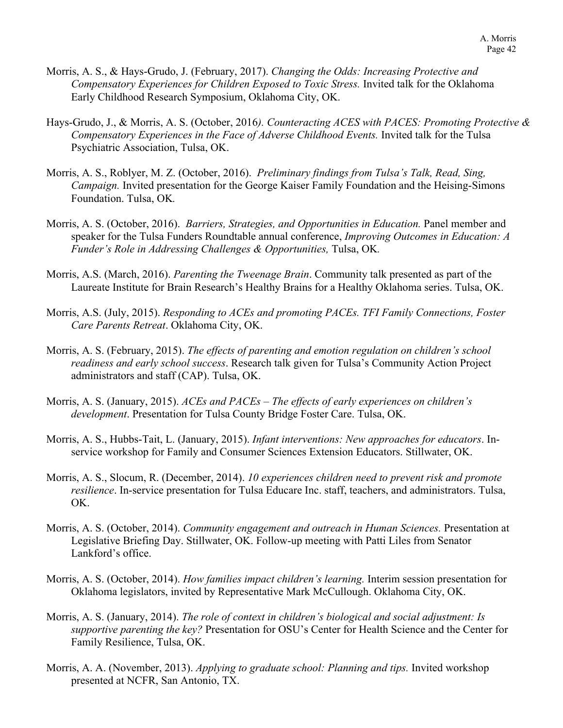Morris, A. S., & Hays-Grudo, J. (February, 2017). *Changing the Odds: Increasing Protective and Compensatory Experiences for Children Exposed to Toxic Stress.* Invited talk for the Oklahoma Early Childhood Research Symposium, Oklahoma City, OK.

Hays-Grudo, J., & Morris, A. S. (October, 2016*). Counteracting ACES with PACES: Promoting Protective & Compensatory Experiences in the Face of Adverse Childhood Events.* Invited talk for the Tulsa Psychiatric Association, Tulsa, OK.

Morris, A. S., Roblyer, M. Z. (October, 2016). *Preliminary findings from Tulsa's Talk, Read, Sing, Campaign.* Invited presentation for the George Kaiser Family Foundation and the Heising-Simons Foundation. Tulsa, OK.

Morris, A. S. (October, 2016). *Barriers, Strategies, and Opportunities in Education.* Panel member and speaker for the Tulsa Funders Roundtable annual conference, *Improving Outcomes in Education: A Funder's Role in Addressing Challenges & Opportunities,* Tulsa, OK.

Morris, A.S. (March, 2016). *Parenting the Tweenage Brain*. Community talk presented as part of the Laureate Institute for Brain Research's Healthy Brains for a Healthy Oklahoma series. Tulsa, OK.

Morris, A.S. (July, 2015). *Responding to ACEs and promoting PACEs. TFI Family Connections, Foster Care Parents Retreat*. Oklahoma City, OK.

Morris, A. S. (February, 2015). *The effects of parenting and emotion regulation on children's school readiness and early school success*. Research talk given for Tulsa's Community Action Project administrators and staff (CAP). Tulsa, OK.

Morris, A. S. (January, 2015). *ACEs and PACEs – The effects of early experiences on children's development*. Presentation for Tulsa County Bridge Foster Care. Tulsa, OK.

Morris, A. S., Hubbs-Tait, L. (January, 2015). *Infant interventions: New approaches for educators*. In-service workshop for Family and Consumer Sciences Extension Educators. Stillwater, OK.

Morris, A. S., Slocum, R. (December, 2014). *10 experiences children need to prevent risk and promote resilience*. In-service presentation for Tulsa Educare Inc. staff, teachers, and administrators. Tulsa, OK.

Morris, A. S. (October, 2014). *Community engagement and outreach in Human Sciences.* Presentation at Legislative Briefing Day. Stillwater, OK. Follow-up meeting with Patti Liles from Senator Lankford's office.

Morris, A. S. (October, 2014). *How families impact children's learning.* Interim session presentation for Oklahoma legislators, invited by Representative Mark McCullough. Oklahoma City, OK.

Morris, A. S. (January, 2014). *The role of context in children's biological and social adjustment: Is supportive parenting the key?* Presentation for OSU's Center for Health Science and the Center for Family Resilience, Tulsa, OK.

Morris, A. A. (November, 2013). *Applying to graduate school: Planning and tips.* Invited workshop presented at NCFR, San Antonio, TX.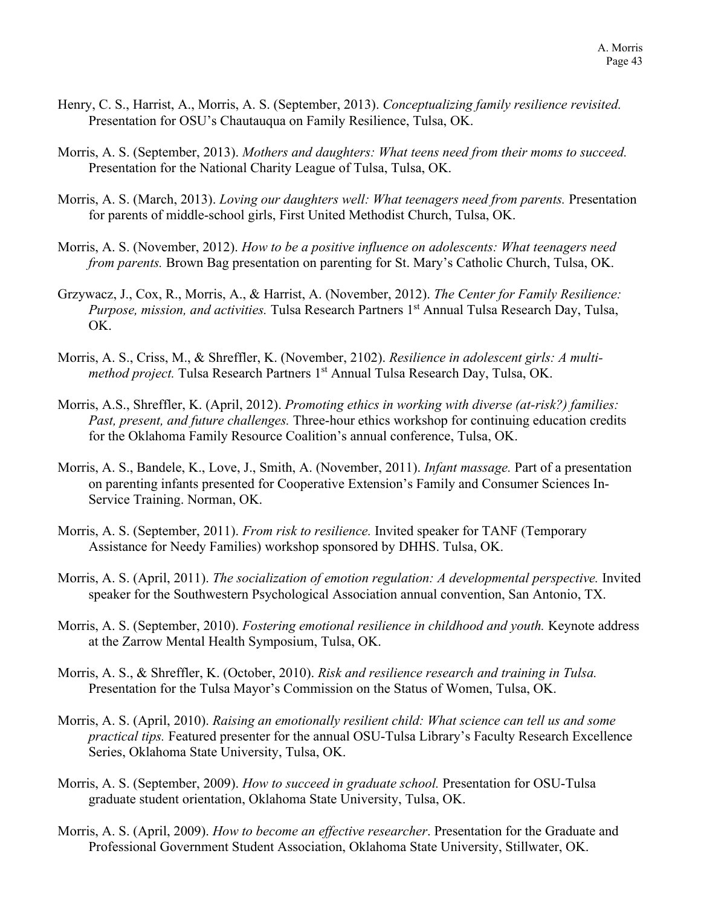Henry, C. S., Harrist, A., Morris, A. S. (September, 2013). *Conceptualizing family resilience revisited.* Presentation for OSU's Chautauqua on Family Resilience, Tulsa, OK.

Morris, A. S. (September, 2013). *Mothers and daughters: What teens need from their moms to succeed.* Presentation for the National Charity League of Tulsa, Tulsa, OK.

Morris, A. S. (March, 2013). *Loving our daughters well: What teenagers need from parents.* Presentation for parents of middle-school girls, First United Methodist Church, Tulsa, OK.

Morris, A. S. (November, 2012). *How to be a positive influence on adolescents: What teenagers need from parents.* Brown Bag presentation on parenting for St. Mary's Catholic Church, Tulsa, OK.

Grzywacz, J., Cox, R., Morris, A., & Harrist, A. (November, 2012). *The Center for Family Resilience: Purpose, mission, and activities.* Tulsa Research Partners 1st Annual Tulsa Research Day, Tulsa, OK.

Morris, A. S., Criss, M., & Shreffler, K. (November, 2102). *Resilience in adolescent girls: A multi-method project.* Tulsa Research Partners 1st Annual Tulsa Research Day, Tulsa, OK.

Morris, A.S., Shreffler, K. (April, 2012). *Promoting ethics in working with diverse (at-risk?) families: Past, present, and future challenges.* Three-hour ethics workshop for continuing education credits for the Oklahoma Family Resource Coalition's annual conference, Tulsa, OK.

Morris, A. S., Bandele, K., Love, J., Smith, A. (November, 2011). *Infant massage.* Part of a presentation on parenting infants presented for Cooperative Extension's Family and Consumer Sciences In-Service Training. Norman, OK.

Morris, A. S. (September, 2011). *From risk to resilience.* Invited speaker for TANF (Temporary Assistance for Needy Families) workshop sponsored by DHHS. Tulsa, OK.

Morris, A. S. (April, 2011). *The socialization of emotion regulation: A developmental perspective.* Invited speaker for the Southwestern Psychological Association annual convention, San Antonio, TX.

Morris, A. S. (September, 2010). *Fostering emotional resilience in childhood and youth.* Keynote address at the Zarrow Mental Health Symposium, Tulsa, OK.

Morris, A. S., & Shreffler, K. (October, 2010). *Risk and resilience research and training in Tulsa.* Presentation for the Tulsa Mayor's Commission on the Status of Women, Tulsa, OK.

Morris, A. S. (April, 2010). *Raising an emotionally resilient child: What science can tell us and some practical tips.* Featured presenter for the annual OSU-Tulsa Library's Faculty Research Excellence Series, Oklahoma State University, Tulsa, OK.

Morris, A. S. (September, 2009). *How to succeed in graduate school.* Presentation for OSU-Tulsa graduate student orientation, Oklahoma State University, Tulsa, OK.

Morris, A. S. (April, 2009). *How to become an effective researcher*. Presentation for the Graduate and Professional Government Student Association, Oklahoma State University, Stillwater, OK.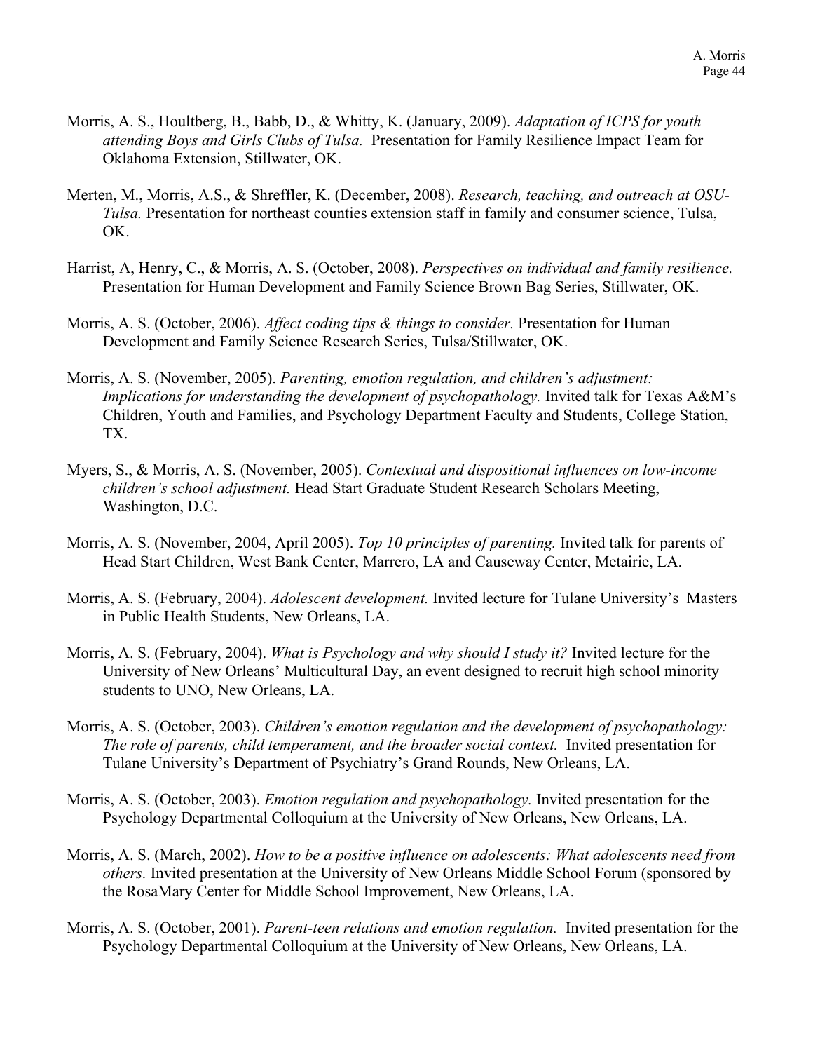Morris, A. S., Houltberg, B., Babb, D., & Whitty, K. (January, 2009). *Adaptation of ICPS for youth attending Boys and Girls Clubs of Tulsa.* Presentation for Family Resilience Impact Team for Oklahoma Extension, Stillwater, OK.

Merten, M., Morris, A.S., & Shreffler, K. (December, 2008). *Research, teaching, and outreach at OSU-Tulsa.* Presentation for northeast counties extension staff in family and consumer science, Tulsa, OK.

Harrist, A, Henry, C., & Morris, A. S. (October, 2008). *Perspectives on individual and family resilience.* Presentation for Human Development and Family Science Brown Bag Series, Stillwater, OK.

Morris, A. S. (October, 2006). *Affect coding tips & things to consider.* Presentation for Human Development and Family Science Research Series, Tulsa/Stillwater, OK.

Morris, A. S. (November, 2005). *Parenting, emotion regulation, and children's adjustment: Implications for understanding the development of psychopathology.* Invited talk for Texas A&M's Children, Youth and Families, and Psychology Department Faculty and Students, College Station, TX.

Myers, S., & Morris, A. S. (November, 2005). *Contextual and dispositional influences on low-income children's school adjustment.* Head Start Graduate Student Research Scholars Meeting, Washington, D.C.

Morris, A. S. (November, 2004, April 2005). *Top 10 principles of parenting.* Invited talk for parents of Head Start Children, West Bank Center, Marrero, LA and Causeway Center, Metairie, LA.

Morris, A. S. (February, 2004). *Adolescent development.* Invited lecture for Tulane University's Masters in Public Health Students, New Orleans, LA.

Morris, A. S. (February, 2004). *What is Psychology and why should I study it?* Invited lecture for the University of New Orleans' Multicultural Day, an event designed to recruit high school minority students to UNO, New Orleans, LA.

Morris, A. S. (October, 2003). *Children's emotion regulation and the development of psychopathology: The role of parents, child temperament, and the broader social context.* Invited presentation for Tulane University's Department of Psychiatry's Grand Rounds, New Orleans, LA.

Morris, A. S. (October, 2003). *Emotion regulation and psychopathology.* Invited presentation for the Psychology Departmental Colloquium at the University of New Orleans, New Orleans, LA.

Morris, A. S. (March, 2002). *How to be a positive influence on adolescents: What adolescents need from others.* Invited presentation at the University of New Orleans Middle School Forum (sponsored by the RosaMary Center for Middle School Improvement, New Orleans, LA.

Morris, A. S. (October, 2001). *Parent-teen relations and emotion regulation.* Invited presentation for the Psychology Departmental Colloquium at the University of New Orleans, New Orleans, LA.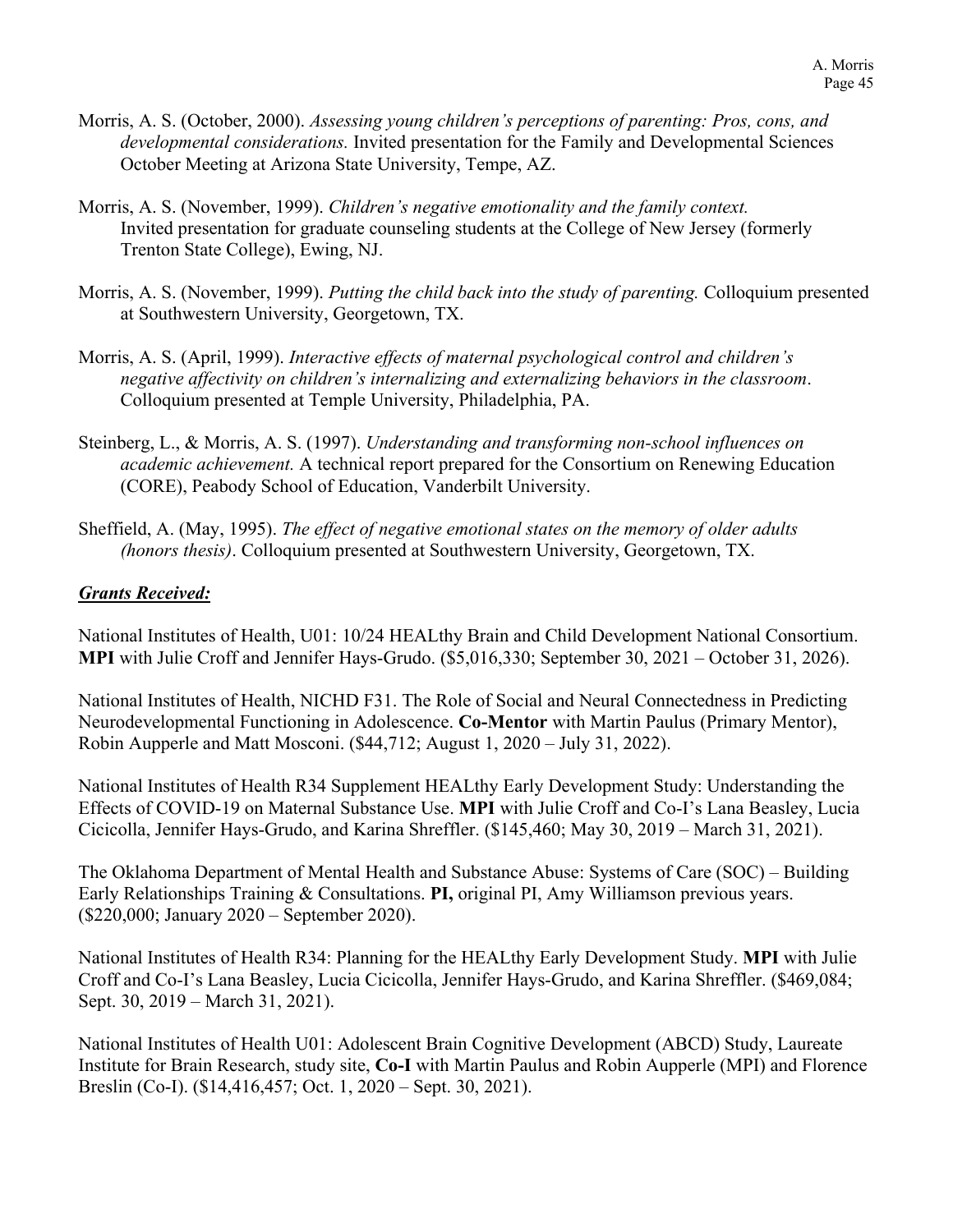Morris, A. S. (October, 2000). *Assessing young children's perceptions of parenting: Pros, cons, and developmental considerations.* Invited presentation for the Family and Developmental Sciences October Meeting at Arizona State University, Tempe, AZ.

Morris, A. S. (November, 1999). *Children's negative emotionality and the family context.* Invited presentation for graduate counseling students at the College of New Jersey (formerly Trenton State College), Ewing, NJ.

Morris, A. S. (November, 1999). *Putting the child back into the study of parenting.* Colloquium presented at Southwestern University, Georgetown, TX.

Morris, A. S. (April, 1999). *Interactive effects of maternal psychological control and children's negative affectivity on children's internalizing and externalizing behaviors in the classroom*. Colloquium presented at Temple University, Philadelphia, PA.

Steinberg, L., & Morris, A. S. (1997). *Understanding and transforming non-school influences on academic achievement.* A technical report prepared for the Consortium on Renewing Education (CORE), Peabody School of Education, Vanderbilt University.

Sheffield, A. (May, 1995). *The effect of negative emotional states on the memory of older adults (honors thesis)*. Colloquium presented at Southwestern University, Georgetown, TX.

## ***Grants Received:***

National Institutes of Health, U01: 10/24 HEALthy Brain and Child Development National Consortium. **MPI** with Julie Croff and Jennifer Hays-Grudo. ($5,016,330; September 30, 2021 – October 31, 2026).

National Institutes of Health, NICHD F31. The Role of Social and Neural Connectedness in Predicting Neurodevelopmental Functioning in Adolescence. **Co-Mentor** with Martin Paulus (Primary Mentor), Robin Aupperle and Matt Mosconi. ($44,712; August 1, 2020 – July 31, 2022).

National Institutes of Health R34 Supplement HEALthy Early Development Study: Understanding the Effects of COVID-19 on Maternal Substance Use. **MPI** with Julie Croff and Co-I's Lana Beasley, Lucia Ciciolla, Jennifer Hays-Grudo, and Karina Shreffler. ($145,460; May 30, 2019 – March 31, 2021).

The Oklahoma Department of Mental Health and Substance Abuse: Systems of Care (SOC) – Building Early Relationships Training & Consultations. **PI,** original PI, Amy Williamson previous years. ($220,000; January 2020 – September 2020).

National Institutes of Health R34: Planning for the HEALthy Early Development Study. **MPI** with Julie Croff and Co-I's Lana Beasley, Lucia Ciciolla, Jennifer Hays-Grudo, and Karina Shreffler. ($469,084; Sept. 30, 2019 – March 31, 2021).

National Institutes of Health U01: Adolescent Brain Cognitive Development (ABCD) Study, Laureate Institute for Brain Research, study site, **Co-I** with Martin Paulus and Robin Aupperle (MPI) and Florence Breslin (Co-I). ($14,416,457; Oct. 1, 2020 – Sept. 30, 2021).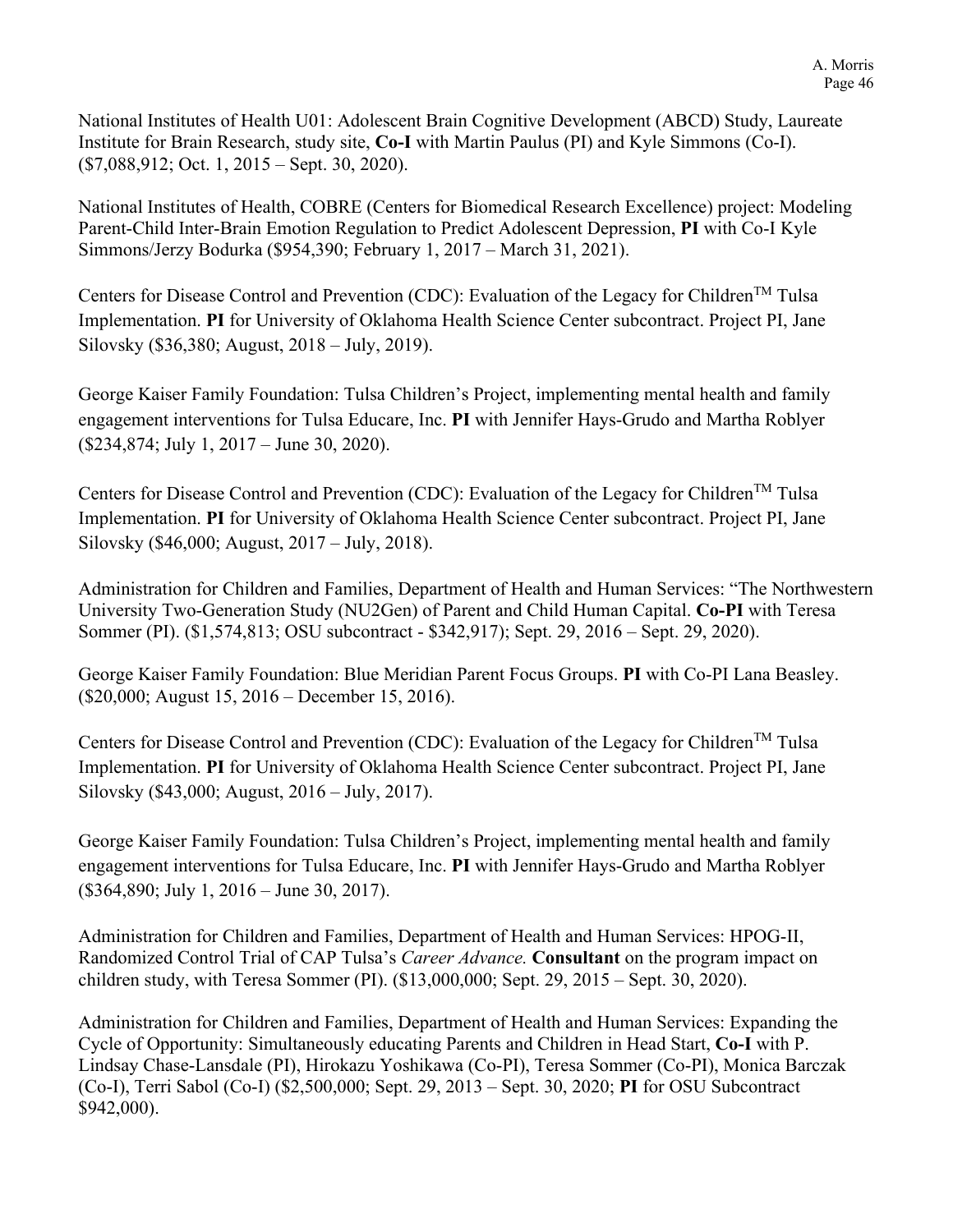National Institutes of Health U01: Adolescent Brain Cognitive Development (ABCD) Study, Laureate Institute for Brain Research, study site, **Co-I** with Martin Paulus (PI) and Kyle Simmons (Co-I). ($7,088,912; Oct. 1, 2015 – Sept. 30, 2020).

National Institutes of Health, COBRE (Centers for Biomedical Research Excellence) project: Modeling Parent-Child Inter-Brain Emotion Regulation to Predict Adolescent Depression, **PI** with Co-I Kyle Simmons/Jerzy Bodurka ($954,390; February 1, 2017 – March 31, 2021).

Centers for Disease Control and Prevention (CDC): Evaluation of the Legacy for Children™ Tulsa Implementation. **PI** for University of Oklahoma Health Science Center subcontract. Project PI, Jane Silovsky ($36,380; August, 2018 – July, 2019).

George Kaiser Family Foundation: Tulsa Children's Project, implementing mental health and family engagement interventions for Tulsa Educare, Inc. **PI** with Jennifer Hays-Grudo and Martha Roblyer ($234,874; July 1, 2017 – June 30, 2020).

Centers for Disease Control and Prevention (CDC): Evaluation of the Legacy for Children™ Tulsa Implementation. **PI** for University of Oklahoma Health Science Center subcontract. Project PI, Jane Silovsky ($46,000; August, 2017 – July, 2018).

Administration for Children and Families, Department of Health and Human Services: "The Northwestern University Two-Generation Study (NU2Gen) of Parent and Child Human Capital. **Co-PI** with Teresa Sommer (PI). ($1,574,813; OSU subcontract - $342,917); Sept. 29, 2016 – Sept. 29, 2020).

George Kaiser Family Foundation: Blue Meridian Parent Focus Groups. **PI** with Co-PI Lana Beasley. ($20,000; August 15, 2016 – December 15, 2016).

Centers for Disease Control and Prevention (CDC): Evaluation of the Legacy for Children™ Tulsa Implementation. **PI** for University of Oklahoma Health Science Center subcontract. Project PI, Jane Silovsky ($43,000; August, 2016 – July, 2017).

George Kaiser Family Foundation: Tulsa Children's Project, implementing mental health and family engagement interventions for Tulsa Educare, Inc. **PI** with Jennifer Hays-Grudo and Martha Roblyer ($364,890; July 1, 2016 – June 30, 2017).

Administration for Children and Families, Department of Health and Human Services: HPOG-II, Randomized Control Trial of CAP Tulsa's *Career Advance.* **Consultant** on the program impact on children study, with Teresa Sommer (PI). ($13,000,000; Sept. 29, 2015 – Sept. 30, 2020).

Administration for Children and Families, Department of Health and Human Services: Expanding the Cycle of Opportunity: Simultaneously educating Parents and Children in Head Start, **Co-I** with P. Lindsay Chase-Lansdale (PI), Hirokazu Yoshikawa (Co-PI), Teresa Sommer (Co-PI), Monica Barczak (Co-I), Terri Sabol (Co-I) ($2,500,000; Sept. 29, 2013 – Sept. 30, 2020; **PI** for OSU Subcontract $942,000).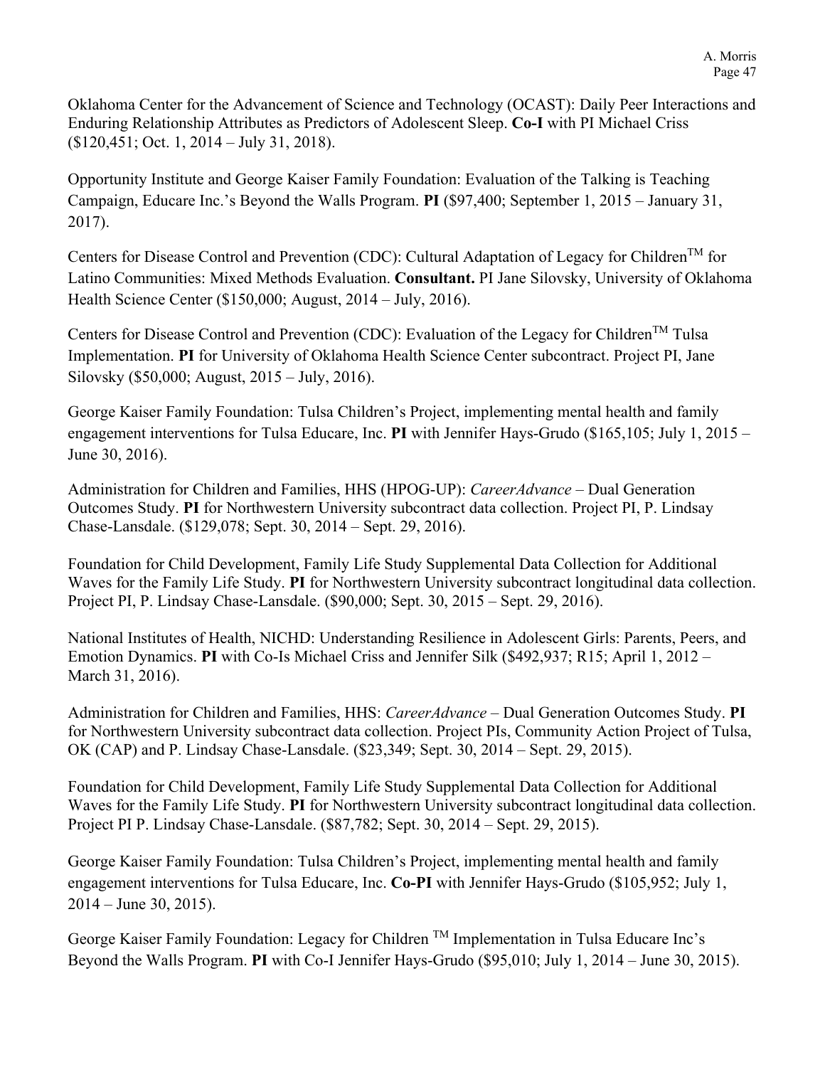Oklahoma Center for the Advancement of Science and Technology (OCAST): Daily Peer Interactions and Enduring Relationship Attributes as Predictors of Adolescent Sleep. **Co-I** with PI Michael Criss ($120,451; Oct. 1, 2014 – July 31, 2018).

Opportunity Institute and George Kaiser Family Foundation: Evaluation of the Talking is Teaching Campaign, Educare Inc.'s Beyond the Walls Program. **PI** ($97,400; September 1, 2015 – January 31, 2017).

Centers for Disease Control and Prevention (CDC): Cultural Adaptation of Legacy for Children™ for Latino Communities: Mixed Methods Evaluation. **Consultant.** PI Jane Silovsky, University of Oklahoma Health Science Center ($150,000; August, 2014 – July, 2016).

Centers for Disease Control and Prevention (CDC): Evaluation of the Legacy for Children™ Tulsa Implementation. **PI** for University of Oklahoma Health Science Center subcontract. Project PI, Jane Silovsky ($50,000; August, 2015 – July, 2016).

George Kaiser Family Foundation: Tulsa Children's Project, implementing mental health and family engagement interventions for Tulsa Educare, Inc. **PI** with Jennifer Hays-Grudo ($165,105; July 1, 2015 – June 30, 2016).

Administration for Children and Families, HHS (HPOG-UP): *CareerAdvance* – Dual Generation Outcomes Study. **PI** for Northwestern University subcontract data collection. Project PI, P. Lindsay Chase-Lansdale. ($129,078; Sept. 30, 2014 – Sept. 29, 2016).

Foundation for Child Development, Family Life Study Supplemental Data Collection for Additional Waves for the Family Life Study. **PI** for Northwestern University subcontract longitudinal data collection. Project PI, P. Lindsay Chase-Lansdale. ($90,000; Sept. 30, 2015 – Sept. 29, 2016).

National Institutes of Health, NICHD: Understanding Resilience in Adolescent Girls: Parents, Peers, and Emotion Dynamics. **PI** with Co-Is Michael Criss and Jennifer Silk ($492,937; R15; April 1, 2012 – March 31, 2016).

Administration for Children and Families, HHS: *CareerAdvance* – Dual Generation Outcomes Study. **PI** for Northwestern University subcontract data collection. Project PIs, Community Action Project of Tulsa, OK (CAP) and P. Lindsay Chase-Lansdale. ($23,349; Sept. 30, 2014 – Sept. 29, 2015).

Foundation for Child Development, Family Life Study Supplemental Data Collection for Additional Waves for the Family Life Study. **PI** for Northwestern University subcontract longitudinal data collection. Project PI P. Lindsay Chase-Lansdale. ($87,782; Sept. 30, 2014 – Sept. 29, 2015).

George Kaiser Family Foundation: Tulsa Children's Project, implementing mental health and family engagement interventions for Tulsa Educare, Inc. **Co-PI** with Jennifer Hays-Grudo ($105,952; July 1, 2014 – June 30, 2015).

George Kaiser Family Foundation: Legacy for Children ™ Implementation in Tulsa Educare Inc's Beyond the Walls Program. **PI** with Co-I Jennifer Hays-Grudo ($95,010; July 1, 2014 – June 30, 2015).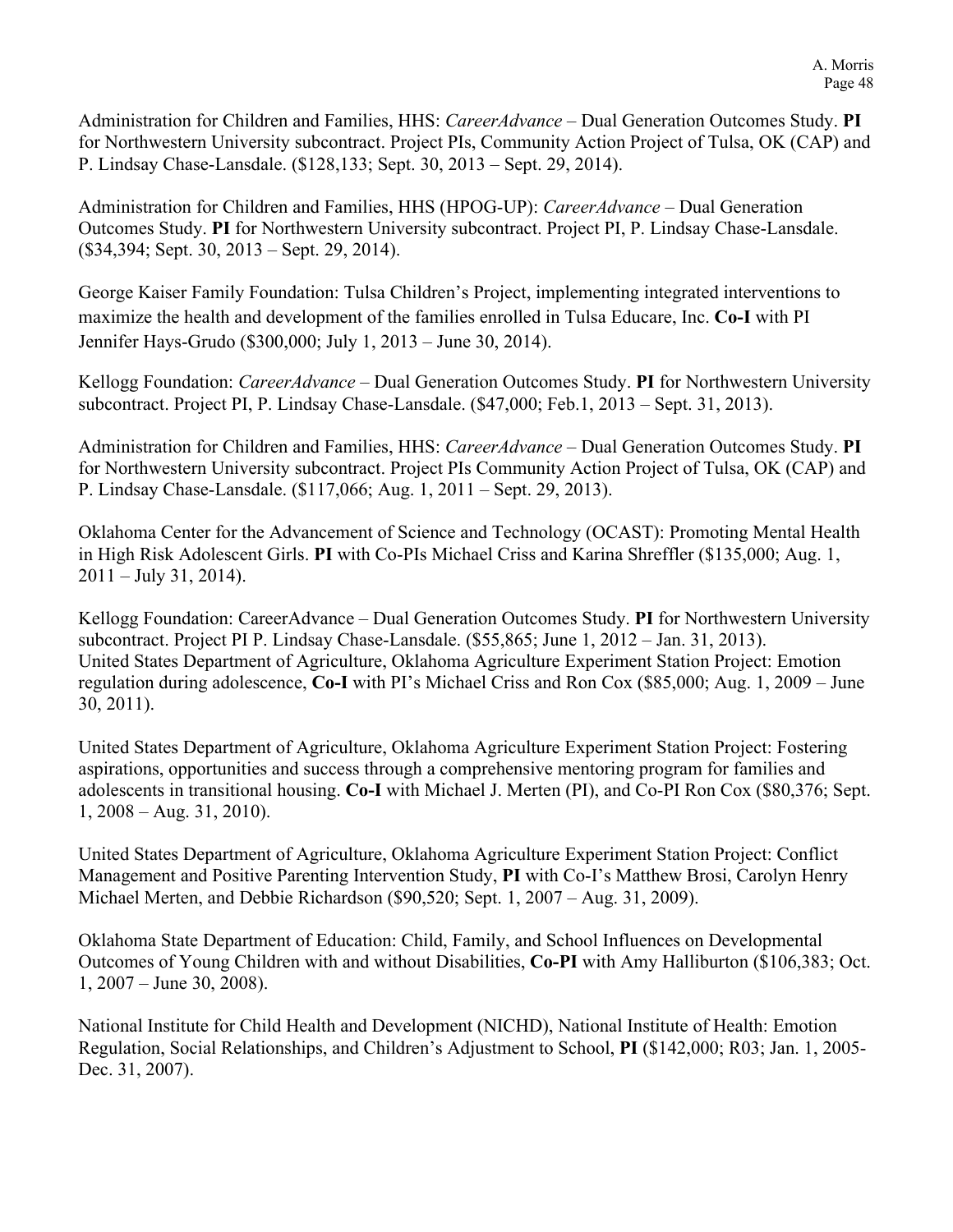Administration for Children and Families, HHS: *CareerAdvance* – Dual Generation Outcomes Study. **PI** for Northwestern University subcontract. Project PIs, Community Action Project of Tulsa, OK (CAP) and P. Lindsay Chase-Lansdale. ($128,133; Sept. 30, 2013 – Sept. 29, 2014).

Administration for Children and Families, HHS (HPOG-UP): *CareerAdvance* – Dual Generation Outcomes Study. **PI** for Northwestern University subcontract. Project PI, P. Lindsay Chase-Lansdale. ($34,394; Sept. 30, 2013 – Sept. 29, 2014).

George Kaiser Family Foundation: Tulsa Children's Project, implementing integrated interventions to maximize the health and development of the families enrolled in Tulsa Educare, Inc. **Co-I** with PI Jennifer Hays-Grudo ($300,000; July 1, 2013 – June 30, 2014).

Kellogg Foundation: *CareerAdvance* – Dual Generation Outcomes Study. **PI** for Northwestern University subcontract. Project PI, P. Lindsay Chase-Lansdale. ($47,000; Feb.1, 2013 – Sept. 31, 2013).

Administration for Children and Families, HHS: *CareerAdvance* – Dual Generation Outcomes Study. **PI** for Northwestern University subcontract. Project PIs Community Action Project of Tulsa, OK (CAP) and P. Lindsay Chase-Lansdale. ($117,066; Aug. 1, 2011 – Sept. 29, 2013).

Oklahoma Center for the Advancement of Science and Technology (OCAST): Promoting Mental Health in High Risk Adolescent Girls. **PI** with Co-PIs Michael Criss and Karina Shreffler ($135,000; Aug. 1, 2011 – July 31, 2014).

Kellogg Foundation: CareerAdvance – Dual Generation Outcomes Study. **PI** for Northwestern University subcontract. Project PI P. Lindsay Chase-Lansdale. ($55,865; June 1, 2012 – Jan. 31, 2013).
United States Department of Agriculture, Oklahoma Agriculture Experiment Station Project: Emotion regulation during adolescence, **Co-I** with PI's Michael Criss and Ron Cox ($85,000; Aug. 1, 2009 – June 30, 2011).

United States Department of Agriculture, Oklahoma Agriculture Experiment Station Project: Fostering aspirations, opportunities and success through a comprehensive mentoring program for families and adolescents in transitional housing. **Co-I** with Michael J. Merten (PI), and Co-PI Ron Cox ($80,376; Sept. 1, 2008 – Aug. 31, 2010).

United States Department of Agriculture, Oklahoma Agriculture Experiment Station Project: Conflict Management and Positive Parenting Intervention Study, **PI** with Co-I's Matthew Brosi, Carolyn Henry Michael Merten, and Debbie Richardson ($90,520; Sept. 1, 2007 – Aug. 31, 2009).

Oklahoma State Department of Education: Child, Family, and School Influences on Developmental Outcomes of Young Children with and without Disabilities, **Co-PI** with Amy Halliburton ($106,383; Oct. 1, 2007 – June 30, 2008).

National Institute for Child Health and Development (NICHD), National Institute of Health: Emotion Regulation, Social Relationships, and Children's Adjustment to School, **PI** ($142,000; R03; Jan. 1, 2005- Dec. 31, 2007).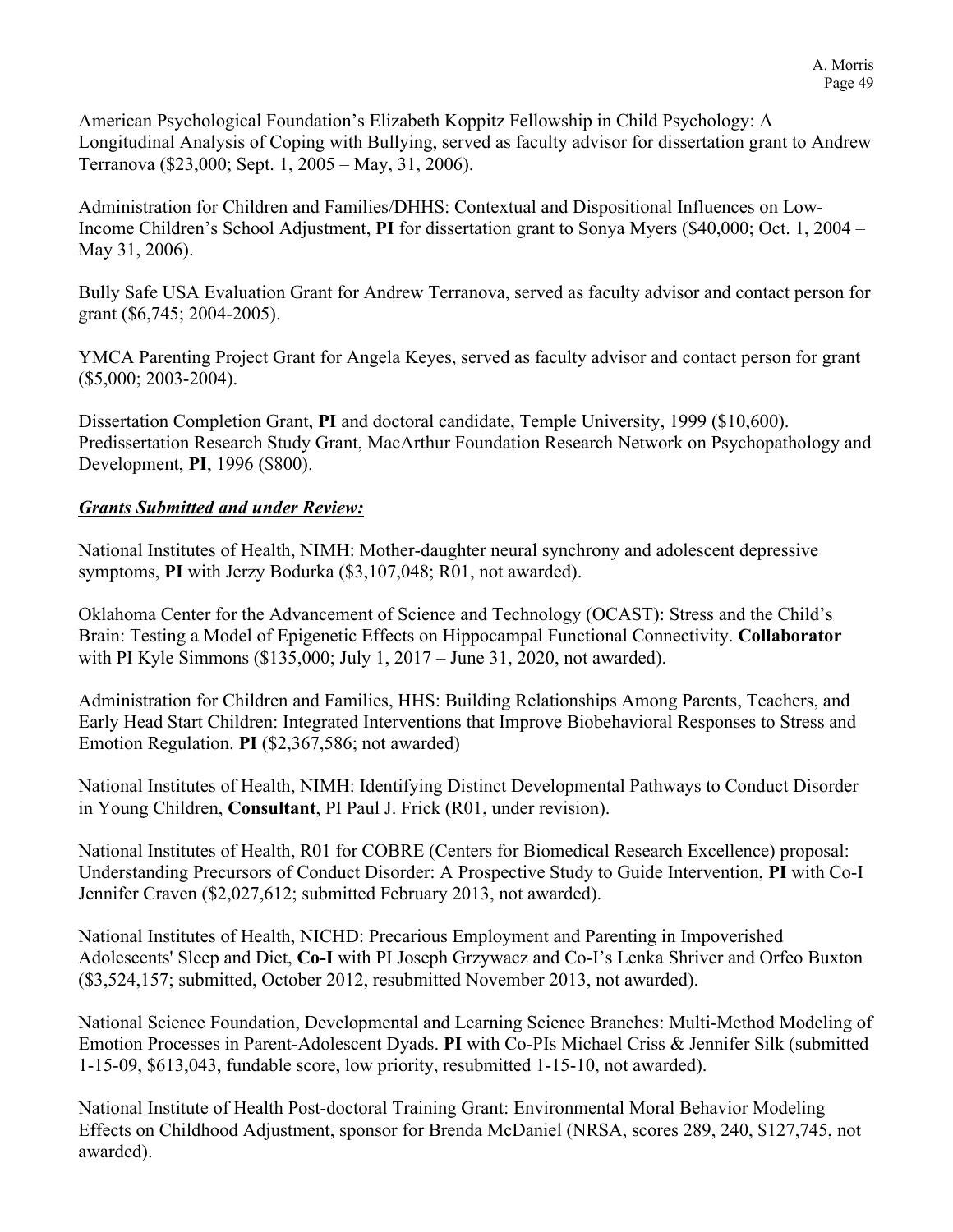American Psychological Foundation's Elizabeth Koppitz Fellowship in Child Psychology: A Longitudinal Analysis of Coping with Bullying, served as faculty advisor for dissertation grant to Andrew Terranova ($23,000; Sept. 1, 2005 – May, 31, 2006).

Administration for Children and Families/DHHS: Contextual and Dispositional Influences on Low-Income Children's School Adjustment, **PI** for dissertation grant to Sonya Myers ($40,000; Oct. 1, 2004 – May 31, 2006).

Bully Safe USA Evaluation Grant for Andrew Terranova, served as faculty advisor and contact person for grant ($6,745; 2004-2005).

YMCA Parenting Project Grant for Angela Keyes, served as faculty advisor and contact person for grant ($5,000; 2003-2004).

Dissertation Completion Grant, **PI** and doctoral candidate, Temple University, 1999 ($10,600).
Predissertation Research Study Grant, MacArthur Foundation Research Network on Psychopathology and Development, **PI**, 1996 ($800).

***Grants Submitted and under Review:***

National Institutes of Health, NIMH: Mother-daughter neural synchrony and adolescent depressive symptoms, **PI** with Jerzy Bodurka ($3,107,048; R01, not awarded).

Oklahoma Center for the Advancement of Science and Technology (OCAST): Stress and the Child's Brain: Testing a Model of Epigenetic Effects on Hippocampal Functional Connectivity. **Collaborator** with PI Kyle Simmons ($135,000; July 1, 2017 – June 31, 2020, not awarded).

Administration for Children and Families, HHS: Building Relationships Among Parents, Teachers, and Early Head Start Children: Integrated Interventions that Improve Biobehavioral Responses to Stress and Emotion Regulation. **PI** ($2,367,586; not awarded)

National Institutes of Health, NIMH: Identifying Distinct Developmental Pathways to Conduct Disorder in Young Children, **Consultant**, PI Paul J. Frick (R01, under revision).

National Institutes of Health, R01 for COBRE (Centers for Biomedical Research Excellence) proposal: Understanding Precursors of Conduct Disorder: A Prospective Study to Guide Intervention, **PI** with Co-I Jennifer Craven ($2,027,612; submitted February 2013, not awarded).

National Institutes of Health, NICHD: Precarious Employment and Parenting in Impoverished Adolescents' Sleep and Diet, **Co-I** with PI Joseph Grzywacz and Co-I's Lenka Shriver and Orfeo Buxton ($3,524,157; submitted, October 2012, resubmitted November 2013, not awarded).

National Science Foundation, Developmental and Learning Science Branches: Multi-Method Modeling of Emotion Processes in Parent-Adolescent Dyads. **PI** with Co-PIs Michael Criss & Jennifer Silk (submitted 1-15-09, $613,043, fundable score, low priority, resubmitted 1-15-10, not awarded).

National Institute of Health Post-doctoral Training Grant: Environmental Moral Behavior Modeling Effects on Childhood Adjustment, sponsor for Brenda McDaniel (NRSA, scores 289, 240, $127,745, not awarded).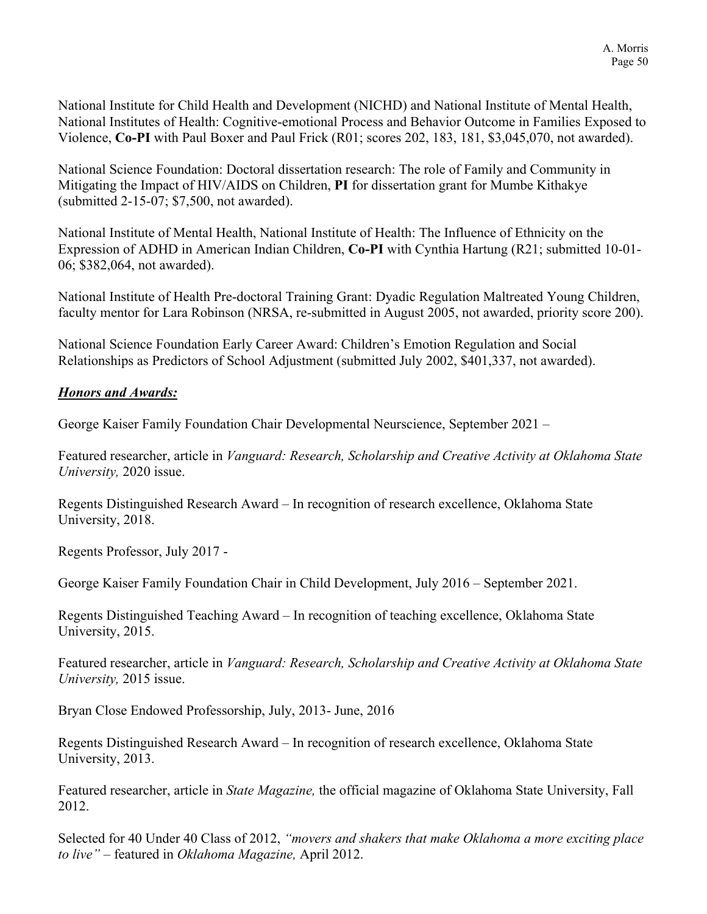National Institute for Child Health and Development (NICHD) and National Institute of Mental Health, National Institutes of Health: Cognitive-emotional Process and Behavior Outcome in Families Exposed to Violence, **Co-PI** with Paul Boxer and Paul Frick (R01; scores 202, 183, 181, $3,045,070, not awarded).

National Science Foundation: Doctoral dissertation research: The role of Family and Community in Mitigating the Impact of HIV/AIDS on Children, **PI** for dissertation grant for Mumbe Kithakye (submitted 2-15-07; $7,500, not awarded).

National Institute of Mental Health, National Institute of Health: The Influence of Ethnicity on the Expression of ADHD in American Indian Children, **Co-PI** with Cynthia Hartung (R21; submitted 10-01-06; $382,064, not awarded).

National Institute of Health Pre-doctoral Training Grant: Dyadic Regulation Maltreated Young Children, faculty mentor for Lara Robinson (NRSA, re-submitted in August 2005, not awarded, priority score 200).

National Science Foundation Early Career Award: Children's Emotion Regulation and Social Relationships as Predictors of School Adjustment (submitted July 2002, $401,337, not awarded).

***Honors and Awards:***

George Kaiser Family Foundation Chair Developmental Neurscience, September 2021 –

Featured researcher, article in *Vanguard: Research, Scholarship and Creative Activity at Oklahoma State University,* 2020 issue.

Regents Distinguished Research Award – In recognition of research excellence, Oklahoma State University, 2018.

Regents Professor, July 2017 -

George Kaiser Family Foundation Chair in Child Development, July 2016 – September 2021.

Regents Distinguished Teaching Award – In recognition of teaching excellence, Oklahoma State University, 2015.

Featured researcher, article in *Vanguard: Research, Scholarship and Creative Activity at Oklahoma State University,* 2015 issue.

Bryan Close Endowed Professorship, July, 2013- June, 2016

Regents Distinguished Research Award – In recognition of research excellence, Oklahoma State University, 2013.

Featured researcher, article in *State Magazine,* the official magazine of Oklahoma State University, Fall 2012.

Selected for 40 Under 40 Class of 2012, *"movers and shakers that make Oklahoma a more exciting place to live"* – featured in *Oklahoma Magazine,* April 2012.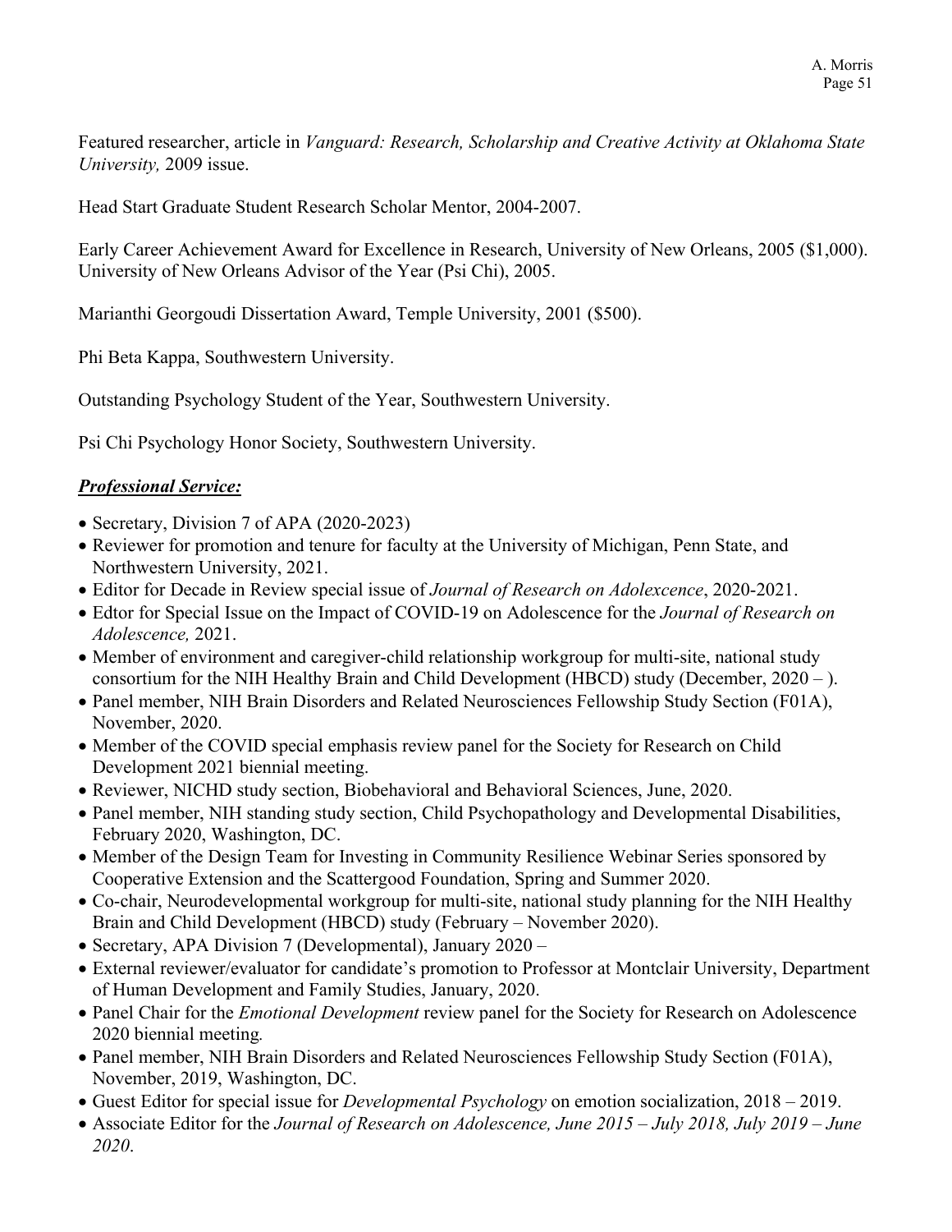Featured researcher, article in *Vanguard: Research, Scholarship and Creative Activity at Oklahoma State University,* 2009 issue.

Head Start Graduate Student Research Scholar Mentor, 2004-2007.

Early Career Achievement Award for Excellence in Research, University of New Orleans, 2005 ($1,000).
University of New Orleans Advisor of the Year (Psi Chi), 2005.

Marianthi Georgoudi Dissertation Award, Temple University, 2001 ($500).

Phi Beta Kappa, Southwestern University.

Outstanding Psychology Student of the Year, Southwestern University.

Psi Chi Psychology Honor Society, Southwestern University.

***Professional Service:***

- Secretary, Division 7 of APA (2020-2023)
- Reviewer for promotion and tenure for faculty at the University of Michigan, Penn State, and Northwestern University, 2021.
- Editor for Decade in Review special issue of *Journal of Research on Adolexcence*, 2020-2021.
- Edtor for Special Issue on the Impact of COVID-19 on Adolescence for the *Journal of Research on Adolescence,* 2021.
- Member of environment and caregiver-child relationship workgroup for multi-site, national study consortium for the NIH Healthy Brain and Child Development (HBCD) study (December, 2020 – ).
- Panel member, NIH Brain Disorders and Related Neurosciences Fellowship Study Section (F01A), November, 2020.
- Member of the COVID special emphasis review panel for the Society for Research on Child Development 2021 biennial meeting.
- Reviewer, NICHD study section, Biobehavioral and Behavioral Sciences, June, 2020.
- Panel member, NIH standing study section, Child Psychopathology and Developmental Disabilities, February 2020, Washington, DC.
- Member of the Design Team for Investing in Community Resilience Webinar Series sponsored by Cooperative Extension and the Scattergood Foundation, Spring and Summer 2020.
- Co-chair, Neurodevelopmental workgroup for multi-site, national study planning for the NIH Healthy Brain and Child Development (HBCD) study (February – November 2020).
- Secretary, APA Division 7 (Developmental), January 2020 –
- External reviewer/evaluator for candidate's promotion to Professor at Montclair University, Department of Human Development and Family Studies, January, 2020.
- Panel Chair for the *Emotional Development* review panel for the Society for Research on Adolescence 2020 biennial meeting*.*
- Panel member, NIH Brain Disorders and Related Neurosciences Fellowship Study Section (F01A), November, 2019, Washington, DC.
- Guest Editor for special issue for *Developmental Psychology* on emotion socialization, 2018 – 2019.
- Associate Editor for the *Journal of Research on Adolescence, June 2015 – July 2018, July 2019 – June 2020*.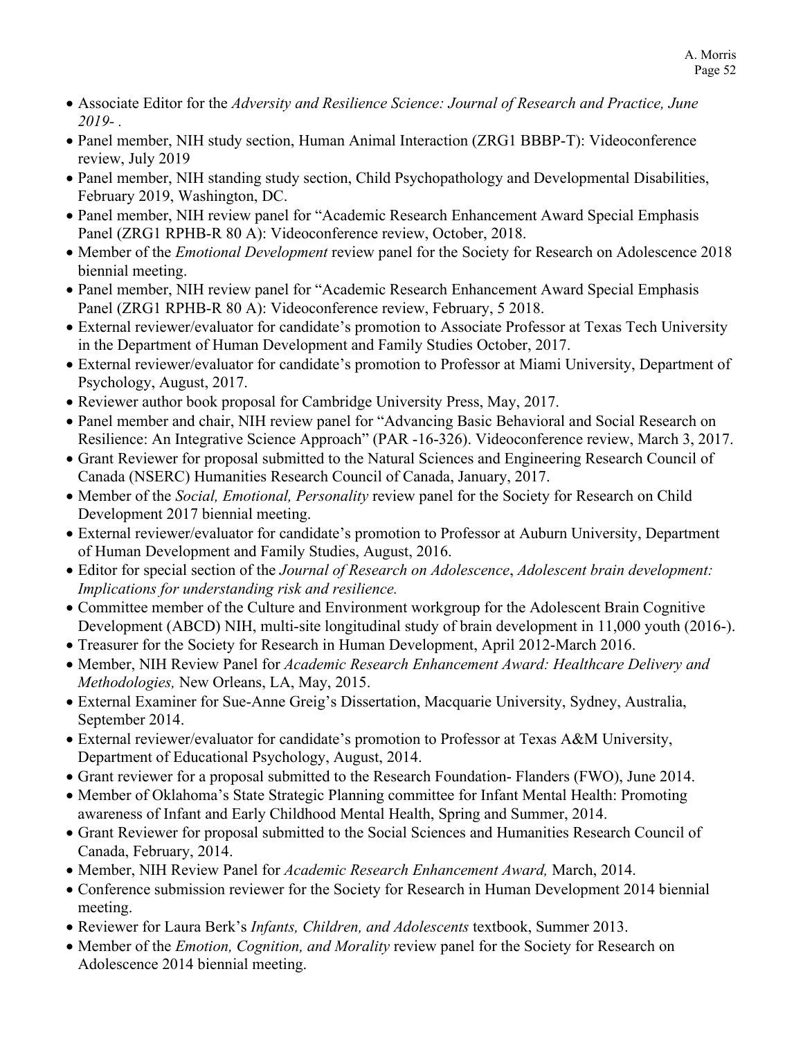- Associate Editor for the *Adversity and Resilience Science: Journal of Research and Practice, June 2019- .*
- Panel member, NIH study section, Human Animal Interaction (ZRG1 BBBP-T): Videoconference review, July 2019
- Panel member, NIH standing study section, Child Psychopathology and Developmental Disabilities, February 2019, Washington, DC.
- Panel member, NIH review panel for "Academic Research Enhancement Award Special Emphasis Panel (ZRG1 RPHB-R 80 A): Videoconference review, October, 2018.
- Member of the *Emotional Development* review panel for the Society for Research on Adolescence 2018 biennial meeting.
- Panel member, NIH review panel for "Academic Research Enhancement Award Special Emphasis Panel (ZRG1 RPHB-R 80 A): Videoconference review, February, 5 2018.
- External reviewer/evaluator for candidate's promotion to Associate Professor at Texas Tech University in the Department of Human Development and Family Studies October, 2017.
- External reviewer/evaluator for candidate's promotion to Professor at Miami University, Department of Psychology, August, 2017.
- Reviewer author book proposal for Cambridge University Press, May, 2017.
- Panel member and chair, NIH review panel for "Advancing Basic Behavioral and Social Research on Resilience: An Integrative Science Approach" (PAR -16-326). Videoconference review, March 3, 2017.
- Grant Reviewer for proposal submitted to the Natural Sciences and Engineering Research Council of Canada (NSERC) Humanities Research Council of Canada, January, 2017.
- Member of the *Social, Emotional, Personality* review panel for the Society for Research on Child Development 2017 biennial meeting.
- External reviewer/evaluator for candidate's promotion to Professor at Auburn University, Department of Human Development and Family Studies, August, 2016.
- Editor for special section of the *Journal of Research on Adolescence*, *Adolescent brain development: Implications for understanding risk and resilience.*
- Committee member of the Culture and Environment workgroup for the Adolescent Brain Cognitive Development (ABCD) NIH, multi-site longitudinal study of brain development in 11,000 youth (2016-).
- Treasurer for the Society for Research in Human Development, April 2012-March 2016.
- Member, NIH Review Panel for *Academic Research Enhancement Award: Healthcare Delivery and Methodologies,* New Orleans, LA, May, 2015.
- External Examiner for Sue-Anne Greig's Dissertation, Macquarie University, Sydney, Australia, September 2014.
- External reviewer/evaluator for candidate's promotion to Professor at Texas A&M University, Department of Educational Psychology, August, 2014.
- Grant reviewer for a proposal submitted to the Research Foundation- Flanders (FWO), June 2014.
- Member of Oklahoma's State Strategic Planning committee for Infant Mental Health: Promoting awareness of Infant and Early Childhood Mental Health, Spring and Summer, 2014.
- Grant Reviewer for proposal submitted to the Social Sciences and Humanities Research Council of Canada, February, 2014.
- Member, NIH Review Panel for *Academic Research Enhancement Award,* March, 2014.
- Conference submission reviewer for the Society for Research in Human Development 2014 biennial meeting.
- Reviewer for Laura Berk's *Infants, Children, and Adolescents* textbook, Summer 2013.
- Member of the *Emotion, Cognition, and Morality* review panel for the Society for Research on Adolescence 2014 biennial meeting.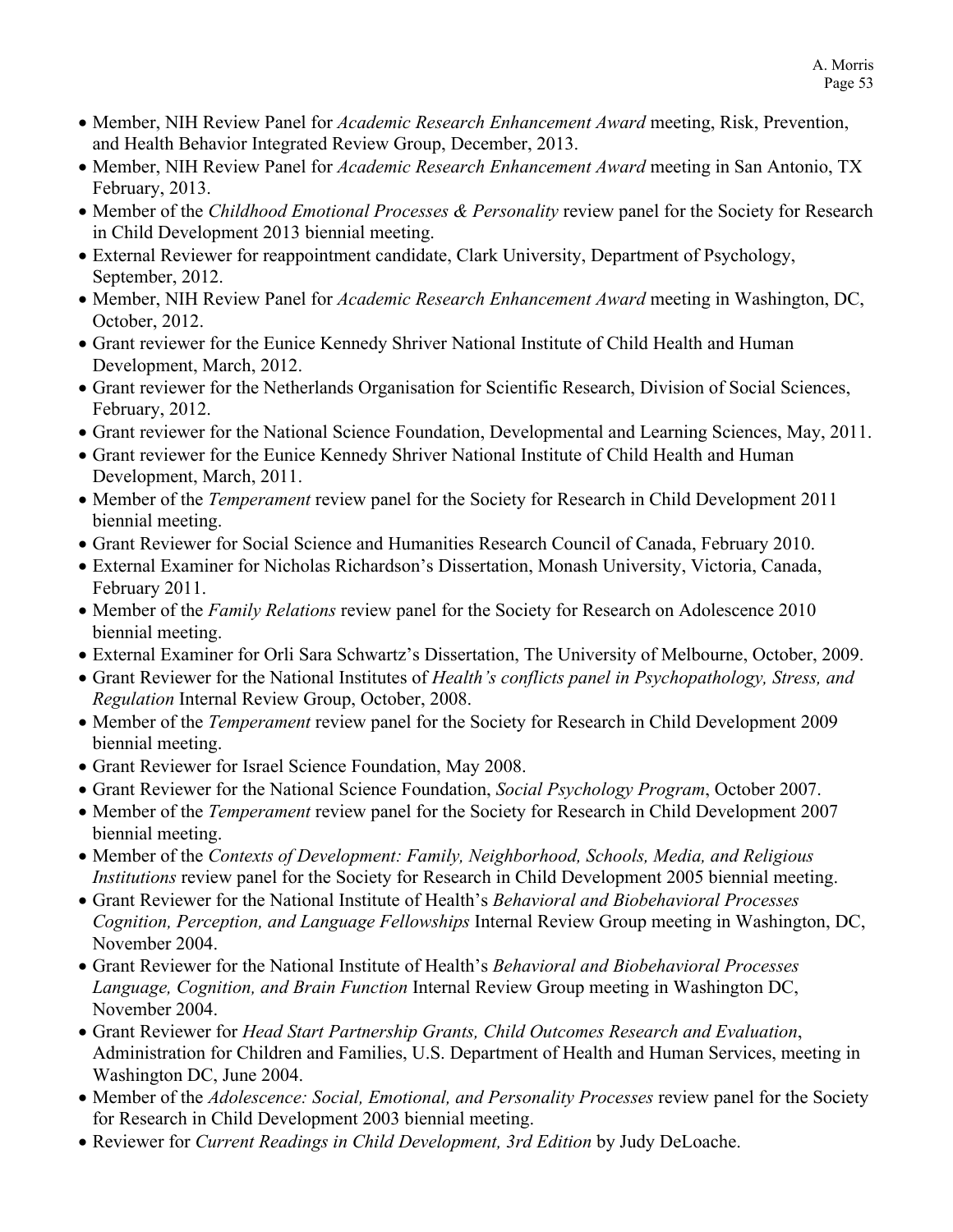- Member, NIH Review Panel for *Academic Research Enhancement Award* meeting, Risk, Prevention, and Health Behavior Integrated Review Group, December, 2013.
- Member, NIH Review Panel for *Academic Research Enhancement Award* meeting in San Antonio, TX February, 2013.
- Member of the *Childhood Emotional Processes & Personality* review panel for the Society for Research in Child Development 2013 biennial meeting.
- External Reviewer for reappointment candidate, Clark University, Department of Psychology, September, 2012.
- Member, NIH Review Panel for *Academic Research Enhancement Award* meeting in Washington, DC, October, 2012.
- Grant reviewer for the Eunice Kennedy Shriver National Institute of Child Health and Human Development, March, 2012.
- Grant reviewer for the Netherlands Organisation for Scientific Research, Division of Social Sciences, February, 2012.
- Grant reviewer for the National Science Foundation, Developmental and Learning Sciences, May, 2011.
- Grant reviewer for the Eunice Kennedy Shriver National Institute of Child Health and Human Development, March, 2011.
- Member of the *Temperament* review panel for the Society for Research in Child Development 2011 biennial meeting.
- Grant Reviewer for Social Science and Humanities Research Council of Canada, February 2010.
- External Examiner for Nicholas Richardson's Dissertation, Monash University, Victoria, Canada, February 2011.
- Member of the *Family Relations* review panel for the Society for Research on Adolescence 2010 biennial meeting.
- External Examiner for Orli Sara Schwartz's Dissertation, The University of Melbourne, October, 2009.
- Grant Reviewer for the National Institutes of *Health's conflicts panel in Psychopathology, Stress, and Regulation* Internal Review Group, October, 2008.
- Member of the *Temperament* review panel for the Society for Research in Child Development 2009 biennial meeting.
- Grant Reviewer for Israel Science Foundation, May 2008.
- Grant Reviewer for the National Science Foundation, *Social Psychology Program*, October 2007.
- Member of the *Temperament* review panel for the Society for Research in Child Development 2007 biennial meeting.
- Member of the *Contexts of Development: Family, Neighborhood, Schools, Media, and Religious Institutions* review panel for the Society for Research in Child Development 2005 biennial meeting.
- Grant Reviewer for the National Institute of Health's *Behavioral and Biobehavioral Processes Cognition, Perception, and Language Fellowships* Internal Review Group meeting in Washington, DC, November 2004.
- Grant Reviewer for the National Institute of Health's *Behavioral and Biobehavioral Processes Language, Cognition, and Brain Function* Internal Review Group meeting in Washington DC, November 2004.
- Grant Reviewer for *Head Start Partnership Grants, Child Outcomes Research and Evaluation*, Administration for Children and Families, U.S. Department of Health and Human Services, meeting in Washington DC, June 2004.
- Member of the *Adolescence: Social, Emotional, and Personality Processes* review panel for the Society for Research in Child Development 2003 biennial meeting.
- Reviewer for *Current Readings in Child Development, 3rd Edition* by Judy DeLoache.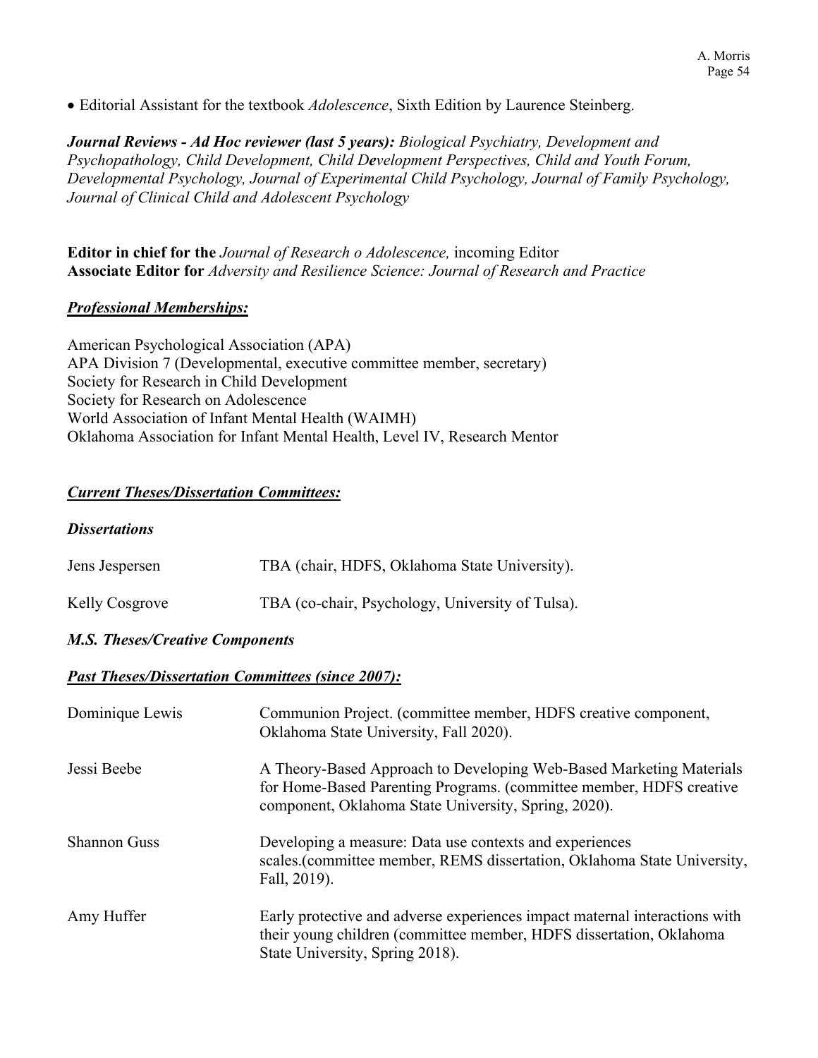- Editorial Assistant for the textbook *Adolescence*, Sixth Edition by Laurence Steinberg.

***Journal Reviews - Ad Hoc reviewer (last 5 years):*** *Biological Psychiatry, Development and Psychopathology, Child Development, Child Development Perspectives, Child and Youth Forum, Developmental Psychology, Journal of Experimental Child Psychology, Journal of Family Psychology, Journal of Clinical Child and Adolescent Psychology*

**Editor in chief for the** *Journal of Research o Adolescence,* incoming Editor
**Associate Editor for** *Adversity and Resilience Science: Journal of Research and Practice*

## ***Professional Memberships:***

American Psychological Association (APA)
APA Division 7 (Developmental, executive committee member, secretary)
Society for Research in Child Development
Society for Research on Adolescence
World Association of Infant Mental Health (WAIMH)
Oklahoma Association for Infant Mental Health, Level IV, Research Mentor

## ***Current Theses/Dissertation Committees:***

### ***Dissertations***

| | |
|---|---|
| Jens Jespersen | TBA (chair, HDFS, Oklahoma State University). |
| Kelly Cosgrove | TBA (co-chair, Psychology, University of Tulsa). |

### ***M.S. Theses/Creative Components***

## ***Past Theses/Dissertation Committees (since 2007):***

| | |
|---|---|
| Dominique Lewis | Communion Project. (committee member, HDFS creative component, Oklahoma State University, Fall 2020). |
| Jessi Beebe | A Theory-Based Approach to Developing Web-Based Marketing Materials for Home-Based Parenting Programs. (committee member, HDFS creative component, Oklahoma State University, Spring, 2020). |
| Shannon Guss | Developing a measure: Data use contexts and experiences scales.(committee member, REMS dissertation, Oklahoma State University, Fall, 2019). |
| Amy Huffer | Early protective and adverse experiences impact maternal interactions with their young children (committee member, HDFS dissertation, Oklahoma State University, Spring 2018). |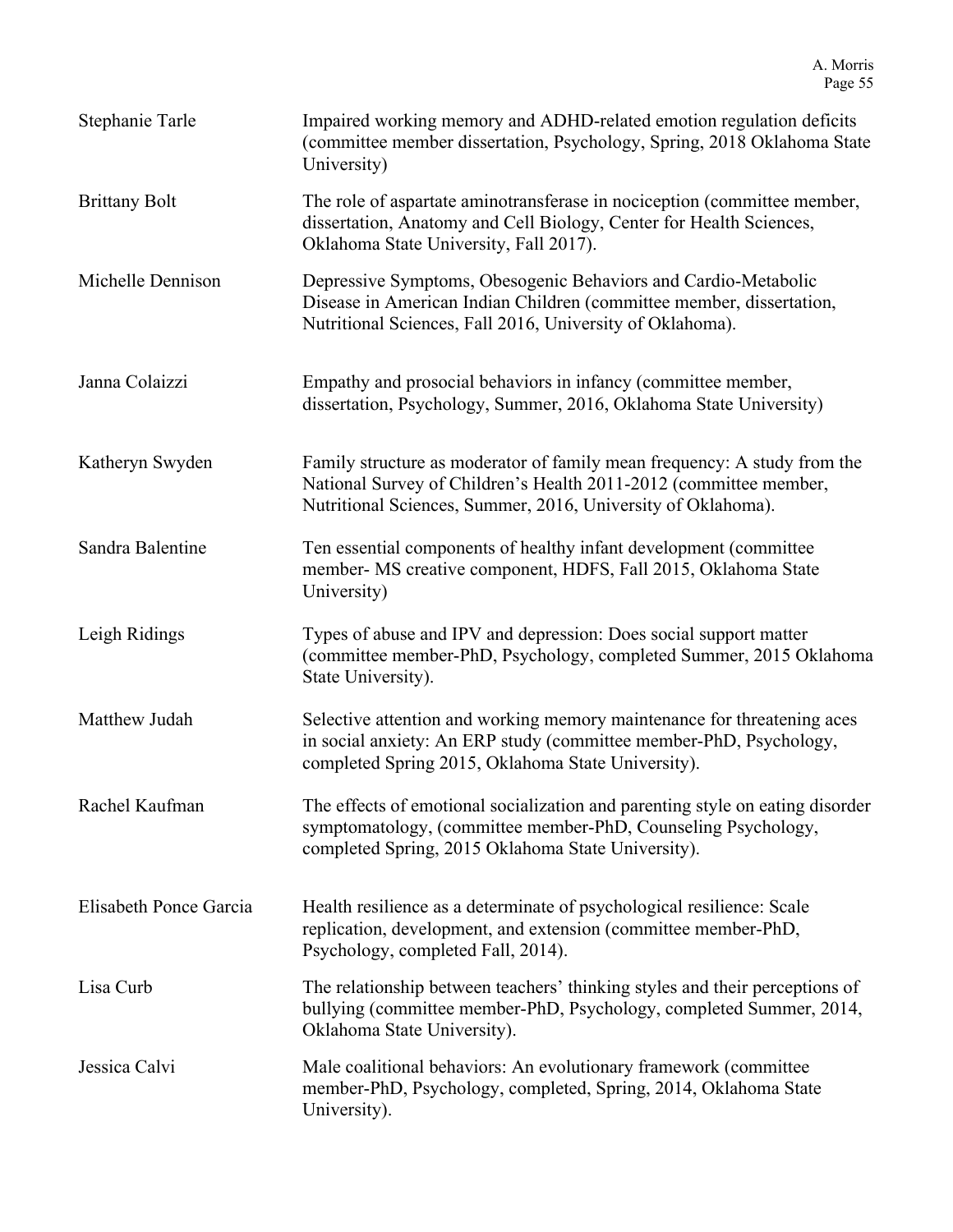| | |
|---|---|
| Stephanie Tarle | Impaired working memory and ADHD-related emotion regulation deficits (committee member dissertation, Psychology, Spring, 2018 Oklahoma State University) |
| Brittany Bolt | The role of aspartate aminotransferase in nociception (committee member, dissertation, Anatomy and Cell Biology, Center for Health Sciences, Oklahoma State University, Fall 2017). |
| Michelle Dennison | Depressive Symptoms, Obesogenic Behaviors and Cardio-Metabolic Disease in American Indian Children (committee member, dissertation, Nutritional Sciences, Fall 2016, University of Oklahoma). |
| Janna Colaizzi | Empathy and prosocial behaviors in infancy (committee member, dissertation, Psychology, Summer, 2016, Oklahoma State University) |
| Katheryn Swyden | Family structure as moderator of family mean frequency: A study from the National Survey of Children's Health 2011-2012 (committee member, Nutritional Sciences, Summer, 2016, University of Oklahoma). |
| Sandra Balentine | Ten essential components of healthy infant development (committee member- MS creative component, HDFS, Fall 2015, Oklahoma State University) |
| Leigh Ridings | Types of abuse and IPV and depression: Does social support matter (committee member-PhD, Psychology, completed Summer, 2015 Oklahoma State University). |
| Matthew Judah | Selective attention and working memory maintenance for threatening aces in social anxiety: An ERP study (committee member-PhD, Psychology, completed Spring 2015, Oklahoma State University). |
| Rachel Kaufman | The effects of emotional socialization and parenting style on eating disorder symptomatology, (committee member-PhD, Counseling Psychology, completed Spring, 2015 Oklahoma State University). |
| Elisabeth Ponce Garcia | Health resilience as a determinate of psychological resilience: Scale replication, development, and extension (committee member-PhD, Psychology, completed Fall, 2014). |
| Lisa Curb | The relationship between teachers' thinking styles and their perceptions of bullying (committee member-PhD, Psychology, completed Summer, 2014, Oklahoma State University). |
| Jessica Calvi | Male coalitional behaviors: An evolutionary framework (committee member-PhD, Psychology, completed, Spring, 2014, Oklahoma State University). |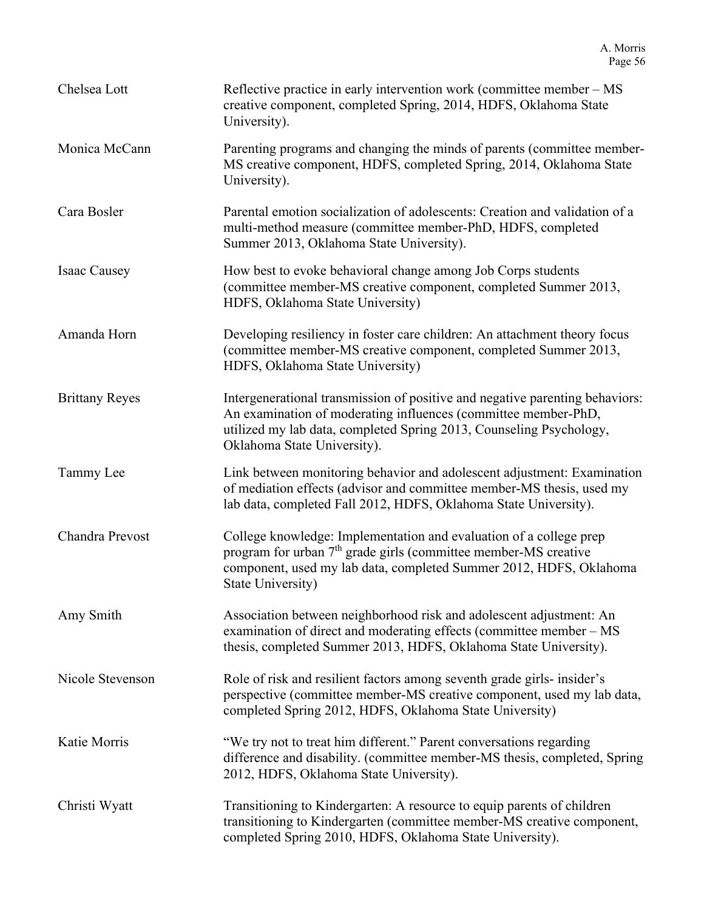| | |
|---|---|
| Chelsea Lott | Reflective practice in early intervention work (committee member – MS creative component, completed Spring, 2014, HDFS, Oklahoma State University). |
| Monica McCann | Parenting programs and changing the minds of parents (committee member-MS creative component, HDFS, completed Spring, 2014, Oklahoma State University). |
| Cara Bosler | Parental emotion socialization of adolescents: Creation and validation of a multi-method measure (committee member-PhD, HDFS, completed Summer 2013, Oklahoma State University). |
| Isaac Causey | How best to evoke behavioral change among Job Corps students (committee member-MS creative component, completed Summer 2013, HDFS, Oklahoma State University) |
| Amanda Horn | Developing resiliency in foster care children: An attachment theory focus (committee member-MS creative component, completed Summer 2013, HDFS, Oklahoma State University) |
| Brittany Reyes | Intergenerational transmission of positive and negative parenting behaviors: An examination of moderating influences (committee member-PhD, utilized my lab data, completed Spring 2013, Counseling Psychology, Oklahoma State University). |
| Tammy Lee | Link between monitoring behavior and adolescent adjustment: Examination of mediation effects (advisor and committee member-MS thesis, used my lab data, completed Fall 2012, HDFS, Oklahoma State University). |
| Chandra Prevost | College knowledge: Implementation and evaluation of a college prep program for urban 7th grade girls (committee member-MS creative component, used my lab data, completed Summer 2012, HDFS, Oklahoma State University) |
| Amy Smith | Association between neighborhood risk and adolescent adjustment: An examination of direct and moderating effects (committee member – MS thesis, completed Summer 2013, HDFS, Oklahoma State University). |
| Nicole Stevenson | Role of risk and resilient factors among seventh grade girls- insider's perspective (committee member-MS creative component, used my lab data, completed Spring 2012, HDFS, Oklahoma State University) |
| Katie Morris | "We try not to treat him different." Parent conversations regarding difference and disability. (committee member-MS thesis, completed, Spring 2012, HDFS, Oklahoma State University). |
| Christi Wyatt | Transitioning to Kindergarten: A resource to equip parents of children transitioning to Kindergarten (committee member-MS creative component, completed Spring 2010, HDFS, Oklahoma State University). |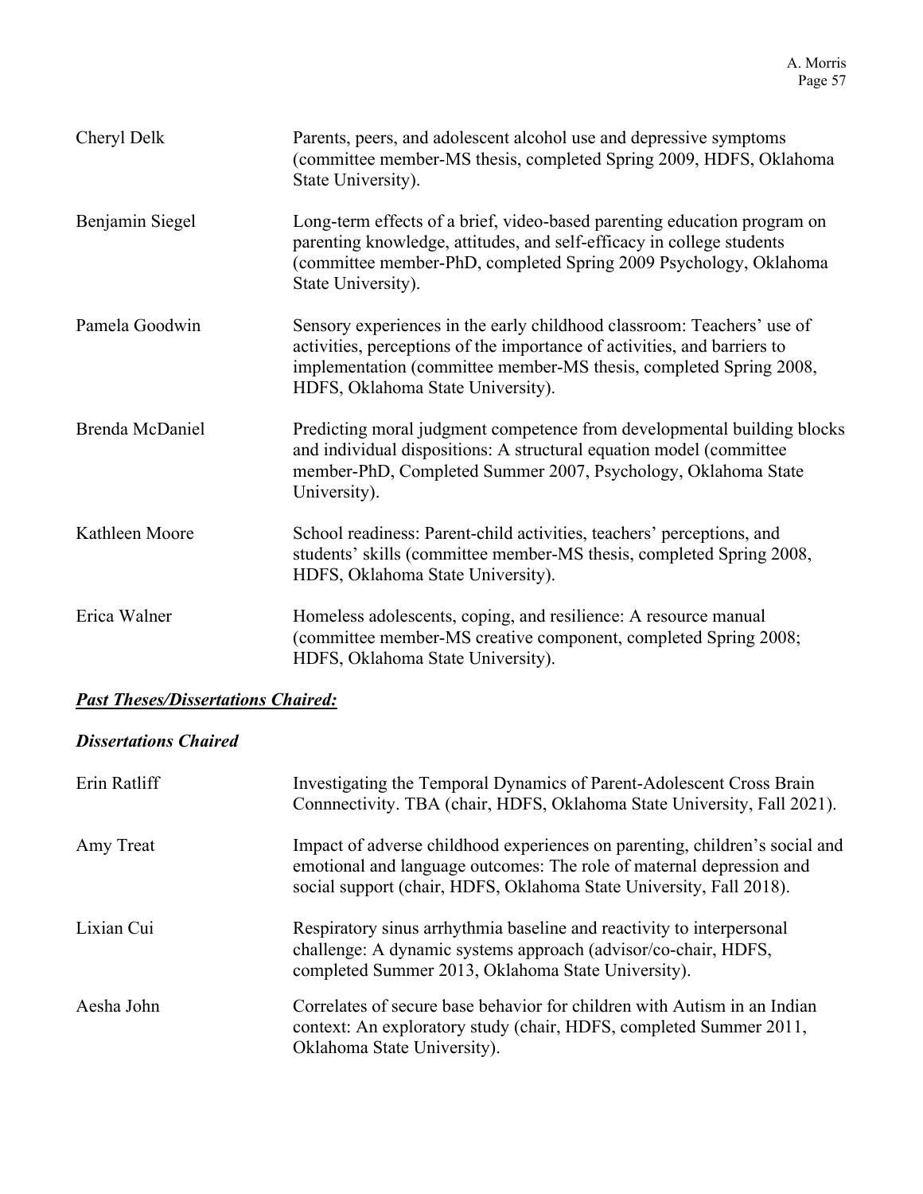Cheryl Delk — Parents, peers, and adolescent alcohol use and depressive symptoms (committee member-MS thesis, completed Spring 2009, HDFS, Oklahoma State University).

Benjamin Siegel — Long-term effects of a brief, video-based parenting education program on parenting knowledge, attitudes, and self-efficacy in college students (committee member-PhD, completed Spring 2009 Psychology, Oklahoma State University).

Pamela Goodwin — Sensory experiences in the early childhood classroom: Teachers' use of activities, perceptions of the importance of activities, and barriers to implementation (committee member-MS thesis, completed Spring 2008, HDFS, Oklahoma State University).

Brenda McDaniel — Predicting moral judgment competence from developmental building blocks and individual dispositions: A structural equation model (committee member-PhD, Completed Summer 2007, Psychology, Oklahoma State University).

Kathleen Moore — School readiness: Parent-child activities, teachers' perceptions, and students' skills (committee member-MS thesis, completed Spring 2008, HDFS, Oklahoma State University).

Erica Walner — Homeless adolescents, coping, and resilience: A resource manual (committee member-MS creative component, completed Spring 2008; HDFS, Oklahoma State University).

***<u>Past Theses/Dissertations Chaired:</u>***

***Dissertations Chaired***

Erin Ratliff — Investigating the Temporal Dynamics of Parent-Adolescent Cross Brain Connnectivity. TBA (chair, HDFS, Oklahoma State University, Fall 2021).

Amy Treat — Impact of adverse childhood experiences on parenting, children's social and emotional and language outcomes: The role of maternal depression and social support (chair, HDFS, Oklahoma State University, Fall 2018).

Lixian Cui — Respiratory sinus arrhythmia baseline and reactivity to interpersonal challenge: A dynamic systems approach (advisor/co-chair, HDFS, completed Summer 2013, Oklahoma State University).

Aesha John — Correlates of secure base behavior for children with Autism in an Indian context: An exploratory study (chair, HDFS, completed Summer 2011, Oklahoma State University).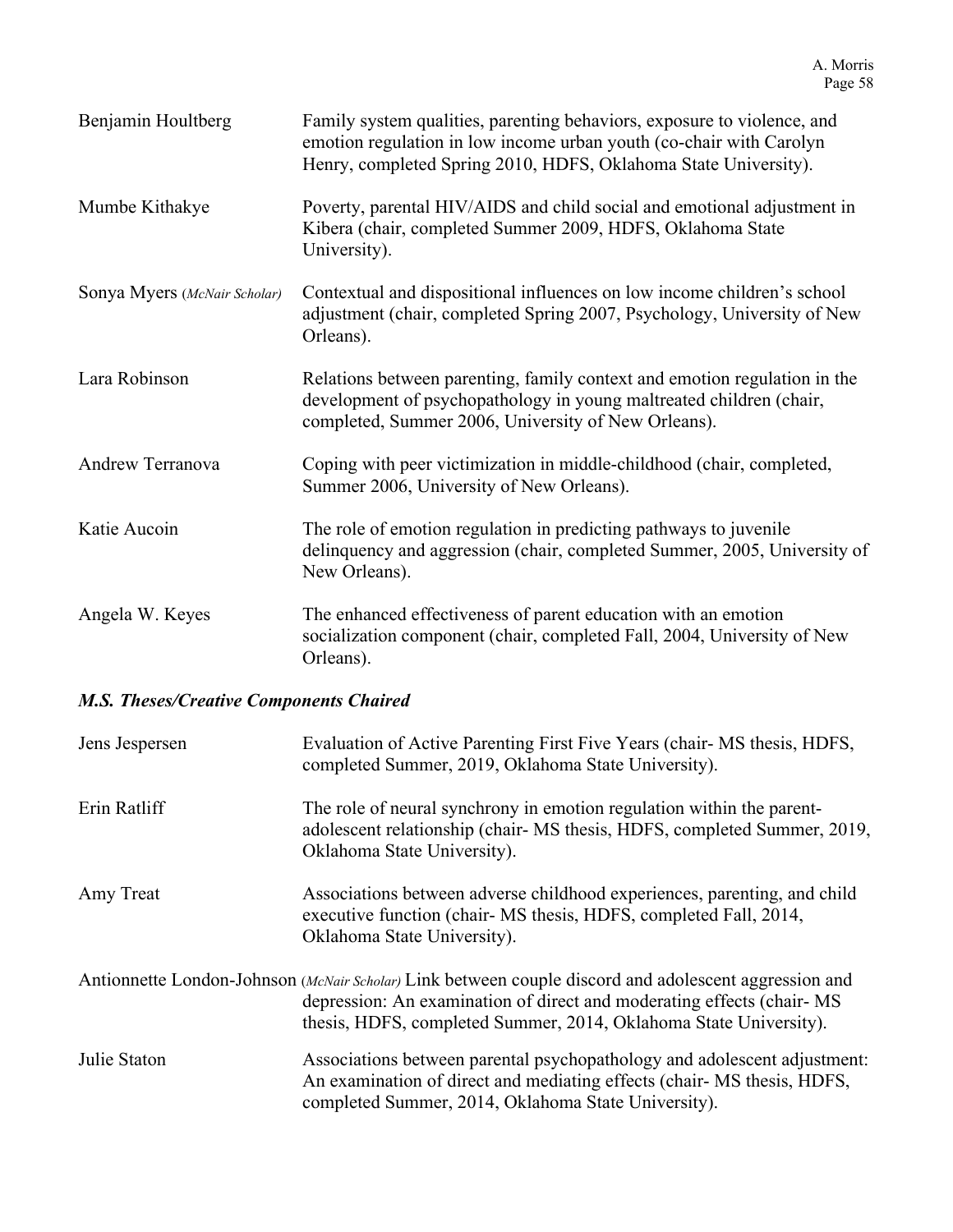Benjamin Houltberg — Family system qualities, parenting behaviors, exposure to violence, and emotion regulation in low income urban youth (co-chair with Carolyn Henry, completed Spring 2010, HDFS, Oklahoma State University).

Mumbe Kithakye — Poverty, parental HIV/AIDS and child social and emotional adjustment in Kibera (chair, completed Summer 2009, HDFS, Oklahoma State University).

Sonya Myers (*McNair Scholar*) — Contextual and dispositional influences on low income children's school adjustment (chair, completed Spring 2007, Psychology, University of New Orleans).

Lara Robinson — Relations between parenting, family context and emotion regulation in the development of psychopathology in young maltreated children (chair, completed, Summer 2006, University of New Orleans).

Andrew Terranova — Coping with peer victimization in middle-childhood (chair, completed, Summer 2006, University of New Orleans).

Katie Aucoin — The role of emotion regulation in predicting pathways to juvenile delinquency and aggression (chair, completed Summer, 2005, University of New Orleans).

Angela W. Keyes — The enhanced effectiveness of parent education with an emotion socialization component (chair, completed Fall, 2004, University of New Orleans).

### *M.S. Theses/Creative Components Chaired*

Jens Jespersen — Evaluation of Active Parenting First Five Years (chair- MS thesis, HDFS, completed Summer, 2019, Oklahoma State University).

Erin Ratliff — The role of neural synchrony in emotion regulation within the parent-adolescent relationship (chair- MS thesis, HDFS, completed Summer, 2019, Oklahoma State University).

Amy Treat — Associations between adverse childhood experiences, parenting, and child executive function (chair- MS thesis, HDFS, completed Fall, 2014, Oklahoma State University).

Antionnette London-Johnson (*McNair Scholar*) — Link between couple discord and adolescent aggression and depression: An examination of direct and moderating effects (chair- MS thesis, HDFS, completed Summer, 2014, Oklahoma State University).

Julie Staton — Associations between parental psychopathology and adolescent adjustment: An examination of direct and mediating effects (chair- MS thesis, HDFS, completed Summer, 2014, Oklahoma State University).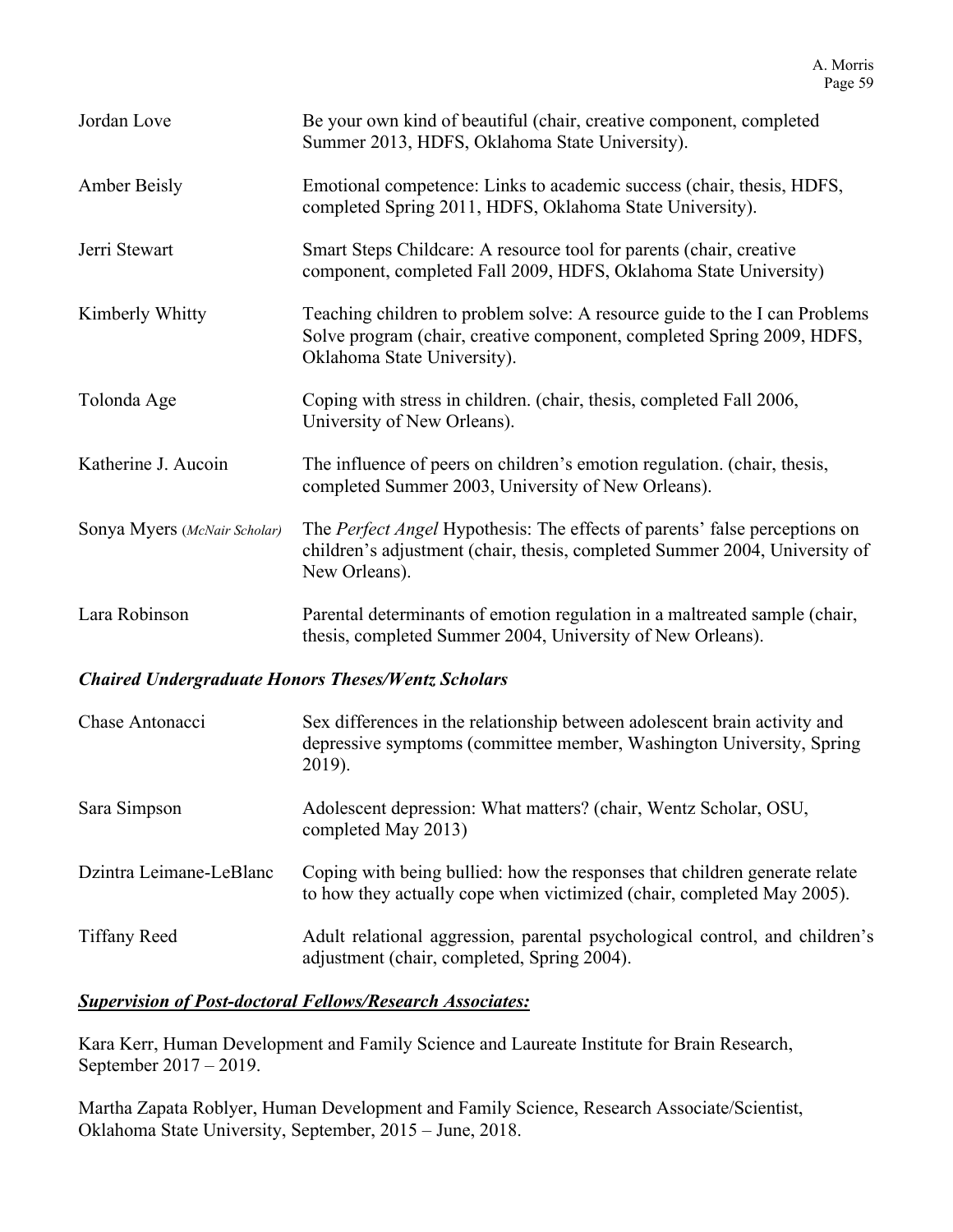Jordan Love — Be your own kind of beautiful (chair, creative component, completed Summer 2013, HDFS, Oklahoma State University).

Amber Beisly — Emotional competence: Links to academic success (chair, thesis, HDFS, completed Spring 2011, HDFS, Oklahoma State University).

Jerri Stewart — Smart Steps Childcare: A resource tool for parents (chair, creative component, completed Fall 2009, HDFS, Oklahoma State University)

Kimberly Whitty — Teaching children to problem solve: A resource guide to the I can Problems Solve program (chair, creative component, completed Spring 2009, HDFS, Oklahoma State University).

Tolonda Age — Coping with stress in children. (chair, thesis, completed Fall 2006, University of New Orleans).

Katherine J. Aucoin — The influence of peers on children's emotion regulation. (chair, thesis, completed Summer 2003, University of New Orleans).

Sonya Myers (*McNair Scholar*) — The *Perfect Angel* Hypothesis: The effects of parents' false perceptions on children's adjustment (chair, thesis, completed Summer 2004, University of New Orleans).

Lara Robinson — Parental determinants of emotion regulation in a maltreated sample (chair, thesis, completed Summer 2004, University of New Orleans).

### *Chaired Undergraduate Honors Theses/Wentz Scholars*

Chase Antonacci — Sex differences in the relationship between adolescent brain activity and depressive symptoms (committee member, Washington University, Spring 2019).

Sara Simpson — Adolescent depression: What matters? (chair, Wentz Scholar, OSU, completed May 2013)

Dzintra Leimane-LeBlanc — Coping with being bullied: how the responses that children generate relate to how they actually cope when victimized (chair, completed May 2005).

Tiffany Reed — Adult relational aggression, parental psychological control, and children's adjustment (chair, completed, Spring 2004).

### ***Supervision of Post-doctoral Fellows/Research Associates:***

Kara Kerr, Human Development and Family Science and Laureate Institute for Brain Research, September 2017 – 2019.

Martha Zapata Roblyer, Human Development and Family Science, Research Associate/Scientist, Oklahoma State University, September, 2015 – June, 2018.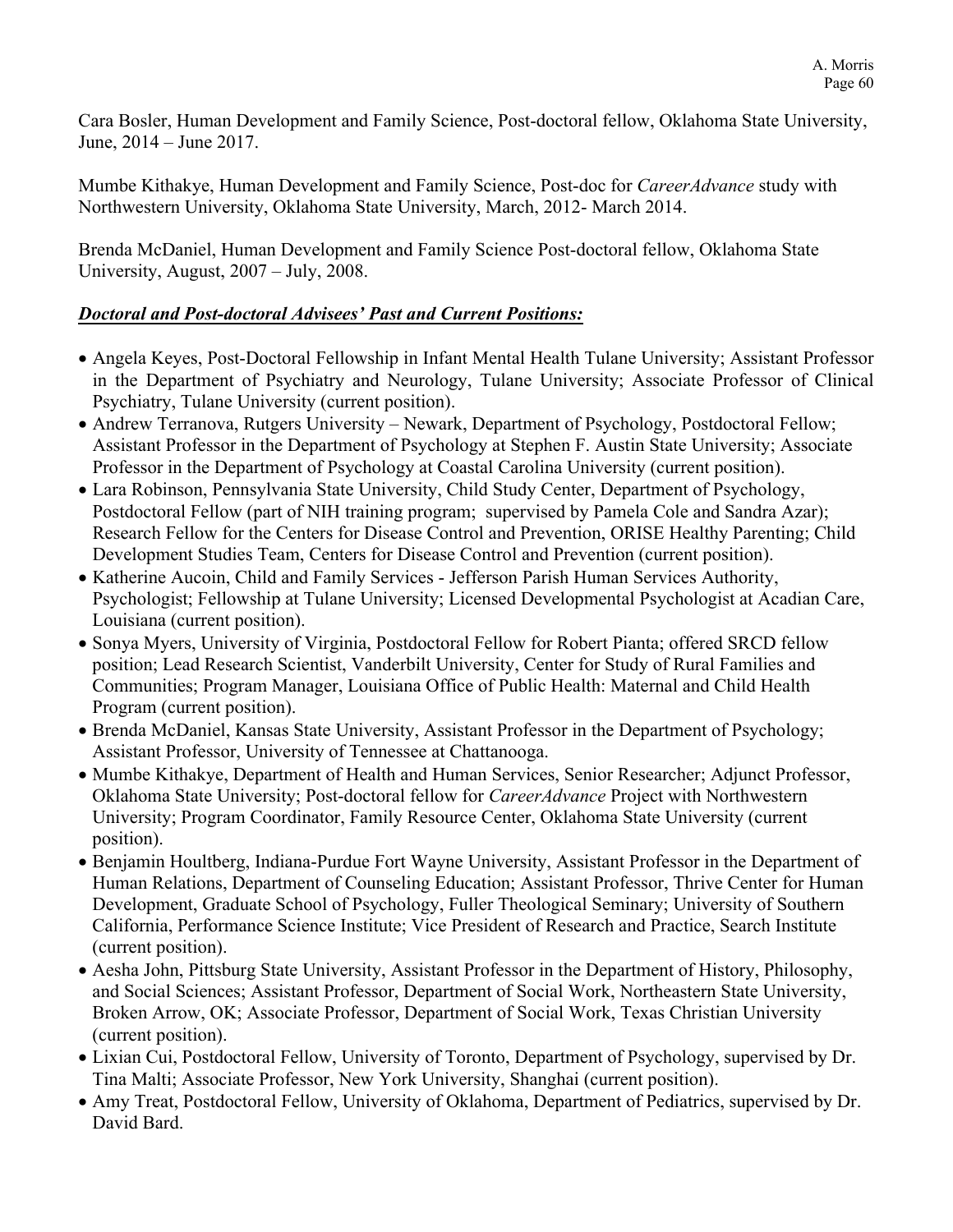Cara Bosler, Human Development and Family Science, Post-doctoral fellow, Oklahoma State University, June, 2014 – June 2017.

Mumbe Kithakye, Human Development and Family Science, Post-doc for *CareerAdvance* study with Northwestern University, Oklahoma State University, March, 2012- March 2014.

Brenda McDaniel, Human Development and Family Science Post-doctoral fellow, Oklahoma State University, August, 2007 – July, 2008.

***Doctoral and Post-doctoral Advisees' Past and Current Positions:***

- Angela Keyes, Post-Doctoral Fellowship in Infant Mental Health Tulane University; Assistant Professor in the Department of Psychiatry and Neurology, Tulane University; Associate Professor of Clinical Psychiatry, Tulane University (current position).
- Andrew Terranova, Rutgers University – Newark, Department of Psychology, Postdoctoral Fellow; Assistant Professor in the Department of Psychology at Stephen F. Austin State University; Associate Professor in the Department of Psychology at Coastal Carolina University (current position).
- Lara Robinson, Pennsylvania State University, Child Study Center, Department of Psychology, Postdoctoral Fellow (part of NIH training program; supervised by Pamela Cole and Sandra Azar); Research Fellow for the Centers for Disease Control and Prevention, ORISE Healthy Parenting; Child Development Studies Team, Centers for Disease Control and Prevention (current position).
- Katherine Aucoin, Child and Family Services - Jefferson Parish Human Services Authority, Psychologist; Fellowship at Tulane University; Licensed Developmental Psychologist at Acadian Care, Louisiana (current position).
- Sonya Myers, University of Virginia, Postdoctoral Fellow for Robert Pianta; offered SRCD fellow position; Lead Research Scientist, Vanderbilt University, Center for Study of Rural Families and Communities; Program Manager, Louisiana Office of Public Health: Maternal and Child Health Program (current position).
- Brenda McDaniel, Kansas State University, Assistant Professor in the Department of Psychology; Assistant Professor, University of Tennessee at Chattanooga.
- Mumbe Kithakye, Department of Health and Human Services, Senior Researcher; Adjunct Professor, Oklahoma State University; Post-doctoral fellow for *CareerAdvance* Project with Northwestern University; Program Coordinator, Family Resource Center, Oklahoma State University (current position).
- Benjamin Houltberg, Indiana-Purdue Fort Wayne University, Assistant Professor in the Department of Human Relations, Department of Counseling Education; Assistant Professor, Thrive Center for Human Development, Graduate School of Psychology, Fuller Theological Seminary; University of Southern California, Performance Science Institute; Vice President of Research and Practice, Search Institute (current position).
- Aesha John, Pittsburg State University, Assistant Professor in the Department of History, Philosophy, and Social Sciences; Assistant Professor, Department of Social Work, Northeastern State University, Broken Arrow, OK; Associate Professor, Department of Social Work, Texas Christian University (current position).
- Lixian Cui, Postdoctoral Fellow, University of Toronto, Department of Psychology, supervised by Dr. Tina Malti; Associate Professor, New York University, Shanghai (current position).
- Amy Treat, Postdoctoral Fellow, University of Oklahoma, Department of Pediatrics, supervised by Dr. David Bard.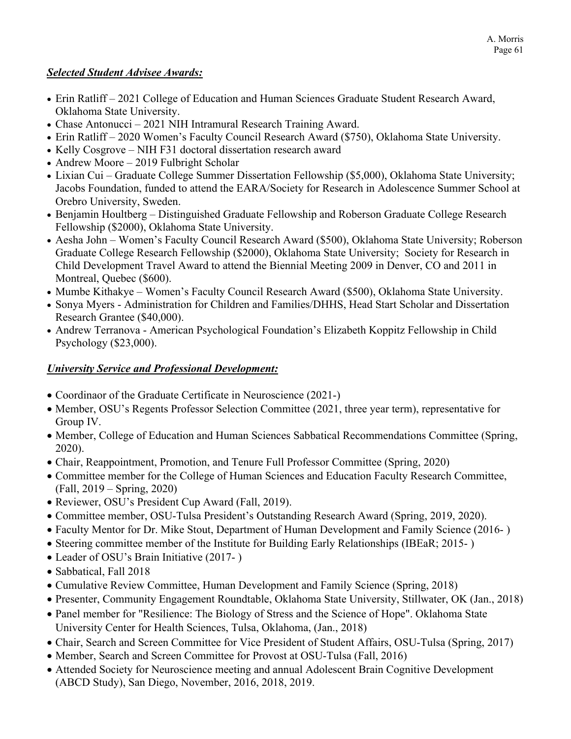***Selected Student Advisee Awards:***

- Erin Ratliff – 2021 College of Education and Human Sciences Graduate Student Research Award, Oklahoma State University.
- Chase Antonucci – 2021 NIH Intramural Research Training Award.
- Erin Ratliff – 2020 Women's Faculty Council Research Award ($750), Oklahoma State University.
- Kelly Cosgrove – NIH F31 doctoral dissertation research award
- Andrew Moore – 2019 Fulbright Scholar
- Lixian Cui – Graduate College Summer Dissertation Fellowship ($5,000), Oklahoma State University; Jacobs Foundation, funded to attend the EARA/Society for Research in Adolescence Summer School at Orebro University, Sweden.
- Benjamin Houltberg – Distinguished Graduate Fellowship and Roberson Graduate College Research Fellowship ($2000), Oklahoma State University.
- Aesha John – Women's Faculty Council Research Award ($500), Oklahoma State University; Roberson Graduate College Research Fellowship ($2000), Oklahoma State University; Society for Research in Child Development Travel Award to attend the Biennial Meeting 2009 in Denver, CO and 2011 in Montreal, Quebec ($600).
- Mumbe Kithakye – Women's Faculty Council Research Award ($500), Oklahoma State University.
- Sonya Myers - Administration for Children and Families/DHHS, Head Start Scholar and Dissertation Research Grantee ($40,000).
- Andrew Terranova - American Psychological Foundation's Elizabeth Koppitz Fellowship in Child Psychology ($23,000).

***University Service and Professional Development:***

- Coordinaor of the Graduate Certificate in Neuroscience (2021-)
- Member, OSU's Regents Professor Selection Committee (2021, three year term), representative for Group IV.
- Member, College of Education and Human Sciences Sabbatical Recommendations Committee (Spring, 2020).
- Chair, Reappointment, Promotion, and Tenure Full Professor Committee (Spring, 2020)
- Committee member for the College of Human Sciences and Education Faculty Research Committee, (Fall, 2019 – Spring, 2020)
- Reviewer, OSU's President Cup Award (Fall, 2019).
- Committee member, OSU-Tulsa President's Outstanding Research Award (Spring, 2019, 2020).
- Faculty Mentor for Dr. Mike Stout, Department of Human Development and Family Science (2016- )
- Steering committee member of the Institute for Building Early Relationships (IBEaR; 2015- )
- Leader of OSU's Brain Initiative (2017- )
- Sabbatical, Fall 2018
- Cumulative Review Committee, Human Development and Family Science (Spring, 2018)
- Presenter, Community Engagement Roundtable, Oklahoma State University, Stillwater, OK (Jan., 2018)
- Panel member for "Resilience: The Biology of Stress and the Science of Hope". Oklahoma State University Center for Health Sciences, Tulsa, Oklahoma, (Jan., 2018)
- Chair, Search and Screen Committee for Vice President of Student Affairs, OSU-Tulsa (Spring, 2017)
- Member, Search and Screen Committee for Provost at OSU-Tulsa (Fall, 2016)
- Attended Society for Neuroscience meeting and annual Adolescent Brain Cognitive Development (ABCD Study), San Diego, November, 2016, 2018, 2019.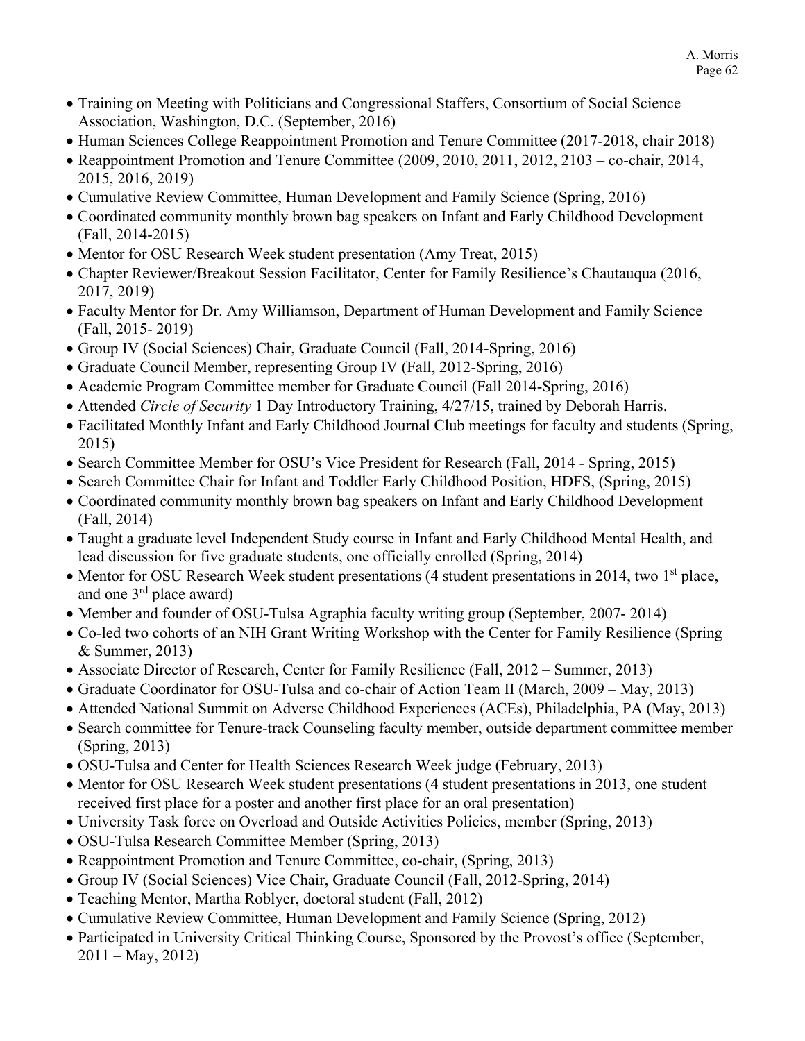- Training on Meeting with Politicians and Congressional Staffers, Consortium of Social Science Association, Washington, D.C. (September, 2016)
- Human Sciences College Reappointment Promotion and Tenure Committee (2017-2018, chair 2018)
- Reappointment Promotion and Tenure Committee (2009, 2010, 2011, 2012, 2103 – co-chair, 2014, 2015, 2016, 2019)
- Cumulative Review Committee, Human Development and Family Science (Spring, 2016)
- Coordinated community monthly brown bag speakers on Infant and Early Childhood Development (Fall, 2014-2015)
- Mentor for OSU Research Week student presentation (Amy Treat, 2015)
- Chapter Reviewer/Breakout Session Facilitator, Center for Family Resilience's Chautauqua (2016, 2017, 2019)
- Faculty Mentor for Dr. Amy Williamson, Department of Human Development and Family Science (Fall, 2015- 2019)
- Group IV (Social Sciences) Chair, Graduate Council (Fall, 2014-Spring, 2016)
- Graduate Council Member, representing Group IV (Fall, 2012-Spring, 2016)
- Academic Program Committee member for Graduate Council (Fall 2014-Spring, 2016)
- Attended *Circle of Security* 1 Day Introductory Training, 4/27/15, trained by Deborah Harris.
- Facilitated Monthly Infant and Early Childhood Journal Club meetings for faculty and students (Spring, 2015)
- Search Committee Member for OSU's Vice President for Research (Fall, 2014 - Spring, 2015)
- Search Committee Chair for Infant and Toddler Early Childhood Position, HDFS, (Spring, 2015)
- Coordinated community monthly brown bag speakers on Infant and Early Childhood Development (Fall, 2014)
- Taught a graduate level Independent Study course in Infant and Early Childhood Mental Health, and lead discussion for five graduate students, one officially enrolled (Spring, 2014)
- Mentor for OSU Research Week student presentations (4 student presentations in 2014, two 1st place, and one 3rd place award)
- Member and founder of OSU-Tulsa Agraphia faculty writing group (September, 2007- 2014)
- Co-led two cohorts of an NIH Grant Writing Workshop with the Center for Family Resilience (Spring & Summer, 2013)
- Associate Director of Research, Center for Family Resilience (Fall, 2012 – Summer, 2013)
- Graduate Coordinator for OSU-Tulsa and co-chair of Action Team II (March, 2009 – May, 2013)
- Attended National Summit on Adverse Childhood Experiences (ACEs), Philadelphia, PA (May, 2013)
- Search committee for Tenure-track Counseling faculty member, outside department committee member (Spring, 2013)
- OSU-Tulsa and Center for Health Sciences Research Week judge (February, 2013)
- Mentor for OSU Research Week student presentations (4 student presentations in 2013, one student received first place for a poster and another first place for an oral presentation)
- University Task force on Overload and Outside Activities Policies, member (Spring, 2013)
- OSU-Tulsa Research Committee Member (Spring, 2013)
- Reappointment Promotion and Tenure Committee, co-chair, (Spring, 2013)
- Group IV (Social Sciences) Vice Chair, Graduate Council (Fall, 2012-Spring, 2014)
- Teaching Mentor, Martha Roblyer, doctoral student (Fall, 2012)
- Cumulative Review Committee, Human Development and Family Science (Spring, 2012)
- Participated in University Critical Thinking Course, Sponsored by the Provost's office (September, 2011 – May, 2012)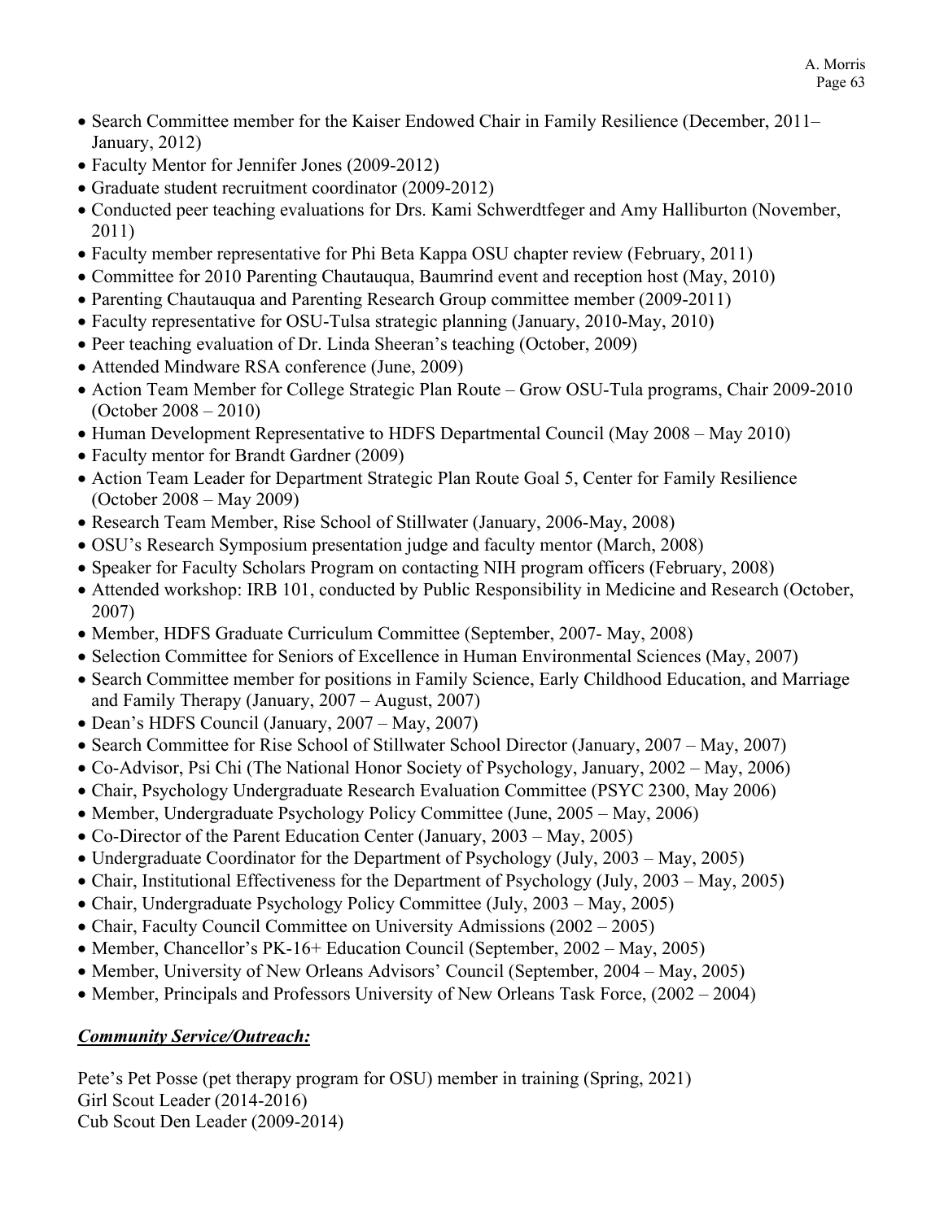- Search Committee member for the Kaiser Endowed Chair in Family Resilience (December, 2011– January, 2012)
- Faculty Mentor for Jennifer Jones (2009-2012)
- Graduate student recruitment coordinator (2009-2012)
- Conducted peer teaching evaluations for Drs. Kami Schwerdtfeger and Amy Halliburton (November, 2011)
- Faculty member representative for Phi Beta Kappa OSU chapter review (February, 2011)
- Committee for 2010 Parenting Chautauqua, Baumrind event and reception host (May, 2010)
- Parenting Chautauqua and Parenting Research Group committee member (2009-2011)
- Faculty representative for OSU-Tulsa strategic planning (January, 2010-May, 2010)
- Peer teaching evaluation of Dr. Linda Sheeran's teaching (October, 2009)
- Attended Mindware RSA conference (June, 2009)
- Action Team Member for College Strategic Plan Route – Grow OSU-Tula programs, Chair 2009-2010 (October 2008 – 2010)
- Human Development Representative to HDFS Departmental Council (May 2008 – May 2010)
- Faculty mentor for Brandt Gardner (2009)
- Action Team Leader for Department Strategic Plan Route Goal 5, Center for Family Resilience (October 2008 – May 2009)
- Research Team Member, Rise School of Stillwater (January, 2006-May, 2008)
- OSU's Research Symposium presentation judge and faculty mentor (March, 2008)
- Speaker for Faculty Scholars Program on contacting NIH program officers (February, 2008)
- Attended workshop: IRB 101, conducted by Public Responsibility in Medicine and Research (October, 2007)
- Member, HDFS Graduate Curriculum Committee (September, 2007- May, 2008)
- Selection Committee for Seniors of Excellence in Human Environmental Sciences (May, 2007)
- Search Committee member for positions in Family Science, Early Childhood Education, and Marriage and Family Therapy (January, 2007 – August, 2007)
- Dean's HDFS Council (January, 2007 – May, 2007)
- Search Committee for Rise School of Stillwater School Director (January, 2007 – May, 2007)
- Co-Advisor, Psi Chi (The National Honor Society of Psychology, January, 2002 – May, 2006)
- Chair, Psychology Undergraduate Research Evaluation Committee (PSYC 2300, May 2006)
- Member, Undergraduate Psychology Policy Committee (June, 2005 – May, 2006)
- Co-Director of the Parent Education Center (January, 2003 – May, 2005)
- Undergraduate Coordinator for the Department of Psychology (July, 2003 – May, 2005)
- Chair, Institutional Effectiveness for the Department of Psychology (July, 2003 – May, 2005)
- Chair, Undergraduate Psychology Policy Committee (July, 2003 – May, 2005)
- Chair, Faculty Council Committee on University Admissions (2002 – 2005)
- Member, Chancellor's PK-16+ Education Council (September, 2002 – May, 2005)
- Member, University of New Orleans Advisors' Council (September, 2004 – May, 2005)
- Member, Principals and Professors University of New Orleans Task Force, (2002 – 2004)

## ***Community Service/Outreach:***

Pete's Pet Posse (pet therapy program for OSU) member in training (Spring, 2021)
Girl Scout Leader (2014-2016)
Cub Scout Den Leader (2009-2014)